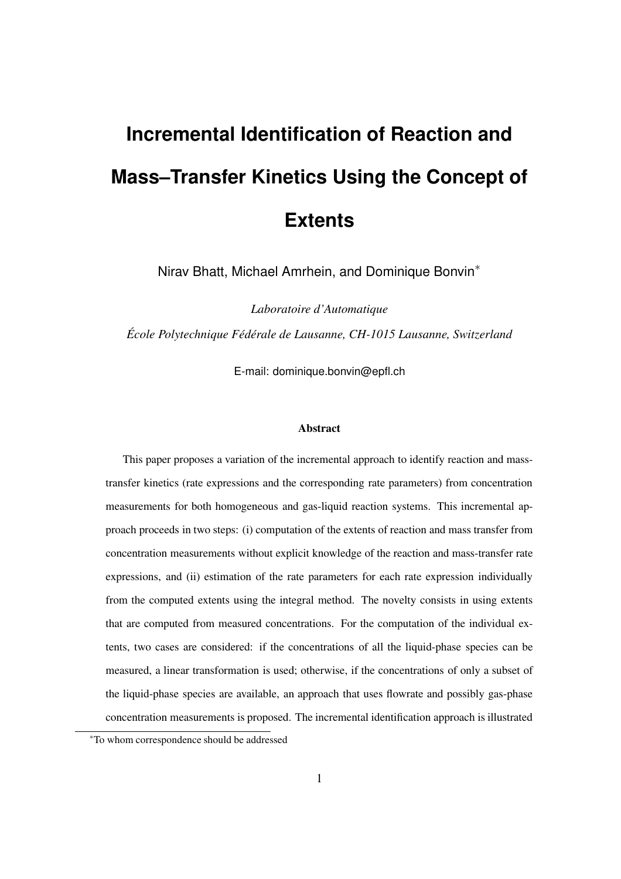# Incremental Identification of Reaction and Mass–Transfer Kinetics Using the Concept of Extents

Nirav Bhatt, Michael Amrhein, and Dominique Bonvin[*]

*Laboratoire d'Automatique*

*École Polytechnique Fédérale de Lausanne, CH-1015 Lausanne, Switzerland*

E-mail: dominique.bonvin@epfl.ch

### Abstract

This paper proposes a variation of the incremental approach to identify reaction and mass-transfer kinetics (rate expressions and the corresponding rate parameters) from concentration measurements for both homogeneous and gas-liquid reaction systems. This incremental approach proceeds in two steps: (i) computation of the extents of reaction and mass transfer from concentration measurements without explicit knowledge of the reaction and mass-transfer rate expressions, and (ii) estimation of the rate parameters for each rate expression individually from the computed extents using the integral method. The novelty consists in using extents that are computed from measured concentrations. For the computation of the individual extents, two cases are considered: if the concentrations of all the liquid-phase species can be measured, a linear transformation is used; otherwise, if the concentrations of only a subset of the liquid-phase species are available, an approach that uses flowrate and possibly gas-phase concentration measurements is proposed. The incremental identification approach is illustrated

[*]To whom correspondence should be addressed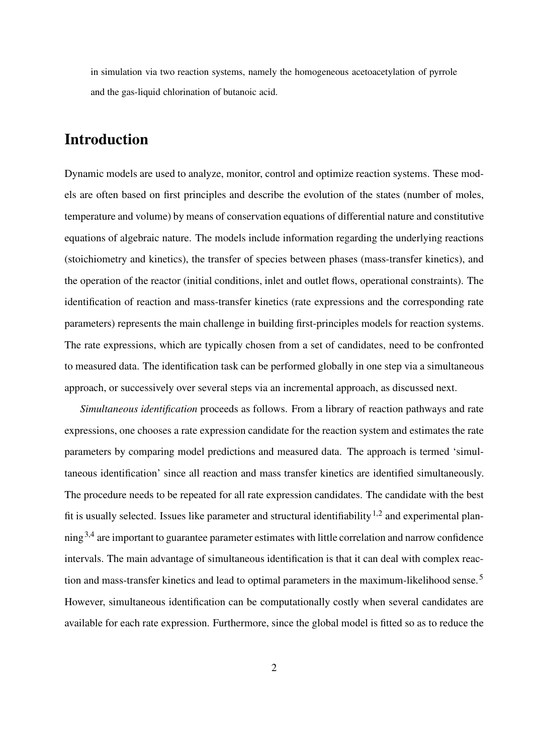in simulation via two reaction systems, namely the homogeneous acetoacetylation of pyrrole and the gas-liquid chlorination of butanoic acid.

# Introduction

Dynamic models are used to analyze, monitor, control and optimize reaction systems. These models are often based on first principles and describe the evolution of the states (number of moles, temperature and volume) by means of conservation equations of differential nature and constitutive equations of algebraic nature. The models include information regarding the underlying reactions (stoichiometry and kinetics), the transfer of species between phases (mass-transfer kinetics), and the operation of the reactor (initial conditions, inlet and outlet flows, operational constraints). The identification of reaction and mass-transfer kinetics (rate expressions and the corresponding rate parameters) represents the main challenge in building first-principles models for reaction systems. The rate expressions, which are typically chosen from a set of candidates, need to be confronted to measured data. The identification task can be performed globally in one step via a simultaneous approach, or successively over several steps via an incremental approach, as discussed next.

*Simultaneous identification* proceeds as follows. From a library of reaction pathways and rate expressions, one chooses a rate expression candidate for the reaction system and estimates the rate parameters by comparing model predictions and measured data. The approach is termed 'simultaneous identification' since all reaction and mass transfer kinetics are identified simultaneously. The procedure needs to be repeated for all rate expression candidates. The candidate with the best fit is usually selected. Issues like parameter and structural identifiability [1,2] and experimental planning [3,4] are important to guarantee parameter estimates with little correlation and narrow confidence intervals. The main advantage of simultaneous identification is that it can deal with complex reaction and mass-transfer kinetics and lead to optimal parameters in the maximum-likelihood sense. [5] However, simultaneous identification can be computationally costly when several candidates are available for each rate expression. Furthermore, since the global model is fitted so as to reduce the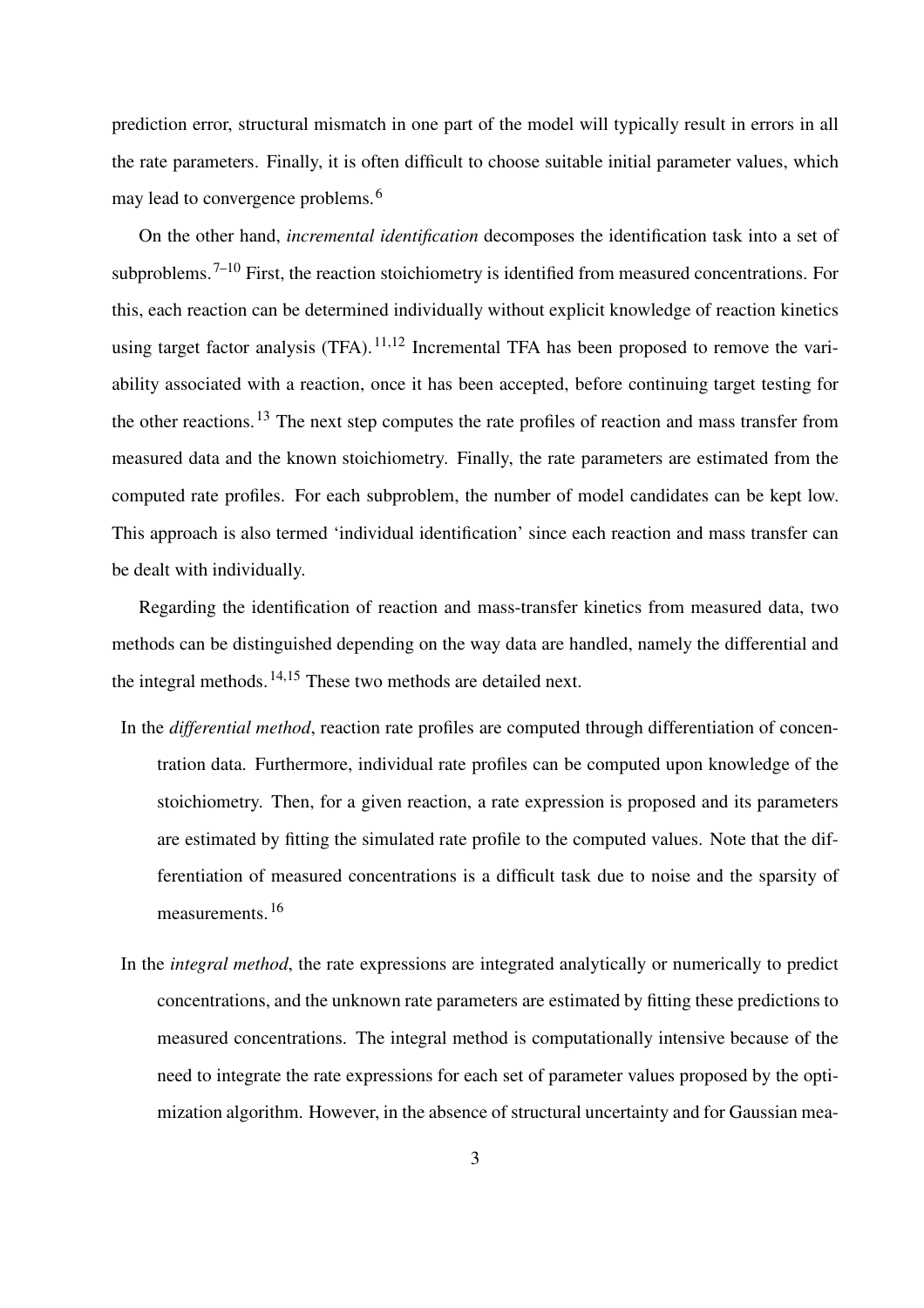prediction error, structural mismatch in one part of the model will typically result in errors in all the rate parameters. Finally, it is often difficult to choose suitable initial parameter values, which may lead to convergence problems.[6]

On the other hand, *incremental identification* decomposes the identification task into a set of subproblems.[7–10] First, the reaction stoichiometry is identified from measured concentrations. For this, each reaction can be determined individually without explicit knowledge of reaction kinetics using target factor analysis (TFA).[11,12] Incremental TFA has been proposed to remove the variability associated with a reaction, once it has been accepted, before continuing target testing for the other reactions.[13] The next step computes the rate profiles of reaction and mass transfer from measured data and the known stoichiometry. Finally, the rate parameters are estimated from the computed rate profiles. For each subproblem, the number of model candidates can be kept low. This approach is also termed 'individual identification' since each reaction and mass transfer can be dealt with individually.

Regarding the identification of reaction and mass-transfer kinetics from measured data, two methods can be distinguished depending on the way data are handled, namely the differential and the integral methods.[14,15] These two methods are detailed next.

In the *differential method*, reaction rate profiles are computed through differentiation of concentration data. Furthermore, individual rate profiles can be computed upon knowledge of the stoichiometry. Then, for a given reaction, a rate expression is proposed and its parameters are estimated by fitting the simulated rate profile to the computed values. Note that the differentiation of measured concentrations is a difficult task due to noise and the sparsity of measurements.[16]

In the *integral method*, the rate expressions are integrated analytically or numerically to predict concentrations, and the unknown rate parameters are estimated by fitting these predictions to measured concentrations. The integral method is computationally intensive because of the need to integrate the rate expressions for each set of parameter values proposed by the optimization algorithm. However, in the absence of structural uncertainty and for Gaussian mea-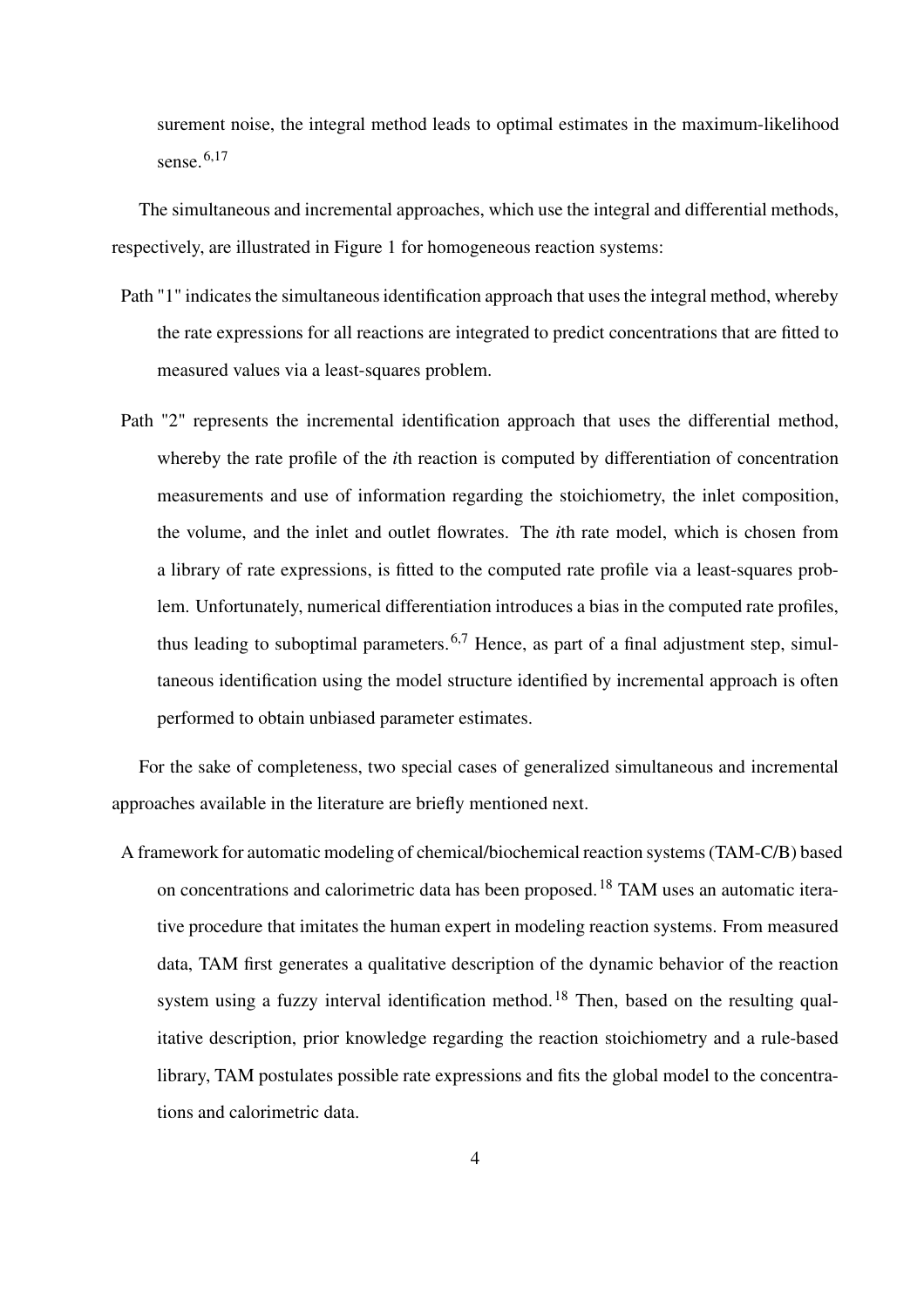surement noise, the integral method leads to optimal estimates in the maximum-likelihood sense.[6,17]

The simultaneous and incremental approaches, which use the integral and differential methods, respectively, are illustrated in Figure 1 for homogeneous reaction systems:

Path "1" indicates the simultaneous identification approach that uses the integral method, whereby the rate expressions for all reactions are integrated to predict concentrations that are fitted to measured values via a least-squares problem.

Path "2" represents the incremental identification approach that uses the differential method, whereby the rate profile of the *i*th reaction is computed by differentiation of concentration measurements and use of information regarding the stoichiometry, the inlet composition, the volume, and the inlet and outlet flowrates. The *i*th rate model, which is chosen from a library of rate expressions, is fitted to the computed rate profile via a least-squares problem. Unfortunately, numerical differentiation introduces a bias in the computed rate profiles, thus leading to suboptimal parameters.[6,7] Hence, as part of a final adjustment step, simultaneous identification using the model structure identified by incremental approach is often performed to obtain unbiased parameter estimates.

For the sake of completeness, two special cases of generalized simultaneous and incremental approaches available in the literature are briefly mentioned next.

A framework for automatic modeling of chemical/biochemical reaction systems (TAM-C/B) based on concentrations and calorimetric data has been proposed.[18] TAM uses an automatic iterative procedure that imitates the human expert in modeling reaction systems. From measured data, TAM first generates a qualitative description of the dynamic behavior of the reaction system using a fuzzy interval identification method.[18] Then, based on the resulting qualitative description, prior knowledge regarding the reaction stoichiometry and a rule-based library, TAM postulates possible rate expressions and fits the global model to the concentrations and calorimetric data.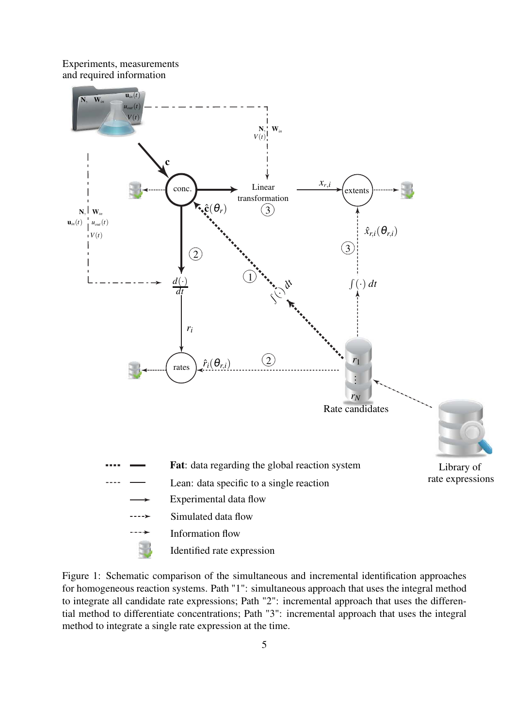Figure 1: Schematic comparison of the simultaneous and incremental identification approaches for homogeneous reaction systems. Path "1": simultaneous approach that uses the integral method to integrate all candidate rate expressions; Path "2": incremental approach that uses the differential method to differentiate concentrations; Path "3": incremental approach that uses the integral method to integrate a single rate expression at the time.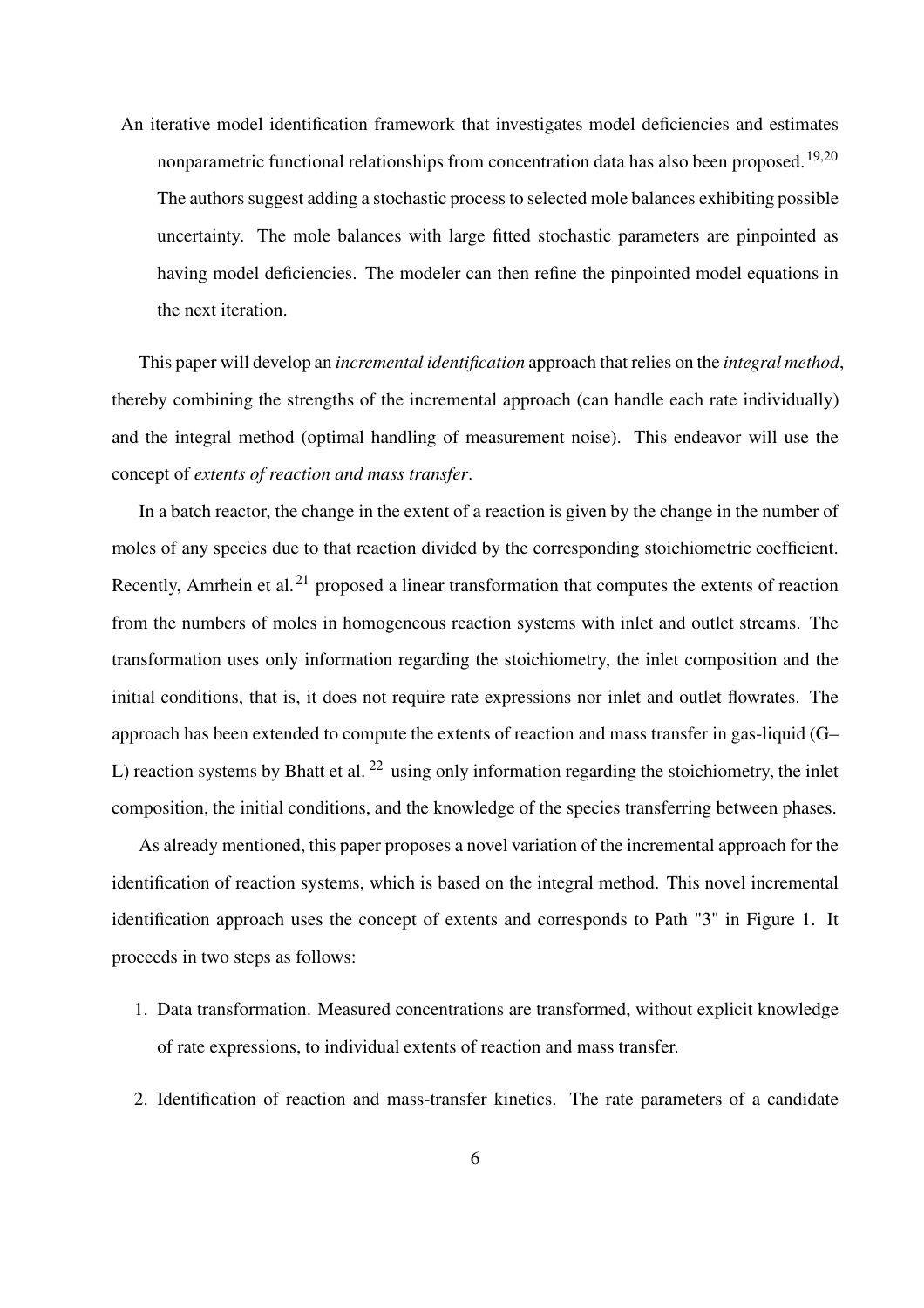An iterative model identification framework that investigates model deficiencies and estimates nonparametric functional relationships from concentration data has also been proposed.[19,20] The authors suggest adding a stochastic process to selected mole balances exhibiting possible uncertainty. The mole balances with large fitted stochastic parameters are pinpointed as having model deficiencies. The modeler can then refine the pinpointed model equations in the next iteration.

This paper will develop an *incremental identification* approach that relies on the *integral method*, thereby combining the strengths of the incremental approach (can handle each rate individually) and the integral method (optimal handling of measurement noise). This endeavor will use the concept of *extents of reaction and mass transfer*.

In a batch reactor, the change in the extent of a reaction is given by the change in the number of moles of any species due to that reaction divided by the corresponding stoichiometric coefficient. Recently, Amrhein et al.[21] proposed a linear transformation that computes the extents of reaction from the numbers of moles in homogeneous reaction systems with inlet and outlet streams. The transformation uses only information regarding the stoichiometry, the inlet composition and the initial conditions, that is, it does not require rate expressions nor inlet and outlet flowrates. The approach has been extended to compute the extents of reaction and mass transfer in gas-liquid (G–L) reaction systems by Bhatt et al.[22] using only information regarding the stoichiometry, the inlet composition, the initial conditions, and the knowledge of the species transferring between phases.

As already mentioned, this paper proposes a novel variation of the incremental approach for the identification of reaction systems, which is based on the integral method. This novel incremental identification approach uses the concept of extents and corresponds to Path "3" in Figure 1. It proceeds in two steps as follows:

1. Data transformation. Measured concentrations are transformed, without explicit knowledge of rate expressions, to individual extents of reaction and mass transfer.
2. Identification of reaction and mass-transfer kinetics. The rate parameters of a candidate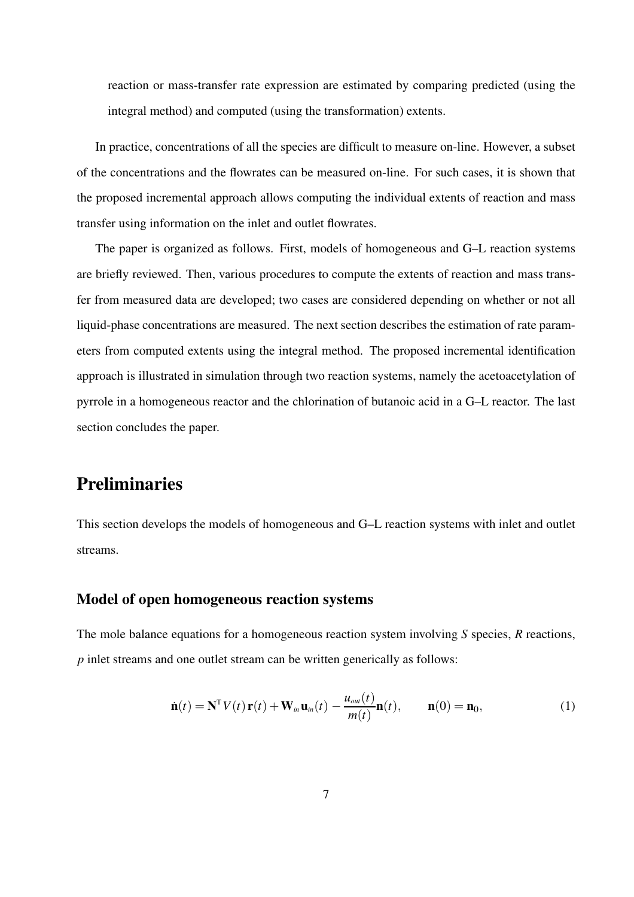reaction or mass-transfer rate expression are estimated by comparing predicted (using the integral method) and computed (using the transformation) extents.

In practice, concentrations of all the species are difficult to measure on-line. However, a subset of the concentrations and the flowrates can be measured on-line. For such cases, it is shown that the proposed incremental approach allows computing the individual extents of reaction and mass transfer using information on the inlet and outlet flowrates.

The paper is organized as follows. First, models of homogeneous and G–L reaction systems are briefly reviewed. Then, various procedures to compute the extents of reaction and mass transfer from measured data are developed; two cases are considered depending on whether or not all liquid-phase concentrations are measured. The next section describes the estimation of rate parameters from computed extents using the integral method. The proposed incremental identification approach is illustrated in simulation through two reaction systems, namely the acetoacetylation of pyrrole in a homogeneous reactor and the chlorination of butanoic acid in a G–L reactor. The last section concludes the paper.

# Preliminaries

This section develops the models of homogeneous and G–L reaction systems with inlet and outlet streams.

## Model of open homogeneous reaction systems

The mole balance equations for a homogeneous reaction system involving $S$ species, $R$ reactions, $p$ inlet streams and one outlet stream can be written generically as follows:

$$\dot{\mathbf{n}}(t) = \mathbf{N}^{\mathrm{T}} V(t)\, \mathbf{r}(t) + \mathbf{W}_{in}\, \mathbf{u}_{in}(t) - \frac{u_{out}(t)}{m(t)} \mathbf{n}(t), \qquad \mathbf{n}(0) = \mathbf{n}_0, \tag{1}$$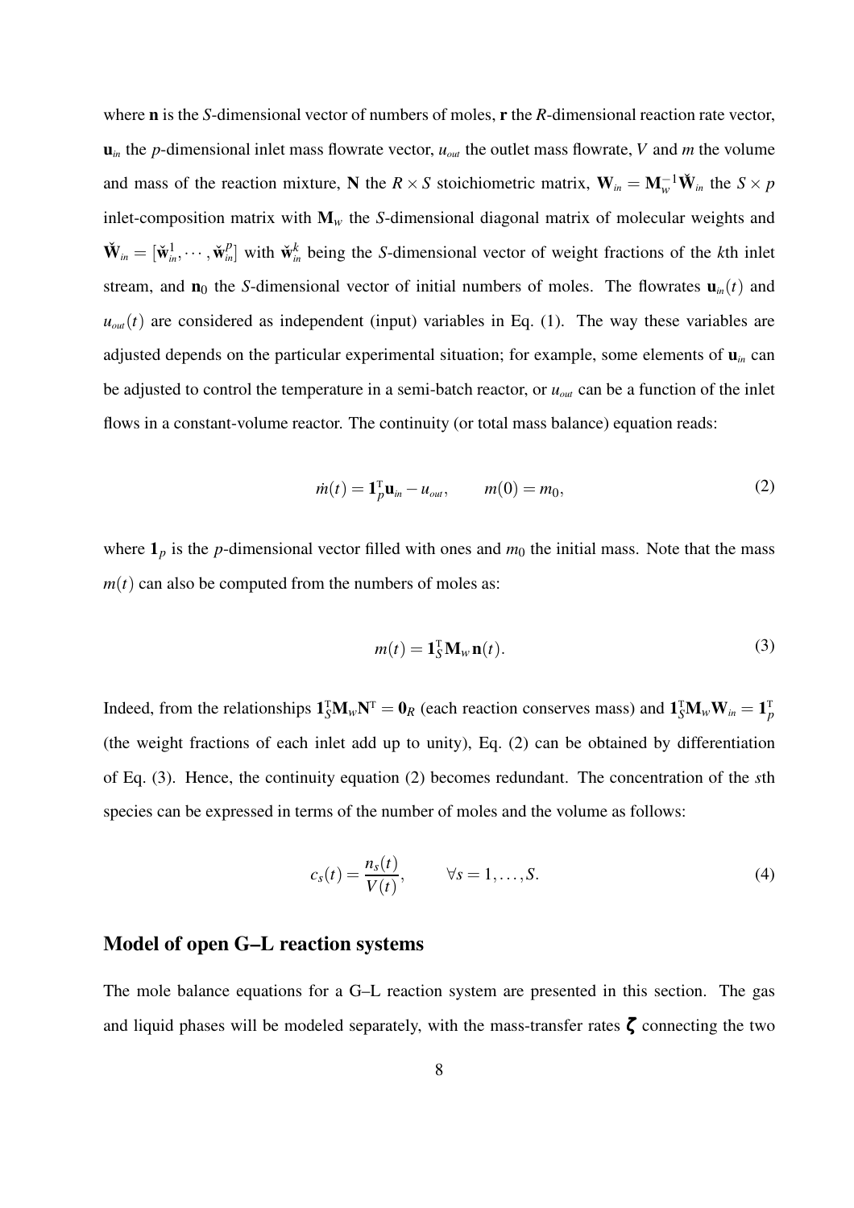where $\mathbf{n}$ is the $S$-dimensional vector of numbers of moles, $\mathbf{r}$ the $R$-dimensional reaction rate vector, $\mathbf{u}_{in}$ the $p$-dimensional inlet mass flowrate vector, $u_{out}$ the outlet mass flowrate, $V$ and $m$ the volume and mass of the reaction mixture, $\mathbf{N}$ the $R \times S$ stoichiometric matrix, $\mathbf{W}_{in} = \mathbf{M}_w^{-1}\check{\mathbf{W}}_{in}$ the $S \times p$ inlet-composition matrix with $\mathbf{M}_w$ the $S$-dimensional diagonal matrix of molecular weights and $\check{\mathbf{W}}_{in} = [\check{\mathbf{w}}_{in}^1, \cdots, \check{\mathbf{w}}_{in}^p]$ with $\check{\mathbf{w}}_{in}^k$ being the $S$-dimensional vector of weight fractions of the $k$th inlet stream, and $\mathbf{n}_0$ the $S$-dimensional vector of initial numbers of moles. The flowrates $\mathbf{u}_{in}(t)$ and $u_{out}(t)$ are considered as independent (input) variables in Eq. (1). The way these variables are adjusted depends on the particular experimental situation; for example, some elements of $\mathbf{u}_{in}$ can be adjusted to control the temperature in a semi-batch reactor, or $u_{out}$ can be a function of the inlet flows in a constant-volume reactor. The continuity (or total mass balance) equation reads:

$$\dot{m}(t) = \mathbf{1}_p^{\mathrm{T}}\mathbf{u}_{in} - u_{out}, \qquad m(0) = m_0, \tag{2}$$

where $\mathbf{1}_p$ is the $p$-dimensional vector filled with ones and $m_0$ the initial mass. Note that the mass $m(t)$ can also be computed from the numbers of moles as:

$$m(t) = \mathbf{1}_S^{\mathrm{T}}\mathbf{M}_w\,\mathbf{n}(t). \tag{3}$$

Indeed, from the relationships $\mathbf{1}_S^{\mathrm{T}}\mathbf{M}_w\mathbf{N}^{\mathrm{T}} = \mathbf{0}_R$ (each reaction conserves mass) and $\mathbf{1}_S^{\mathrm{T}}\mathbf{M}_w\mathbf{W}_{in} = \mathbf{1}_p^{\mathrm{T}}$ (the weight fractions of each inlet add up to unity), Eq. (2) can be obtained by differentiation of Eq. (3). Hence, the continuity equation (2) becomes redundant. The concentration of the $s$th species can be expressed in terms of the number of moles and the volume as follows:

$$c_s(t) = \frac{n_s(t)}{V(t)}, \qquad \forall s = 1, \ldots, S. \tag{4}$$

## Model of open G–L reaction systems

The mole balance equations for a G–L reaction system are presented in this section. The gas and liquid phases will be modeled separately, with the mass-transfer rates $\boldsymbol{\zeta}$ connecting the two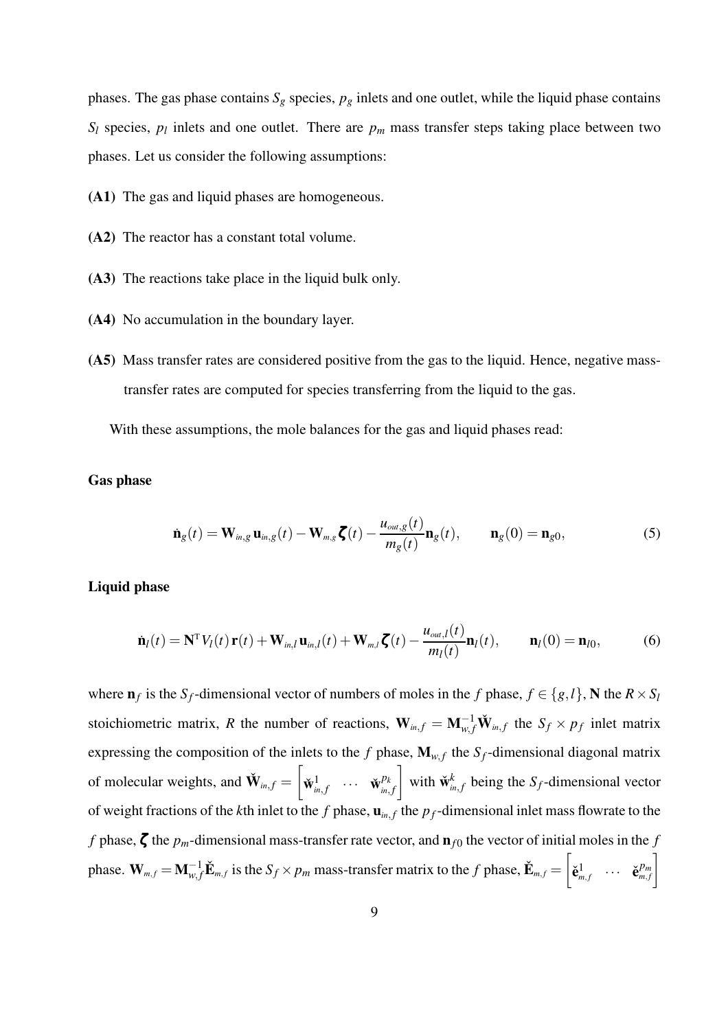phases. The gas phase contains $S_g$ species, $p_g$ inlets and one outlet, while the liquid phase contains $S_l$ species, $p_l$ inlets and one outlet. There are $p_m$ mass transfer steps taking place between two phases. Let us consider the following assumptions:

**(A1)** The gas and liquid phases are homogeneous.

**(A2)** The reactor has a constant total volume.

**(A3)** The reactions take place in the liquid bulk only.

**(A4)** No accumulation in the boundary layer.

**(A5)** Mass transfer rates are considered positive from the gas to the liquid. Hence, negative mass-transfer rates are computed for species transferring from the liquid to the gas.

With these assumptions, the mole balances for the gas and liquid phases read:

**Gas phase**

$$\dot{\mathbf{n}}_g(t) = \mathbf{W}_{in,g}\,\mathbf{u}_{in,g}(t) - \mathbf{W}_{m,g}\,\boldsymbol{\zeta}(t) - \frac{u_{out,g}(t)}{m_g(t)}\mathbf{n}_g(t), \qquad \mathbf{n}_g(0) = \mathbf{n}_{g0}, \tag{5}$$

**Liquid phase**

$$\dot{\mathbf{n}}_l(t) = \mathbf{N}^{\mathrm{T}} V_l(t)\,\mathbf{r}(t) + \mathbf{W}_{in,l}\,\mathbf{u}_{in,l}(t) + \mathbf{W}_{m,l}\,\boldsymbol{\zeta}(t) - \frac{u_{out,l}(t)}{m_l(t)}\mathbf{n}_l(t), \qquad \mathbf{n}_l(0) = \mathbf{n}_{l0}, \tag{6}$$

where $\mathbf{n}_f$ is the $S_f$-dimensional vector of numbers of moles in the $f$ phase, $f \in \{g, l\}$, $\mathbf{N}$ the $R \times S_l$ stoichiometric matrix, $R$ the number of reactions, $\mathbf{W}_{in,f} = \mathbf{M}_{w,f}^{-1}\check{\mathbf{W}}_{in,f}$ the $S_f \times p_f$ inlet matrix expressing the composition of the inlets to the $f$ phase, $\mathbf{M}_{w,f}$ the $S_f$-dimensional diagonal matrix of molecular weights, and $\check{\mathbf{W}}_{in,f} = \begin{bmatrix} \check{\mathbf{w}}_{in,f}^{1} & \cdots & \check{\mathbf{w}}_{in,f}^{p_k} \end{bmatrix}$ with $\check{\mathbf{w}}_{in,f}^{k}$ being the $S_f$-dimensional vector of weight fractions of the $k$th inlet to the $f$ phase, $\mathbf{u}_{in,f}$ the $p_f$-dimensional inlet mass flowrate to the $f$ phase, $\boldsymbol{\zeta}$ the $p_m$-dimensional mass-transfer rate vector, and $\mathbf{n}_{f0}$ the vector of initial moles in the $f$ phase. $\mathbf{W}_{m,f} = \mathbf{M}_{w,f}^{-1}\check{\mathbf{E}}_{m,f}$ is the $S_f \times p_m$ mass-transfer matrix to the $f$ phase, $\check{\mathbf{E}}_{m,f} = \begin{bmatrix} \check{\mathbf{e}}_{m,f}^{1} & \cdots & \check{\mathbf{e}}_{m,f}^{p_m} \end{bmatrix}$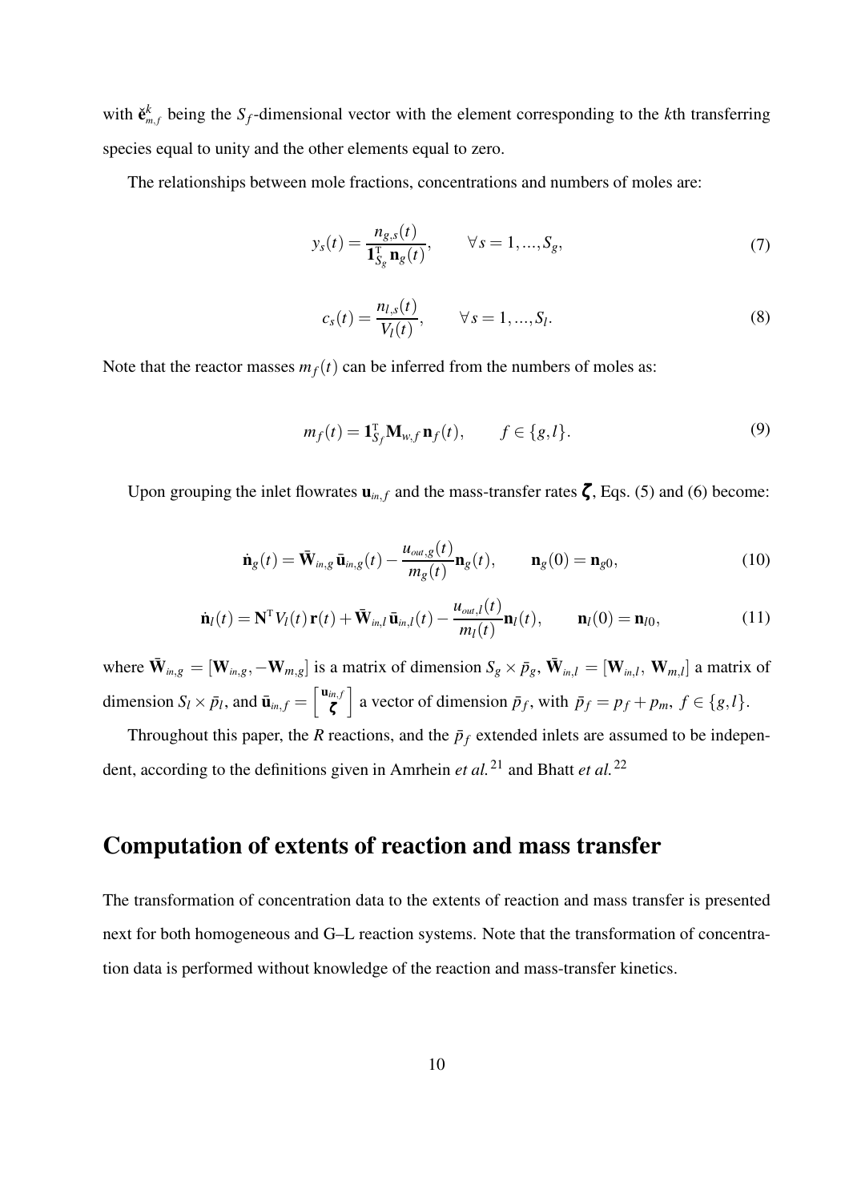with $\check{\mathbf{e}}_{m,f}^{k}$ being the $S_f$-dimensional vector with the element corresponding to the $k$th transferring species equal to unity and the other elements equal to zero.

The relationships between mole fractions, concentrations and numbers of moles are:

$$y_s(t) = \frac{n_{g,s}(t)}{\mathbf{1}_{S_g}^{\mathrm{T}}\,\mathbf{n}_g(t)}, \qquad \forall s = 1,...,S_g, \tag{7}$$

$$c_s(t) = \frac{n_{l,s}(t)}{V_l(t)}, \qquad \forall s = 1,...,S_l. \tag{8}$$

Note that the reactor masses $m_f(t)$ can be inferred from the numbers of moles as:

$$m_f(t) = \mathbf{1}_{S_f}^{\mathrm{T}}\mathbf{M}_{w,f}\,\mathbf{n}_f(t), \qquad f \in \{g,l\}. \tag{9}$$

Upon grouping the inlet flowrates $\mathbf{u}_{in,f}$ and the mass-transfer rates $\boldsymbol{\zeta}$, Eqs. (5) and (6) become:

$$\dot{\mathbf{n}}_g(t) = \bar{\mathbf{W}}_{in,g}\,\bar{\mathbf{u}}_{in,g}(t) - \frac{u_{out,g}(t)}{m_g(t)}\mathbf{n}_g(t), \qquad \mathbf{n}_g(0) = \mathbf{n}_{g0}, \tag{10}$$

$$\dot{\mathbf{n}}_l(t) = \mathbf{N}^{\mathrm{T}}V_l(t)\,\mathbf{r}(t) + \bar{\mathbf{W}}_{in,l}\,\bar{\mathbf{u}}_{in,l}(t) - \frac{u_{out,l}(t)}{m_l(t)}\mathbf{n}_l(t), \qquad \mathbf{n}_l(0) = \mathbf{n}_{l0}, \tag{11}$$

where $\bar{\mathbf{W}}_{in,g} = [\mathbf{W}_{in,g}, -\mathbf{W}_{m,g}]$ is a matrix of dimension $S_g \times \bar{p}_g$, $\bar{\mathbf{W}}_{in,l} = [\mathbf{W}_{in,l},\, \mathbf{W}_{m,l}]$ a matrix of dimension $S_l \times \bar{p}_l$, and $\bar{\mathbf{u}}_{in,f} = \begin{bmatrix}\mathbf{u}_{in,f}\\ \boldsymbol{\zeta}\end{bmatrix}$ a vector of dimension $\bar{p}_f$, with $\bar{p}_f = p_f + p_m,\ f \in \{g,l\}$.

Throughout this paper, the $R$ reactions, and the $\bar{p}_f$ extended inlets are assumed to be independent, according to the definitions given in Amrhein *et al.*[21] and Bhatt *et al.*[22]

## Computation of extents of reaction and mass transfer

The transformation of concentration data to the extents of reaction and mass transfer is presented next for both homogeneous and G–L reaction systems. Note that the transformation of concentration data is performed without knowledge of the reaction and mass-transfer kinetics.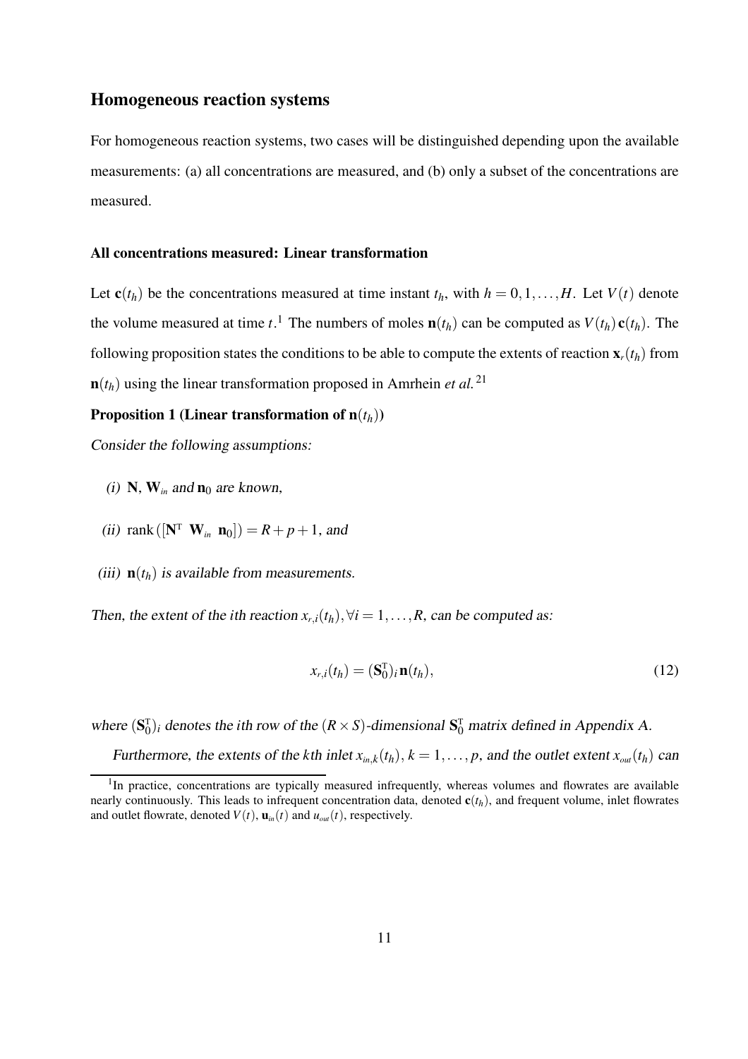## Homogeneous reaction systems

For homogeneous reaction systems, two cases will be distinguished depending upon the available measurements: (a) all concentrations are measured, and (b) only a subset of the concentrations are measured.

### All concentrations measured: Linear transformation

Let $\mathbf{c}(t_h)$ be the concentrations measured at time instant $t_h$, with $h = 0, 1, \ldots, H$. Let $V(t)$ denote the volume measured at time $t$.[1] The numbers of moles $\mathbf{n}(t_h)$ can be computed as $V(t_h)\,\mathbf{c}(t_h)$. The following proposition states the conditions to be able to compute the extents of reaction $\mathbf{x}_r(t_h)$ from $\mathbf{n}(t_h)$ using the linear transformation proposed in Amrhein *et al.*[21]

**Proposition 1 (Linear transformation of $\mathbf{n}(t_h)$)**

*Consider the following assumptions:*

*(i)* $\mathbf{N}$, $\mathbf{W}_{in}$ *and* $\mathbf{n}_0$ *are known,*

*(ii)* $\text{rank}\left([\mathbf{N}^{\mathrm{T}}\ \ \mathbf{W}_{in}\ \ \mathbf{n}_0]\right) = R + p + 1$, *and*

*(iii)* $\mathbf{n}(t_h)$ *is available from measurements.*

*Then, the extent of the ith reaction* $x_{r,i}(t_h), \forall i = 1, \ldots, R$, *can be computed as:*

$$x_{r,i}(t_h) = (\mathbf{S}_0^{\mathrm{T}})_i\, \mathbf{n}(t_h), \tag{12}$$

*where* $(\mathbf{S}_0^{\mathrm{T}})_i$ *denotes the ith row of the* $(R \times S)$*-dimensional* $\mathbf{S}_0^{\mathrm{T}}$ *matrix defined in Appendix A.*

*Furthermore, the extents of the kth inlet* $x_{in,k}(t_h)$, $k = 1, \ldots, p$, *and the outlet extent* $x_{out}(t_h)$ *can*

---

[1] In practice, concentrations are typically measured infrequently, whereas volumes and flowrates are available nearly continuously. This leads to infrequent concentration data, denoted $\mathbf{c}(t_h)$, and frequent volume, inlet flowrates and outlet flowrate, denoted $V(t)$, $\mathbf{u}_{in}(t)$ and $u_{out}(t)$, respectively.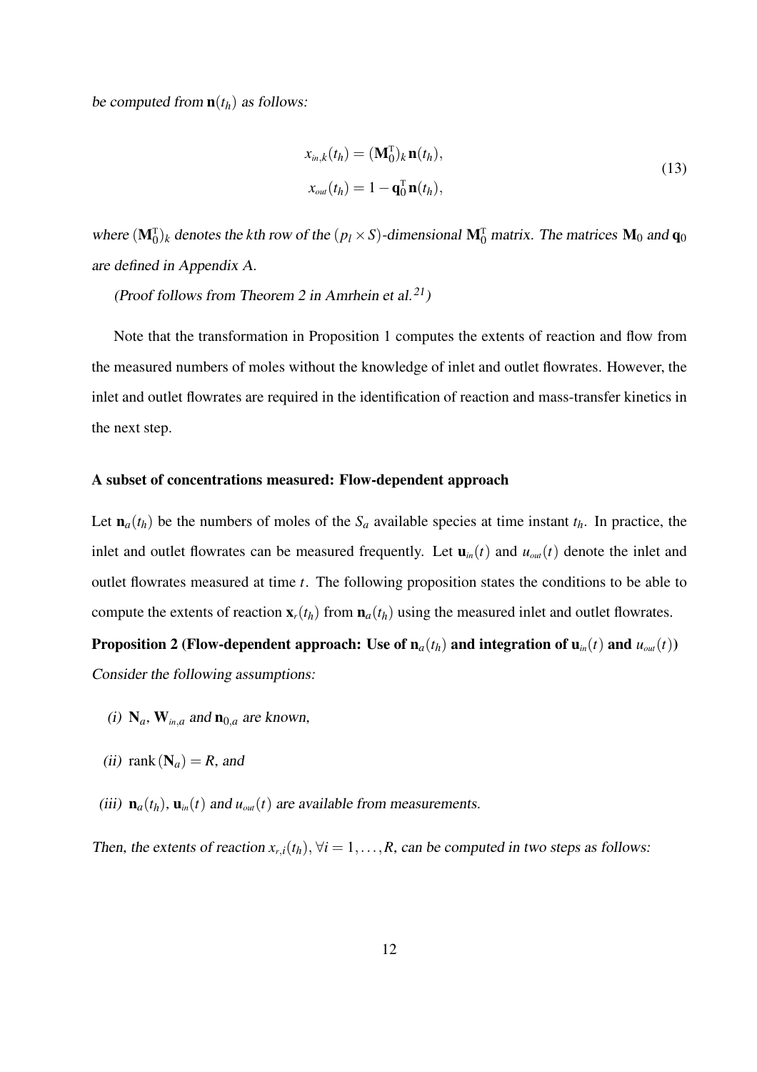*be computed from* $\mathbf{n}(t_h)$ *as follows:*

$$
\begin{aligned}
x_{in,k}(t_h) &= (\mathbf{M}_0^{\mathrm{T}})_k\, \mathbf{n}(t_h), \\
x_{out}(t_h) &= 1 - \mathbf{q}_0^{\mathrm{T}}\, \mathbf{n}(t_h),
\end{aligned}
\tag{13}
$$

*where* $(\mathbf{M}_0^{\mathrm{T}})_k$ *denotes the kth row of the* $(p_l \times S)$*-dimensional* $\mathbf{M}_0^{\mathrm{T}}$ *matrix. The matrices* $\mathbf{M}_0$ *and* $\mathbf{q}_0$ *are defined in Appendix A.*

*(Proof follows from Theorem 2 in Amrhein et al.*[21]*)*

Note that the transformation in Proposition 1 computes the extents of reaction and flow from the measured numbers of moles without the knowledge of inlet and outlet flowrates. However, the inlet and outlet flowrates are required in the identification of reaction and mass-transfer kinetics in the next step.

### A subset of concentrations measured: Flow-dependent approach

Let $\mathbf{n}_a(t_h)$ be the numbers of moles of the $S_a$ available species at time instant $t_h$. In practice, the inlet and outlet flowrates can be measured frequently. Let $\mathbf{u}_{in}(t)$ and $u_{out}(t)$ denote the inlet and outlet flowrates measured at time $t$. The following proposition states the conditions to be able to compute the extents of reaction $\mathbf{x}_r(t_h)$ from $\mathbf{n}_a(t_h)$ using the measured inlet and outlet flowrates.

**Proposition 2 (Flow-dependent approach: Use of $\mathbf{n}_a(t_h)$ and integration of $\mathbf{u}_{in}(t)$ and $u_{out}(t)$)** *Consider the following assumptions:*

*(i)* $\mathbf{N}_a$, $\mathbf{W}_{in,a}$ *and* $\mathbf{n}_{0,a}$ *are known,*

*(ii)* $\operatorname{rank}(\mathbf{N}_a) = R$*, and*

*(iii)* $\mathbf{n}_a(t_h)$, $\mathbf{u}_{in}(t)$ *and* $u_{out}(t)$ *are available from measurements.*

*Then, the extents of reaction* $x_{r,i}(t_h)$, $\forall i = 1, \ldots, R$*, can be computed in two steps as follows:*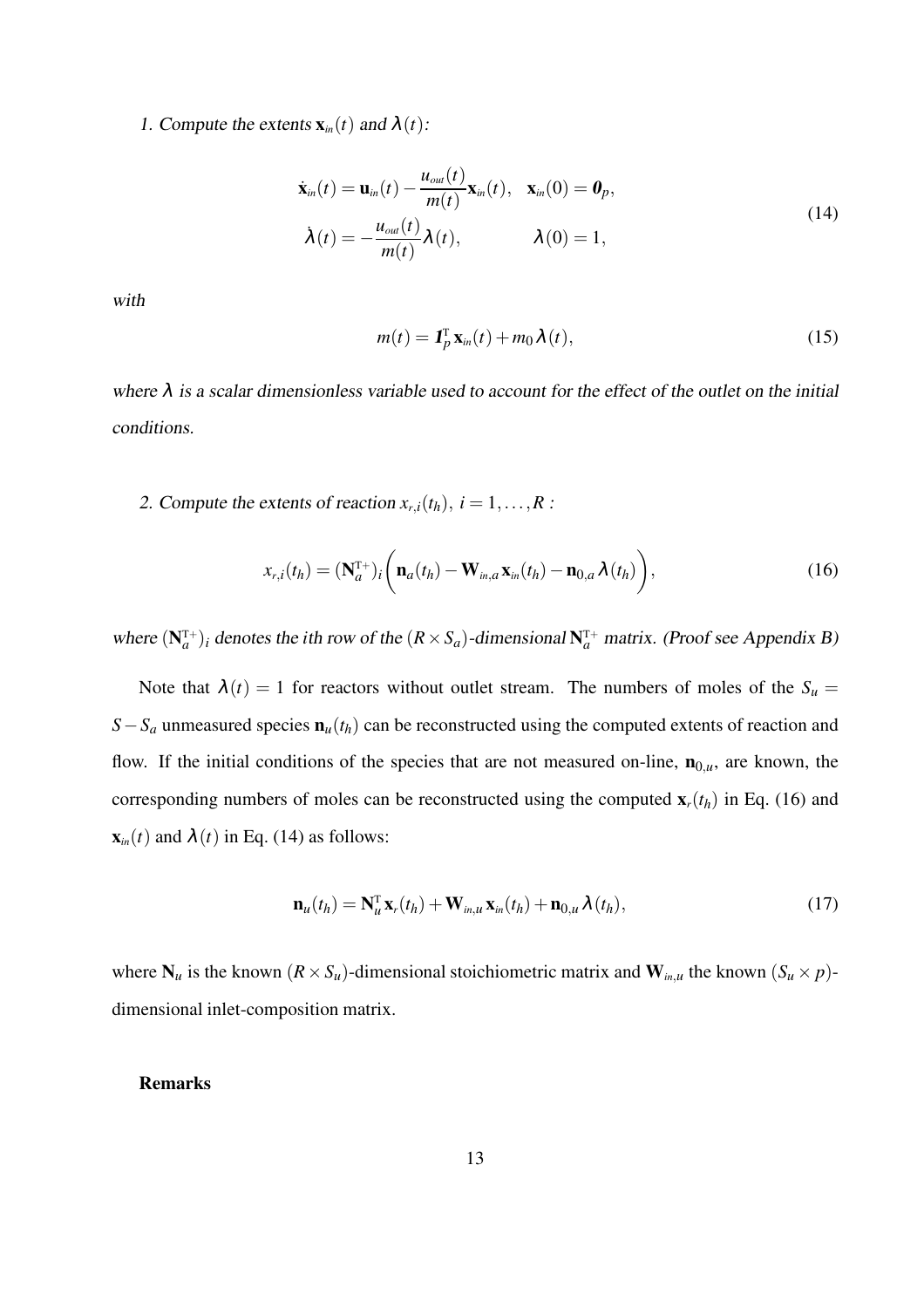*1. Compute the extents $\mathbf{x}_{in}(t)$ and $\lambda(t)$:*

$$
\begin{aligned}
\dot{\mathbf{x}}_{in}(t) &= \mathbf{u}_{in}(t) - \frac{u_{out}(t)}{m(t)}\mathbf{x}_{in}(t), \quad \mathbf{x}_{in}(0) = \mathbf{0}_p, \\
\dot{\lambda}(t) &= -\frac{u_{out}(t)}{m(t)}\lambda(t), \qquad\qquad \lambda(0) = 1,
\end{aligned}
\tag{14}
$$

*with*

$$
m(t) = \mathbf{1}_p^{\mathrm{T}}\,\mathbf{x}_{in}(t) + m_0\,\lambda(t),
\tag{15}
$$

*where $\lambda$ is a scalar dimensionless variable used to account for the effect of the outlet on the initial conditions.*

*2. Compute the extents of reaction $x_{r,i}(t_h)$, $i = 1,\ldots,R$ :*

$$
x_{r,i}(t_h) = (\mathbf{N}_a^{\mathrm{T}+})_i \left( \mathbf{n}_a(t_h) - \mathbf{W}_{in,a}\,\mathbf{x}_{in}(t_h) - \mathbf{n}_{0,a}\,\lambda(t_h) \right),
\tag{16}
$$

*where $(\mathbf{N}_a^{\mathrm{T}+})_i$ denotes the ith row of the $(R \times S_a)$-dimensional $\mathbf{N}_a^{\mathrm{T}+}$ matrix. (Proof see Appendix B)*

Note that $\lambda(t) = 1$ for reactors without outlet stream. The numbers of moles of the $S_u = S - S_a$ unmeasured species $\mathbf{n}_u(t_h)$ can be reconstructed using the computed extents of reaction and flow. If the initial conditions of the species that are not measured on-line, $\mathbf{n}_{0,u}$, are known, the corresponding numbers of moles can be reconstructed using the computed $\mathbf{x}_r(t_h)$ in Eq. (16) and $\mathbf{x}_{in}(t)$ and $\lambda(t)$ in Eq. (14) as follows:

$$
\mathbf{n}_u(t_h) = \mathbf{N}_u^{\mathrm{T}}\,\mathbf{x}_r(t_h) + \mathbf{W}_{in,u}\,\mathbf{x}_{in}(t_h) + \mathbf{n}_{0,u}\,\lambda(t_h),
\tag{17}
$$

where $\mathbf{N}_u$ is the known $(R \times S_u)$-dimensional stoichiometric matrix and $\mathbf{W}_{in,u}$ the known $(S_u \times p)$-dimensional inlet-composition matrix.

**Remarks**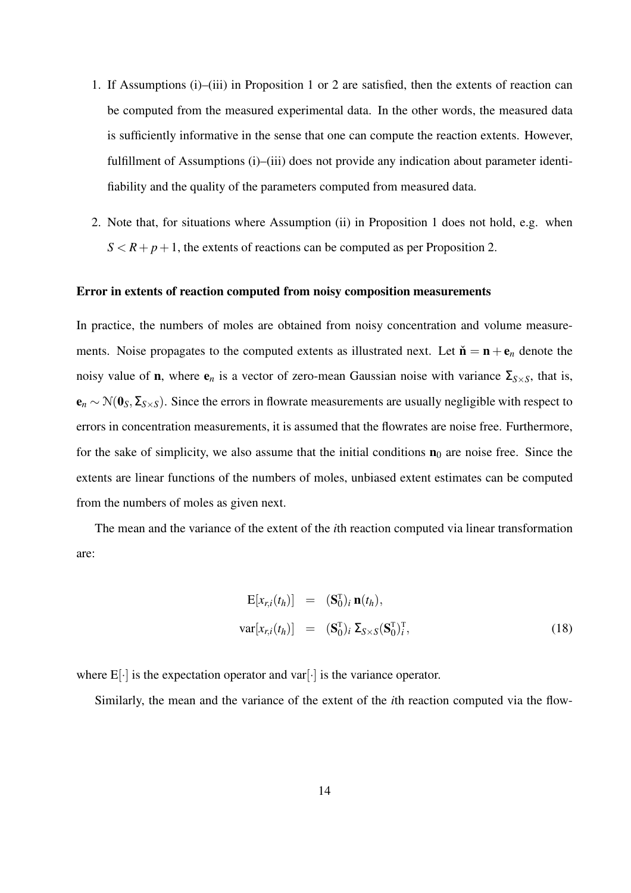1. If Assumptions (i)–(iii) in Proposition 1 or 2 are satisfied, then the extents of reaction can be computed from the measured experimental data. In the other words, the measured data is sufficiently informative in the sense that one can compute the reaction extents. However, fulfillment of Assumptions (i)–(iii) does not provide any indication about parameter identifiability and the quality of the parameters computed from measured data.

2. Note that, for situations where Assumption (ii) in Proposition 1 does not hold, e.g. when $S < R + p + 1$, the extents of reactions can be computed as per Proposition 2.

### Error in extents of reaction computed from noisy composition measurements

In practice, the numbers of moles are obtained from noisy concentration and volume measurements. Noise propagates to the computed extents as illustrated next. Let $\check{\mathbf{n}} = \mathbf{n} + \mathbf{e}_n$ denote the noisy value of $\mathbf{n}$, where $\mathbf{e}_n$ is a vector of zero-mean Gaussian noise with variance $\boldsymbol{\Sigma}_{S\times S}$, that is, $\mathbf{e}_n \sim \mathcal{N}(\mathbf{0}_S, \boldsymbol{\Sigma}_{S\times S})$. Since the errors in flowrate measurements are usually negligible with respect to errors in concentration measurements, it is assumed that the flowrates are noise free. Furthermore, for the sake of simplicity, we also assume that the initial conditions $\mathbf{n}_0$ are noise free. Since the extents are linear functions of the numbers of moles, unbiased extent estimates can be computed from the numbers of moles as given next.

The mean and the variance of the extent of the $i$th reaction computed via linear transformation are:

$$
\begin{aligned}
\mathrm{E}[x_{r,i}(t_h)] &= (\mathbf{S}_0^{\mathrm{T}})_i \, \mathbf{n}(t_h), \\
\mathrm{var}[x_{r,i}(t_h)] &= (\mathbf{S}_0^{\mathrm{T}})_i \, \boldsymbol{\Sigma}_{S\times S} (\mathbf{S}_0^{\mathrm{T}})_i^{\mathrm{T}},
\end{aligned}
\tag{18}
$$

where $\mathrm{E}[\cdot]$ is the expectation operator and $\mathrm{var}[\cdot]$ is the variance operator.

Similarly, the mean and the variance of the extent of the $i$th reaction computed via the flow-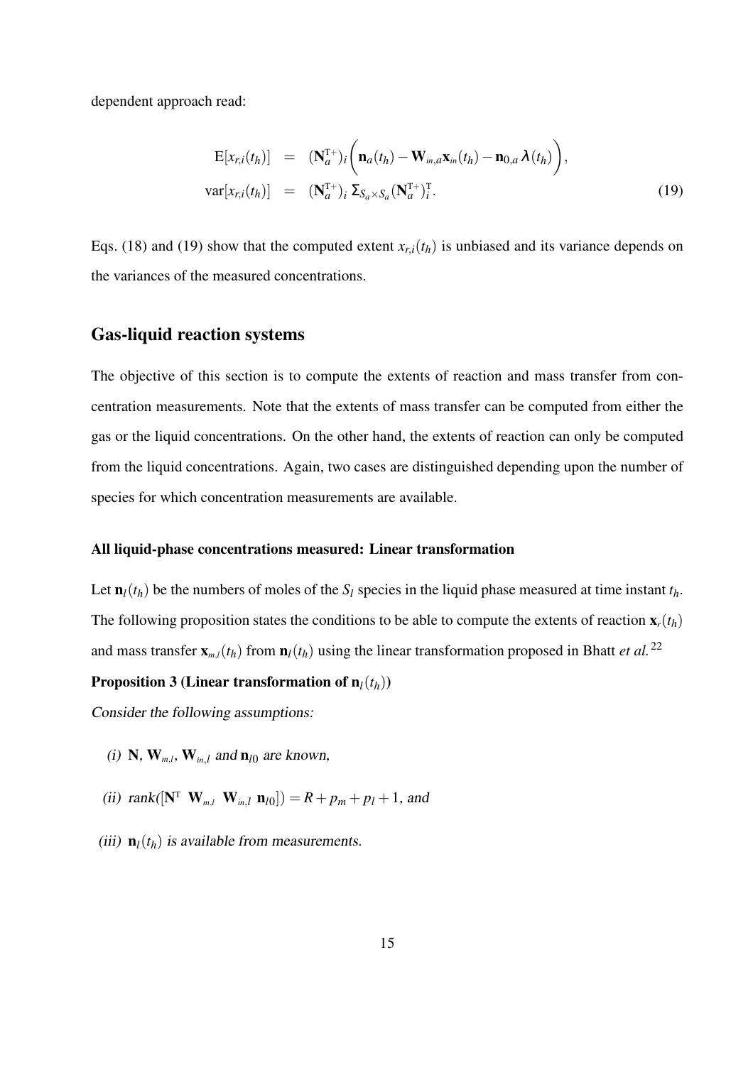dependent approach read:

$$
\begin{aligned}
\mathrm{E}[x_{r,i}(t_h)] &= (\mathbf{N}_a^{\mathrm{T}+})_i \left( \mathbf{n}_a(t_h) - \mathbf{W}_{in,a}\mathbf{x}_{in}(t_h) - \mathbf{n}_{0,a}\,\boldsymbol{\lambda}(t_h) \right), \\
\mathrm{var}[x_{r,i}(t_h)] &= (\mathbf{N}_a^{\mathrm{T}+})_i \, \boldsymbol{\Sigma}_{S_a \times S_a} (\mathbf{N}_a^{\mathrm{T}+})_i^{\mathrm{T}}.
\end{aligned} \tag{19}
$$

Eqs. (18) and (19) show that the computed extent $x_{r,i}(t_h)$ is unbiased and its variance depends on the variances of the measured concentrations.

## Gas-liquid reaction systems

The objective of this section is to compute the extents of reaction and mass transfer from concentration measurements. Note that the extents of mass transfer can be computed from either the gas or the liquid concentrations. On the other hand, the extents of reaction can only be computed from the liquid concentrations. Again, two cases are distinguished depending upon the number of species for which concentration measurements are available.

### All liquid-phase concentrations measured: Linear transformation

Let $\mathbf{n}_l(t_h)$ be the numbers of moles of the $S_l$ species in the liquid phase measured at time instant $t_h$. The following proposition states the conditions to be able to compute the extents of reaction $\mathbf{x}_r(t_h)$ and mass transfer $\mathbf{x}_{m,l}(t_h)$ from $\mathbf{n}_l(t_h)$ using the linear transformation proposed in Bhatt *et al.*[22]

**Proposition 3 (Linear transformation of $\mathbf{n}_l(t_h)$)**

*Consider the following assumptions:*

*(i)* $\mathbf{N}$, $\mathbf{W}_{m,l}$, $\mathbf{W}_{in,l}$ *and* $\mathbf{n}_{l0}$ *are known,*

*(ii)* *rank*$([\mathbf{N}^{\mathrm{T}} \;\; \mathbf{W}_{m,l} \;\; \mathbf{W}_{in,l} \;\; \mathbf{n}_{l0}]) = R + p_m + p_l + 1$, *and*

*(iii)* $\mathbf{n}_l(t_h)$ *is available from measurements.*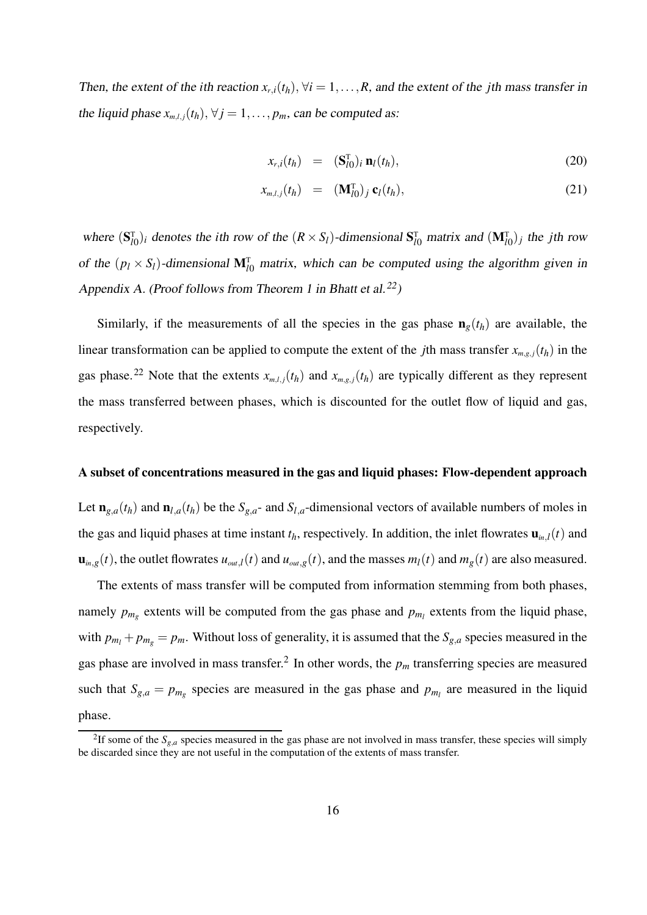*Then, the extent of the $i$th reaction $x_{r,i}(t_h)$, $\forall i = 1, \ldots, R$, and the extent of the $j$th mass transfer in the liquid phase $x_{m,l,j}(t_h)$, $\forall j = 1, \ldots, p_m$, can be computed as:*

$$x_{r,i}(t_h) = (\mathbf{S}_{l0}^{\mathrm{T}})_i \, \mathbf{n}_l(t_h), \tag{20}$$

$$x_{m,l,j}(t_h) = (\mathbf{M}_{l0}^{\mathrm{T}})_j \, \mathbf{c}_l(t_h), \tag{21}$$

*where $(\mathbf{S}_{l0}^{\mathrm{T}})_i$ denotes the $i$th row of the $(R \times S_l)$-dimensional $\mathbf{S}_{l0}^{\mathrm{T}}$ matrix and $(\mathbf{M}_{l0}^{\mathrm{T}})_j$ the $j$th row of the $(p_l \times S_l)$-dimensional $\mathbf{M}_{l0}^{\mathrm{T}}$ matrix, which can be computed using the algorithm given in Appendix A. (Proof follows from Theorem 1 in Bhatt et al.[22])*

Similarly, if the measurements of all the species in the gas phase $\mathbf{n}_g(t_h)$ are available, the linear transformation can be applied to compute the extent of the $j$th mass transfer $x_{m,g,j}(t_h)$ in the gas phase.[22] Note that the extents $x_{m,l,j}(t_h)$ and $x_{m,g,j}(t_h)$ are typically different as they represent the mass transferred between phases, which is discounted for the outlet flow of liquid and gas, respectively.

### A subset of concentrations measured in the gas and liquid phases: Flow-dependent approach

Let $\mathbf{n}_{g,a}(t_h)$ and $\mathbf{n}_{l,a}(t_h)$ be the $S_{g,a}$- and $S_{l,a}$-dimensional vectors of available numbers of moles in the gas and liquid phases at time instant $t_h$, respectively. In addition, the inlet flowrates $\mathbf{u}_{in,l}(t)$ and $\mathbf{u}_{in,g}(t)$, the outlet flowrates $u_{out,l}(t)$ and $u_{out,g}(t)$, and the masses $m_l(t)$ and $m_g(t)$ are also measured.

The extents of mass transfer will be computed from information stemming from both phases, namely $p_{m_g}$ extents will be computed from the gas phase and $p_{m_l}$ extents from the liquid phase, with $p_{m_l} + p_{m_g} = p_m$. Without loss of generality, it is assumed that the $S_{g,a}$ species measured in the gas phase are involved in mass transfer.[2] In other words, the $p_m$ transferring species are measured such that $S_{g,a} = p_{m_g}$ species are measured in the gas phase and $p_{m_l}$ are measured in the liquid phase.

[2] If some of the $S_{g,a}$ species measured in the gas phase are not involved in mass transfer, these species will simply be discarded since they are not useful in the computation of the extents of mass transfer.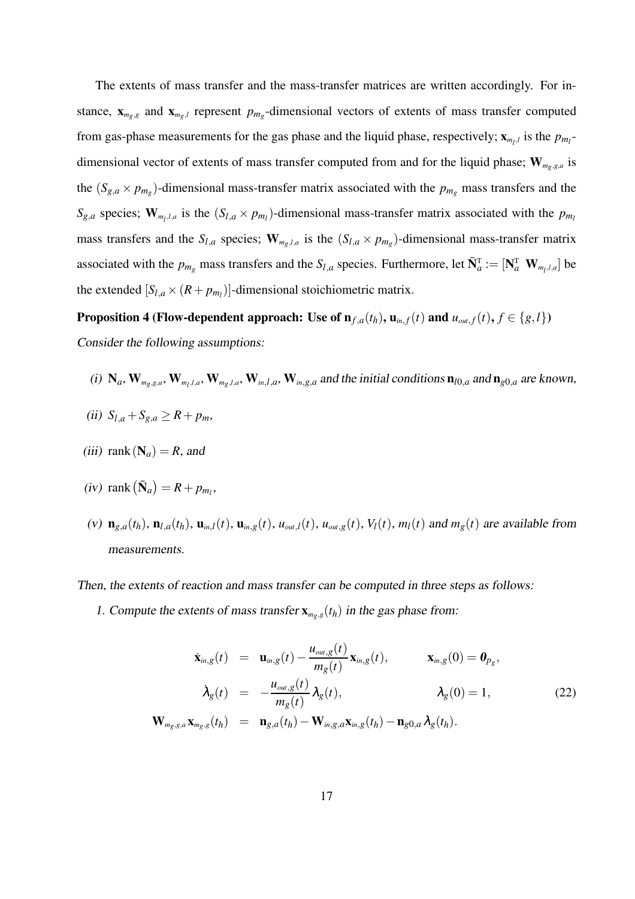The extents of mass transfer and the mass-transfer matrices are written accordingly. For instance, $\mathbf{x}_{m_g,g}$ and $\mathbf{x}_{m_g,l}$ represent $p_{m_g}$-dimensional vectors of extents of mass transfer computed from gas-phase measurements for the gas phase and the liquid phase, respectively; $\mathbf{x}_{m_l,l}$ is the $p_{m_l}$-dimensional vector of extents of mass transfer computed from and for the liquid phase; $\mathbf{W}_{m_g,g,a}$ is the $(S_{g,a} \times p_{m_g})$-dimensional mass-transfer matrix associated with the $p_{m_g}$ mass transfers and the $S_{g,a}$ species; $\mathbf{W}_{m_l,l,a}$ is the $(S_{l,a} \times p_{m_l})$-dimensional mass-transfer matrix associated with the $p_{m_l}$ mass transfers and the $S_{l,a}$ species; $\mathbf{W}_{m_g,l,a}$ is the $(S_{l,a} \times p_{m_g})$-dimensional mass-transfer matrix associated with the $p_{m_g}$ mass transfers and the $S_{l,a}$ species. Furthermore, let $\bar{\mathbf{N}}_a^{\mathrm{T}} := [\mathbf{N}_a^{\mathrm{T}} \ \mathbf{W}_{m_l,l,a}]$ be the extended $[S_{l,a} \times (R + p_{m_l})]$-dimensional stoichiometric matrix.

**Proposition 4 (Flow-dependent approach: Use of $\mathbf{n}_{f,a}(t_h)$, $\mathbf{u}_{in,f}(t)$ and $u_{out,f}(t)$, $f \in \{g,l\}$)**
*Consider the following assumptions:*

*(i)* $\mathbf{N}_a, \mathbf{W}_{m_g,g,a}, \mathbf{W}_{m_l,l,a}, \mathbf{W}_{m_g,l,a}, \mathbf{W}_{in,l,a}, \mathbf{W}_{in,g,a}$ *and the initial conditions* $\mathbf{n}_{l0,a}$ *and* $\mathbf{n}_{g0,a}$ *are known,*

*(ii)* $S_{l,a} + S_{g,a} \geq R + p_m$,

*(iii)* $\operatorname{rank}(\mathbf{N}_a) = R$, *and*

*(iv)* $\operatorname{rank}(\bar{\mathbf{N}}_a) = R + p_{m_l}$,

*(v)* $\mathbf{n}_{g,a}(t_h)$, $\mathbf{n}_{l,a}(t_h)$, $\mathbf{u}_{in,l}(t)$, $\mathbf{u}_{in,g}(t)$, $u_{out,l}(t)$, $u_{out,g}(t)$, $V_l(t)$, $m_l(t)$ *and* $m_g(t)$ *are available from measurements.*

*Then, the extents of reaction and mass transfer can be computed in three steps as follows:*

1. *Compute the extents of mass transfer* $\mathbf{x}_{m_g,g}(t_h)$ *in the gas phase from:*

$$
\begin{aligned}
\dot{\mathbf{x}}_{in,g}(t) &= \mathbf{u}_{in,g}(t) - \frac{u_{out,g}(t)}{m_g(t)} \mathbf{x}_{in,g}(t), & \mathbf{x}_{in,g}(0) &= \mathbf{0}_{p_g}, \\
\dot{\lambda}_g(t) &= -\frac{u_{out,g}(t)}{m_g(t)} \lambda_g(t), & \lambda_g(0) &= 1, \\
\mathbf{W}_{m_g,g,a} \mathbf{x}_{m_g,g}(t_h) &= \mathbf{n}_{g,a}(t_h) - \mathbf{W}_{in,g,a} \mathbf{x}_{in,g}(t_h) - \mathbf{n}_{g0,a} \lambda_g(t_h). & &
\end{aligned}
\tag{22}
$$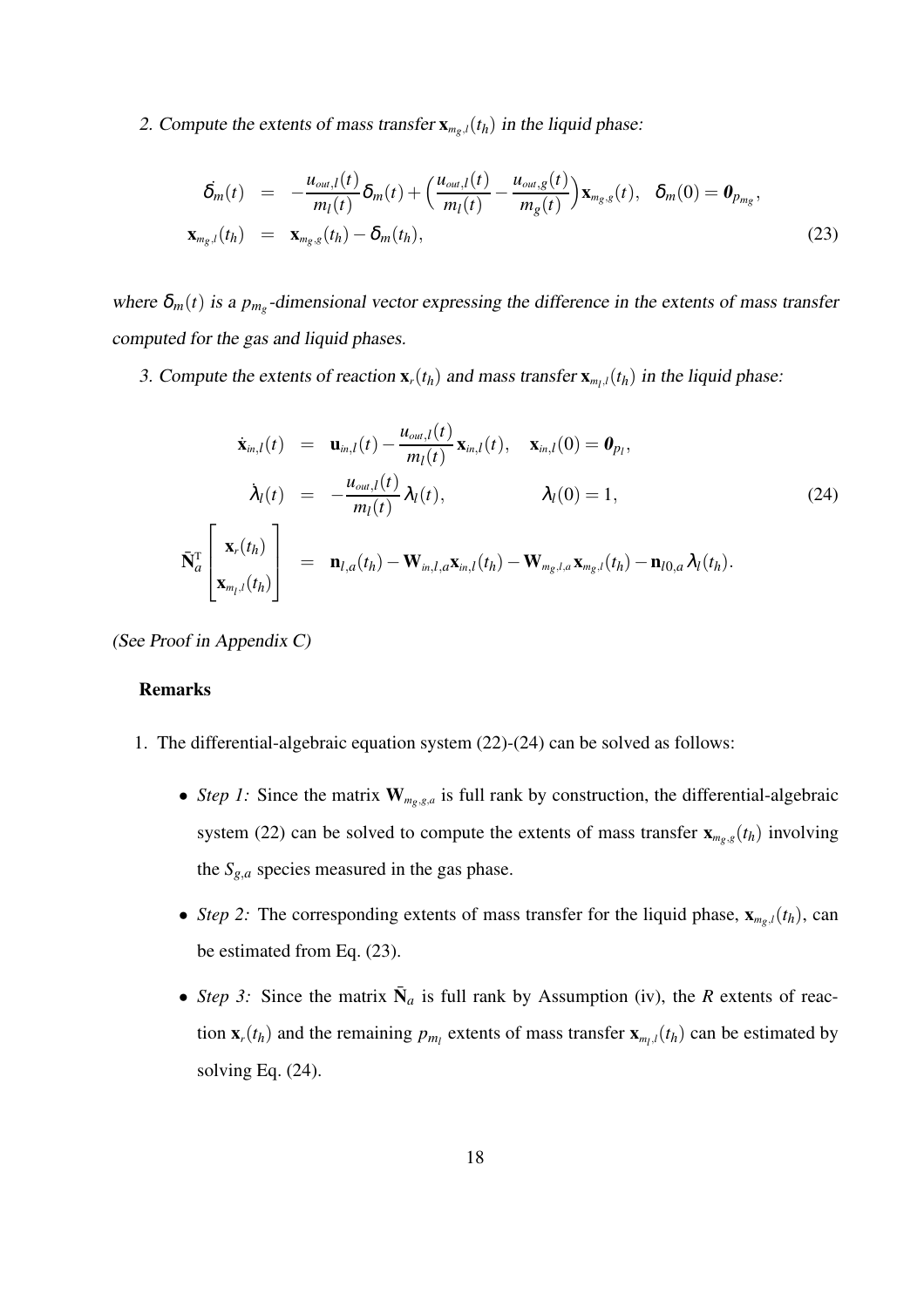2. *Compute the extents of mass transfer* $\mathbf{x}_{m_g,l}(t_h)$ *in the liquid phase:*

$$
\begin{aligned}
\dot{\boldsymbol{\delta}}_m(t) &= -\frac{u_{out,l}(t)}{m_l(t)}\boldsymbol{\delta}_m(t) + \Big(\frac{u_{out,l}(t)}{m_l(t)} - \frac{u_{out,g}(t)}{m_g(t)}\Big)\mathbf{x}_{m_g,g}(t), \quad \boldsymbol{\delta}_m(0) = \mathbf{0}_{p_{m_g}}, \\
\mathbf{x}_{m_g,l}(t_h) &= \mathbf{x}_{m_g,g}(t_h) - \boldsymbol{\delta}_m(t_h),
\end{aligned}
\tag{23}
$$

*where* $\boldsymbol{\delta}_m(t)$ *is a* $p_{m_g}$*-dimensional vector expressing the difference in the extents of mass transfer computed for the gas and liquid phases.*

3. *Compute the extents of reaction* $\mathbf{x}_r(t_h)$ *and mass transfer* $\mathbf{x}_{m_l,l}(t_h)$ *in the liquid phase:*

$$
\begin{aligned}
\dot{\mathbf{x}}_{in,l}(t) &= \mathbf{u}_{in,l}(t) - \frac{u_{out,l}(t)}{m_l(t)}\mathbf{x}_{in,l}(t), \quad \mathbf{x}_{in,l}(0) = \mathbf{0}_{p_l}, \\
\dot{\lambda}_l(t) &= -\frac{u_{out,l}(t)}{m_l(t)}\lambda_l(t), \qquad \lambda_l(0) = 1, \\
\bar{\mathbf{N}}_a^{\mathrm{T}} \begin{bmatrix} \mathbf{x}_r(t_h) \\ \mathbf{x}_{m_l,l}(t_h) \end{bmatrix} &= \mathbf{n}_{l,a}(t_h) - \mathbf{W}_{in,l,a}\mathbf{x}_{in,l}(t_h) - \mathbf{W}_{m_g,l,a}\mathbf{x}_{m_g,l}(t_h) - \mathbf{n}_{l0,a}\lambda_l(t_h).
\end{aligned}
\tag{24}
$$

*(See Proof in Appendix C)*

**Remarks**

1. The differential-algebraic equation system (22)-(24) can be solved as follows:

   - *Step 1:* Since the matrix $\mathbf{W}_{m_g,g,a}$ is full rank by construction, the differential-algebraic system (22) can be solved to compute the extents of mass transfer $\mathbf{x}_{m_g,g}(t_h)$ involving the $S_{g,a}$ species measured in the gas phase.
   - *Step 2:* The corresponding extents of mass transfer for the liquid phase, $\mathbf{x}_{m_g,l}(t_h)$, can be estimated from Eq. (23).
   - *Step 3:* Since the matrix $\bar{\mathbf{N}}_a$ is full rank by Assumption (iv), the $R$ extents of reaction $\mathbf{x}_r(t_h)$ and the remaining $p_{m_l}$ extents of mass transfer $\mathbf{x}_{m_l,l}(t_h)$ can be estimated by solving Eq. (24).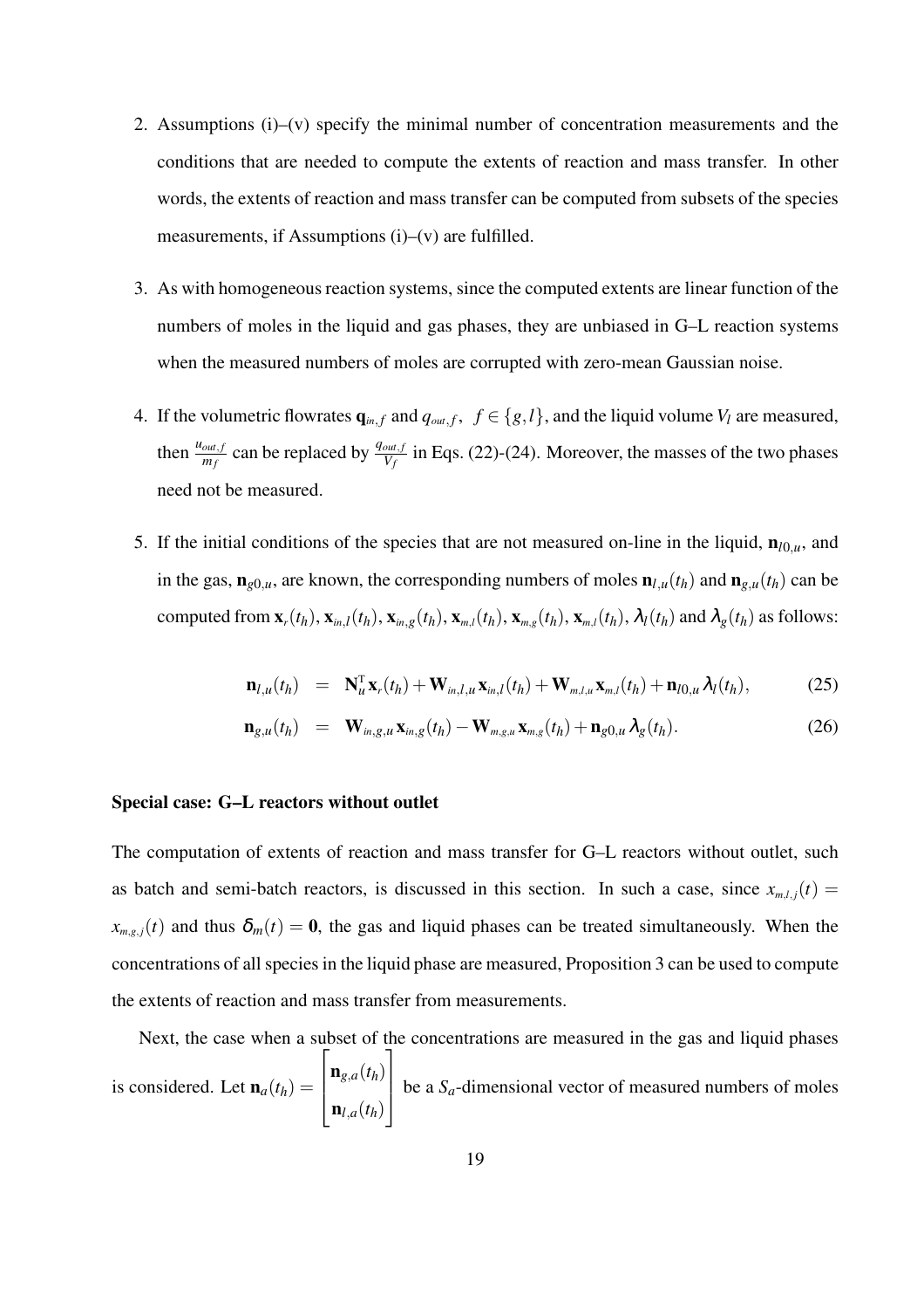2. Assumptions (i)–(v) specify the minimal number of concentration measurements and the conditions that are needed to compute the extents of reaction and mass transfer. In other words, the extents of reaction and mass transfer can be computed from subsets of the species measurements, if Assumptions (i)–(v) are fulfilled.

3. As with homogeneous reaction systems, since the computed extents are linear function of the numbers of moles in the liquid and gas phases, they are unbiased in G–L reaction systems when the measured numbers of moles are corrupted with zero-mean Gaussian noise.

4. If the volumetric flowrates $\mathbf{q}_{in,f}$ and $q_{out,f}$, $f \in \{g, l\}$, and the liquid volume $V_l$ are measured, then $\frac{u_{out,f}}{m_f}$ can be replaced by $\frac{q_{out,f}}{V_f}$ in Eqs. (22)-(24). Moreover, the masses of the two phases need not be measured.

5. If the initial conditions of the species that are not measured on-line in the liquid, $\mathbf{n}_{l0,u}$, and in the gas, $\mathbf{n}_{g0,u}$, are known, the corresponding numbers of moles $\mathbf{n}_{l,u}(t_h)$ and $\mathbf{n}_{g,u}(t_h)$ can be computed from $\mathbf{x}_r(t_h)$, $\mathbf{x}_{in,l}(t_h)$, $\mathbf{x}_{in,g}(t_h)$, $\mathbf{x}_{m,l}(t_h)$, $\mathbf{x}_{m,g}(t_h)$, $\mathbf{x}_{m,l}(t_h)$, $\lambda_l(t_h)$ and $\lambda_g(t_h)$ as follows:

$$\mathbf{n}_{l,u}(t_h) = \mathbf{N}_u^{\mathrm{T}} \mathbf{x}_r(t_h) + \mathbf{W}_{in,l,u} \mathbf{x}_{in,l}(t_h) + \mathbf{W}_{m,l,u} \mathbf{x}_{m,l}(t_h) + \mathbf{n}_{l0,u} \lambda_l(t_h), \tag{25}$$

$$\mathbf{n}_{g,u}(t_h) = \mathbf{W}_{in,g,u} \mathbf{x}_{in,g}(t_h) - \mathbf{W}_{m,g,u} \mathbf{x}_{m,g}(t_h) + \mathbf{n}_{g0,u} \lambda_g(t_h). \tag{26}$$

**Special case: G–L reactors without outlet**

The computation of extents of reaction and mass transfer for G–L reactors without outlet, such as batch and semi-batch reactors, is discussed in this section. In such a case, since $x_{m,l,j}(t) = x_{m,g,j}(t)$ and thus $\delta_m(t) = \mathbf{0}$, the gas and liquid phases can be treated simultaneously. When the concentrations of all species in the liquid phase are measured, Proposition 3 can be used to compute the extents of reaction and mass transfer from measurements.

Next, the case when a subset of the concentrations are measured in the gas and liquid phases is considered. Let $\mathbf{n}_a(t_h) = \begin{bmatrix} \mathbf{n}_{g,a}(t_h) \\ \mathbf{n}_{l,a}(t_h) \end{bmatrix}$ be a $S_a$-dimensional vector of measured numbers of moles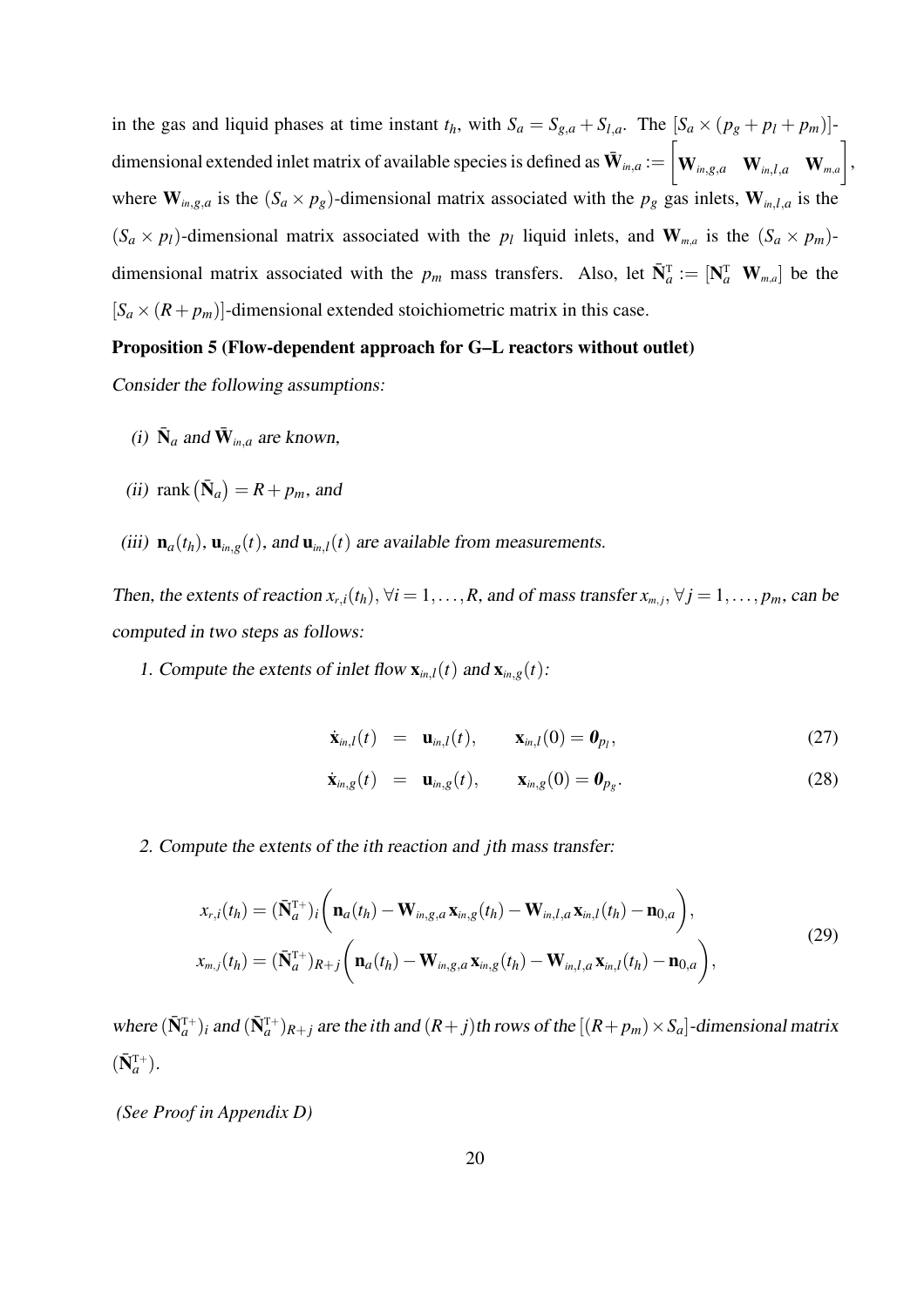in the gas and liquid phases at time instant $t_h$, with $S_a = S_{g,a} + S_{l,a}$. The $[S_a \times (p_g + p_l + p_m)]$-dimensional extended inlet matrix of available species is defined as $\bar{\mathbf{W}}_{in,a} := \begin{bmatrix} \mathbf{W}_{in,g,a} & \mathbf{W}_{in,l,a} & \mathbf{W}_{m,a} \end{bmatrix}$, where $\mathbf{W}_{in,g,a}$ is the $(S_a \times p_g)$-dimensional matrix associated with the $p_g$ gas inlets, $\mathbf{W}_{in,l,a}$ is the $(S_a \times p_l)$-dimensional matrix associated with the $p_l$ liquid inlets, and $\mathbf{W}_{m,a}$ is the $(S_a \times p_m)$-dimensional matrix associated with the $p_m$ mass transfers. Also, let $\bar{\mathbf{N}}_a^{\mathrm{T}} := [\mathbf{N}_a^{\mathrm{T}} \;\; \mathbf{W}_{m,a}]$ be the $[S_a \times (R + p_m)]$-dimensional extended stoichiometric matrix in this case.

**Proposition 5 (Flow-dependent approach for G–L reactors without outlet)**

*Consider the following assumptions:*

*(i)* $\bar{\mathbf{N}}_a$ *and* $\bar{\mathbf{W}}_{in,a}$ *are known,*

*(ii)* $\mathrm{rank}\left(\bar{\mathbf{N}}_a\right) = R + p_m$*, and*

*(iii)* $\mathbf{n}_a(t_h)$, $\mathbf{u}_{in,g}(t)$*, and* $\mathbf{u}_{in,l}(t)$ *are available from measurements.*

*Then, the extents of reaction* $x_{r,i}(t_h)$, $\forall i = 1, \ldots, R$*, and of mass transfer* $x_{m,j}$, $\forall j = 1, \ldots, p_m$*, can be computed in two steps as follows:*

*1. Compute the extents of inlet flow* $\mathbf{x}_{in,l}(t)$ *and* $\mathbf{x}_{in,g}(t)$*:*

$$\dot{\mathbf{x}}_{in,l}(t) = \mathbf{u}_{in,l}(t), \qquad \mathbf{x}_{in,l}(0) = \mathbf{0}_{p_l}, \tag{27}$$

$$\dot{\mathbf{x}}_{in,g}(t) = \mathbf{u}_{in,g}(t), \qquad \mathbf{x}_{in,g}(0) = \mathbf{0}_{p_g}. \tag{28}$$

*2. Compute the extents of the* $i$*th reaction and* $j$*th mass transfer:*

$$\begin{aligned} x_{r,i}(t_h) &= (\bar{\mathbf{N}}_a^{\mathrm{T}+})_i \left( \mathbf{n}_a(t_h) - \mathbf{W}_{in,g,a}\,\mathbf{x}_{in,g}(t_h) - \mathbf{W}_{in,l,a}\,\mathbf{x}_{in,l}(t_h) - \mathbf{n}_{0,a} \right), \\ x_{m,j}(t_h) &= (\bar{\mathbf{N}}_a^{\mathrm{T}+})_{R+j} \left( \mathbf{n}_a(t_h) - \mathbf{W}_{in,g,a}\,\mathbf{x}_{in,g}(t_h) - \mathbf{W}_{in,l,a}\,\mathbf{x}_{in,l}(t_h) - \mathbf{n}_{0,a} \right), \end{aligned} \tag{29}$$

*where* $(\bar{\mathbf{N}}_a^{\mathrm{T}+})_i$ *and* $(\bar{\mathbf{N}}_a^{\mathrm{T}+})_{R+j}$ *are the* $i$*th and* $(R+j)$*th rows of the* $[(R + p_m) \times S_a]$*-dimensional matrix* $(\bar{\mathbf{N}}_a^{\mathrm{T}+})$*.*

*(See Proof in Appendix D)*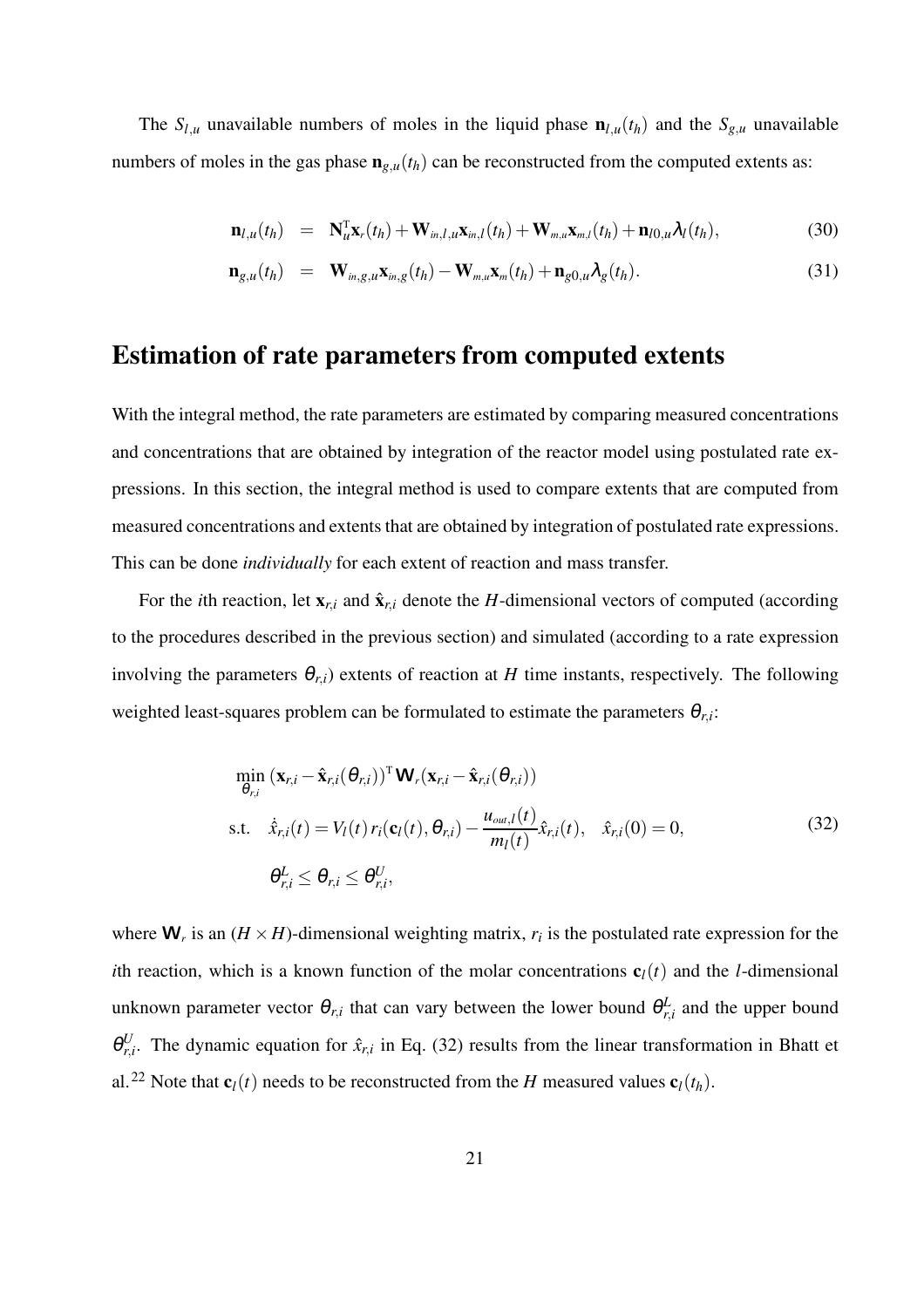The $S_{l,u}$ unavailable numbers of moles in the liquid phase $\mathbf{n}_{l,u}(t_h)$ and the $S_{g,u}$ unavailable numbers of moles in the gas phase $\mathbf{n}_{g,u}(t_h)$ can be reconstructed from the computed extents as:

$$\mathbf{n}_{l,u}(t_h) \;=\; \mathbf{N}_u^{\mathrm{T}}\mathbf{x}_r(t_h) + \mathbf{W}_{in,l,u}\mathbf{x}_{in,l}(t_h) + \mathbf{W}_{m,u}\mathbf{x}_{m,l}(t_h) + \mathbf{n}_{l0,u}\lambda_l(t_h), \tag{30}$$

$$\mathbf{n}_{g,u}(t_h) \;=\; \mathbf{W}_{in,g,u}\mathbf{x}_{in,g}(t_h) - \mathbf{W}_{m,u}\mathbf{x}_m(t_h) + \mathbf{n}_{g0,u}\lambda_g(t_h). \tag{31}$$

# Estimation of rate parameters from computed extents

With the integral method, the rate parameters are estimated by comparing measured concentrations and concentrations that are obtained by integration of the reactor model using postulated rate expressions. In this section, the integral method is used to compare extents that are computed from measured concentrations and extents that are obtained by integration of postulated rate expressions. This can be done *individually* for each extent of reaction and mass transfer.

For the $i$th reaction, let $\mathbf{x}_{r,i}$ and $\hat{\mathbf{x}}_{r,i}$ denote the $H$-dimensional vectors of computed (according to the procedures described in the previous section) and simulated (according to a rate expression involving the parameters $\theta_{r,i}$) extents of reaction at $H$ time instants, respectively. The following weighted least-squares problem can be formulated to estimate the parameters $\theta_{r,i}$:

$$\begin{aligned}
&\min_{\theta_{r,i}} \; (\mathbf{x}_{r,i} - \hat{\mathbf{x}}_{r,i}(\theta_{r,i}))^{\mathrm{T}} \mathbf{W}_r (\mathbf{x}_{r,i} - \hat{\mathbf{x}}_{r,i}(\theta_{r,i})) \\
&\text{s.t.} \quad \dot{\hat{x}}_{r,i}(t) = V_l(t)\, r_i(\mathbf{c}_l(t), \theta_{r,i}) - \frac{u_{out,l}(t)}{m_l(t)} \hat{x}_{r,i}(t), \quad \hat{x}_{r,i}(0) = 0, \\
&\qquad \theta_{r,i}^{L} \leq \theta_{r,i} \leq \theta_{r,i}^{U},
\end{aligned} \tag{32}$$

where $\mathbf{W}_r$ is an $(H \times H)$-dimensional weighting matrix, $r_i$ is the postulated rate expression for the $i$th reaction, which is a known function of the molar concentrations $\mathbf{c}_l(t)$ and the $l$-dimensional unknown parameter vector $\theta_{r,i}$ that can vary between the lower bound $\theta_{r,i}^{L}$ and the upper bound $\theta_{r,i}^{U}$. The dynamic equation for $\hat{x}_{r,i}$ in Eq. (32) results from the linear transformation in Bhatt et al.[22] Note that $\mathbf{c}_l(t)$ needs to be reconstructed from the $H$ measured values $\mathbf{c}_l(t_h)$.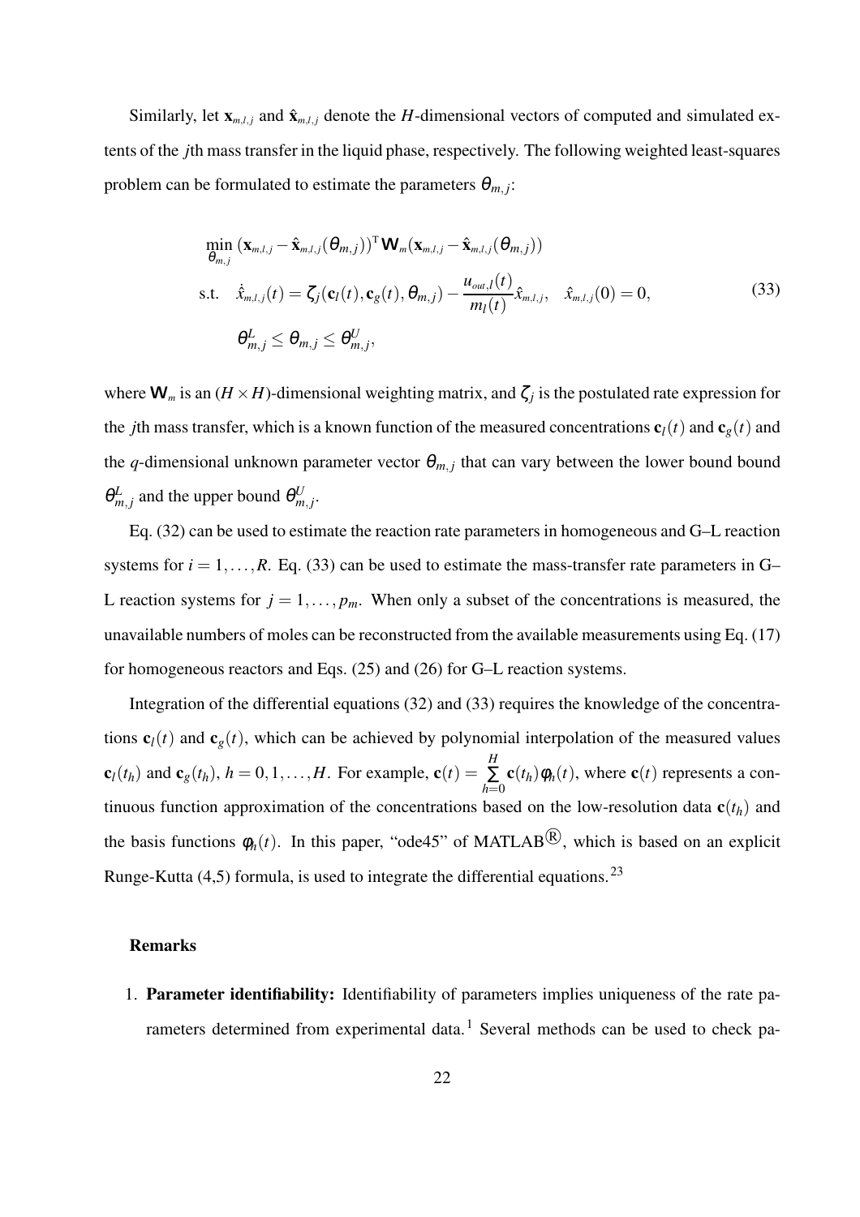Similarly, let $\mathbf{x}_{m,l,j}$ and $\hat{\mathbf{x}}_{m,l,j}$ denote the $H$-dimensional vectors of computed and simulated extents of the $j$th mass transfer in the liquid phase, respectively. The following weighted least-squares problem can be formulated to estimate the parameters $\theta_{m,j}$:

$$
\begin{aligned}
&\min_{\theta_{m,j}} \; (\mathbf{x}_{m,l,j} - \hat{\mathbf{x}}_{m,l,j}(\theta_{m,j}))^{\mathrm{T}} \mathbf{W}_m (\mathbf{x}_{m,l,j} - \hat{\mathbf{x}}_{m,l,j}(\theta_{m,j})) \\
&\text{s.t.} \quad \dot{\hat{x}}_{m,l,j}(t) = \zeta_j(\mathbf{c}_l(t), \mathbf{c}_g(t), \theta_{m,j}) - \frac{u_{out,l}(t)}{m_l(t)} \hat{x}_{m,l,j}, \quad \hat{x}_{m,l,j}(0) = 0, \\
&\qquad \theta_{m,j}^L \leq \theta_{m,j} \leq \theta_{m,j}^U,
\end{aligned}
\tag{33}
$$

where $\mathbf{W}_m$ is an $(H \times H)$-dimensional weighting matrix, and $\zeta_j$ is the postulated rate expression for the $j$th mass transfer, which is a known function of the measured concentrations $\mathbf{c}_l(t)$ and $\mathbf{c}_g(t)$ and the $q$-dimensional unknown parameter vector $\theta_{m,j}$ that can vary between the lower bound bound $\theta_{m,j}^L$ and the upper bound $\theta_{m,j}^U$.

Eq. (32) can be used to estimate the reaction rate parameters in homogeneous and G–L reaction systems for $i = 1, \ldots, R$. Eq. (33) can be used to estimate the mass-transfer rate parameters in G–L reaction systems for $j = 1, \ldots, p_m$. When only a subset of the concentrations is measured, the unavailable numbers of moles can be reconstructed from the available measurements using Eq. (17) for homogeneous reactors and Eqs. (25) and (26) for G–L reaction systems.

Integration of the differential equations (32) and (33) requires the knowledge of the concentrations $\mathbf{c}_l(t)$ and $\mathbf{c}_g(t)$, which can be achieved by polynomial interpolation of the measured values $\mathbf{c}_l(t_h)$ and $\mathbf{c}_g(t_h)$, $h = 0, 1, \ldots, H$. For example, $\mathbf{c}(t) = \sum_{h=0}^{H} \mathbf{c}(t_h) \phi_h(t)$, where $\mathbf{c}(t)$ represents a continuous function approximation of the concentrations based on the low-resolution data $\mathbf{c}(t_h)$ and the basis functions $\phi_h(t)$. In this paper, "ode45" of MATLAB®, which is based on an explicit Runge-Kutta (4,5) formula, is used to integrate the differential equations.[23]

#### Remarks

1. **Parameter identifiability:** Identifiability of parameters implies uniqueness of the rate parameters determined from experimental data.[1] Several methods can be used to check pa-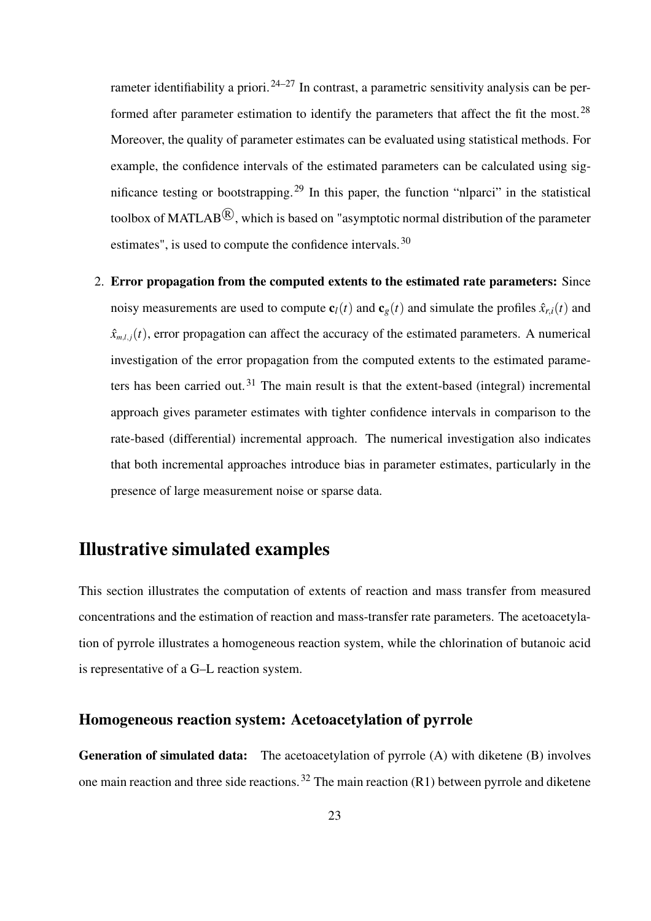rameter identifiability a priori.[24–27] In contrast, a parametric sensitivity analysis can be performed after parameter estimation to identify the parameters that affect the fit the most.[28] Moreover, the quality of parameter estimates can be evaluated using statistical methods. For example, the confidence intervals of the estimated parameters can be calculated using significance testing or bootstrapping.[29] In this paper, the function "nlparci" in the statistical toolbox of MATLAB®, which is based on "asymptotic normal distribution of the parameter estimates", is used to compute the confidence intervals.[30]

2. **Error propagation from the computed extents to the estimated rate parameters:** Since noisy measurements are used to compute $\mathbf{c}_l(t)$ and $\mathbf{c}_g(t)$ and simulate the profiles $\hat{x}_{r,i}(t)$ and $\hat{x}_{m,l,j}(t)$, error propagation can affect the accuracy of the estimated parameters. A numerical investigation of the error propagation from the computed extents to the estimated parameters has been carried out.[31] The main result is that the extent-based (integral) incremental approach gives parameter estimates with tighter confidence intervals in comparison to the rate-based (differential) incremental approach. The numerical investigation also indicates that both incremental approaches introduce bias in parameter estimates, particularly in the presence of large measurement noise or sparse data.

# Illustrative simulated examples

This section illustrates the computation of extents of reaction and mass transfer from measured concentrations and the estimation of reaction and mass-transfer rate parameters. The acetoacetylation of pyrrole illustrates a homogeneous reaction system, while the chlorination of butanoic acid is representative of a G–L reaction system.

## Homogeneous reaction system: Acetoacetylation of pyrrole

**Generation of simulated data:** The acetoacetylation of pyrrole (A) with diketene (B) involves one main reaction and three side reactions.[32] The main reaction (R1) between pyrrole and diketene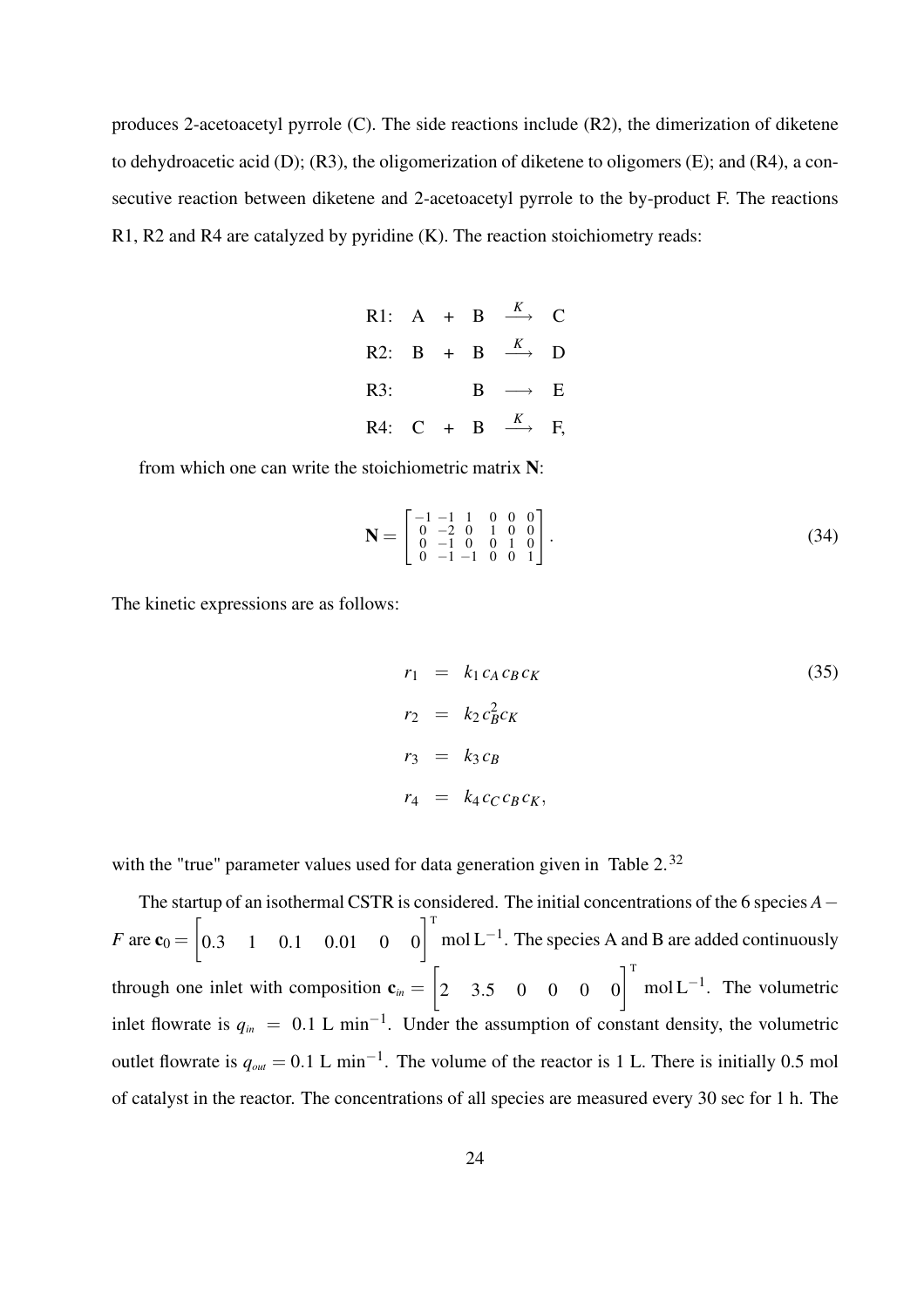produces 2-acetoacetyl pyrrole (C). The side reactions include (R2), the dimerization of diketene to dehydroacetic acid (D); (R3), the oligomerization of diketene to oligomers (E); and (R4), a consecutive reaction between diketene and 2-acetoacetyl pyrrole to the by-product F. The reactions R1, R2 and R4 are catalyzed by pyridine (K). The reaction stoichiometry reads:

$$
\begin{array}{llcccl}
\text{R1:} & A & + & B & \xrightarrow{K} & C \\
\text{R2:} & B & + & B & \xrightarrow{K} & D \\
\text{R3:} & & & B & \longrightarrow & E \\
\text{R4:} & C & + & B & \xrightarrow{K} & F,
\end{array}
$$

from which one can write the stoichiometric matrix $\mathbf{N}$:

$$
\mathbf{N} = \begin{bmatrix} -1 & -1 & 1 & 0 & 0 & 0 \\ 0 & -2 & 0 & 1 & 0 & 0 \\ 0 & -1 & 0 & 0 & 1 & 0 \\ 0 & -1 & -1 & 0 & 0 & 1 \end{bmatrix}. \tag{34}
$$

The kinetic expressions are as follows:

$$
\begin{aligned}
r_1 &= k_1 c_A c_B c_K \\
r_2 &= k_2 c_B^2 c_K \\
r_3 &= k_3 c_B \\
r_4 &= k_4 c_C c_B c_K,
\end{aligned} \tag{35}
$$

with the "true" parameter values used for data generation given in Table 2.[32]

The startup of an isothermal CSTR is considered. The initial concentrations of the 6 species $A-F$ are $\mathbf{c}_0 = \begin{bmatrix} 0.3 & 1 & 0.1 & 0.01 & 0 & 0 \end{bmatrix}^{\mathrm{T}}$ mol L$^{-1}$. The species A and B are added continuously through one inlet with composition $\mathbf{c}_{in} = \begin{bmatrix} 2 & 3.5 & 0 & 0 & 0 & 0 \end{bmatrix}^{\mathrm{T}}$ mol L$^{-1}$. The volumetric inlet flowrate is $q_{in} = 0.1$ L min$^{-1}$. Under the assumption of constant density, the volumetric outlet flowrate is $q_{out} = 0.1$ L min$^{-1}$. The volume of the reactor is 1 L. There is initially 0.5 mol of catalyst in the reactor. The concentrations of all species are measured every 30 sec for 1 h. The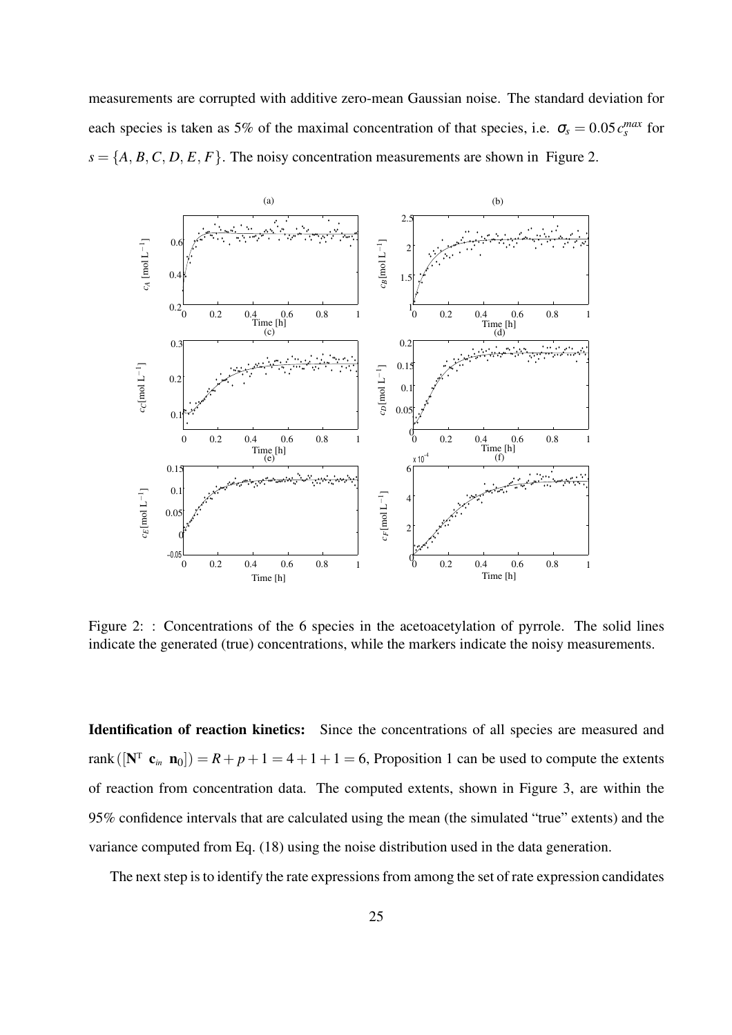measurements are corrupted with additive zero-mean Gaussian noise. The standard deviation for each species is taken as 5% of the maximal concentration of that species, i.e. $\sigma_s = 0.05\, c_s^{max}$ for $s = \{A, B, C, D, E, F\}$. The noisy concentration measurements are shown in Figure 2.

Figure 2: : Concentrations of the 6 species in the acetoacetylation of pyrrole. The solid lines indicate the generated (true) concentrations, while the markers indicate the noisy measurements.

**Identification of reaction kinetics:** Since the concentrations of all species are measured and $\mathrm{rank}\left([\mathbf{N}^{\mathrm{T}}\ \mathbf{c}_{in}\ \mathbf{n}_0]\right) = R + p + 1 = 4 + 1 + 1 = 6$, Proposition 1 can be used to compute the extents of reaction from concentration data. The computed extents, shown in Figure 3, are within the 95% confidence intervals that are calculated using the mean (the simulated "true" extents) and the variance computed from Eq. (18) using the noise distribution used in the data generation.

The next step is to identify the rate expressions from among the set of rate expression candidates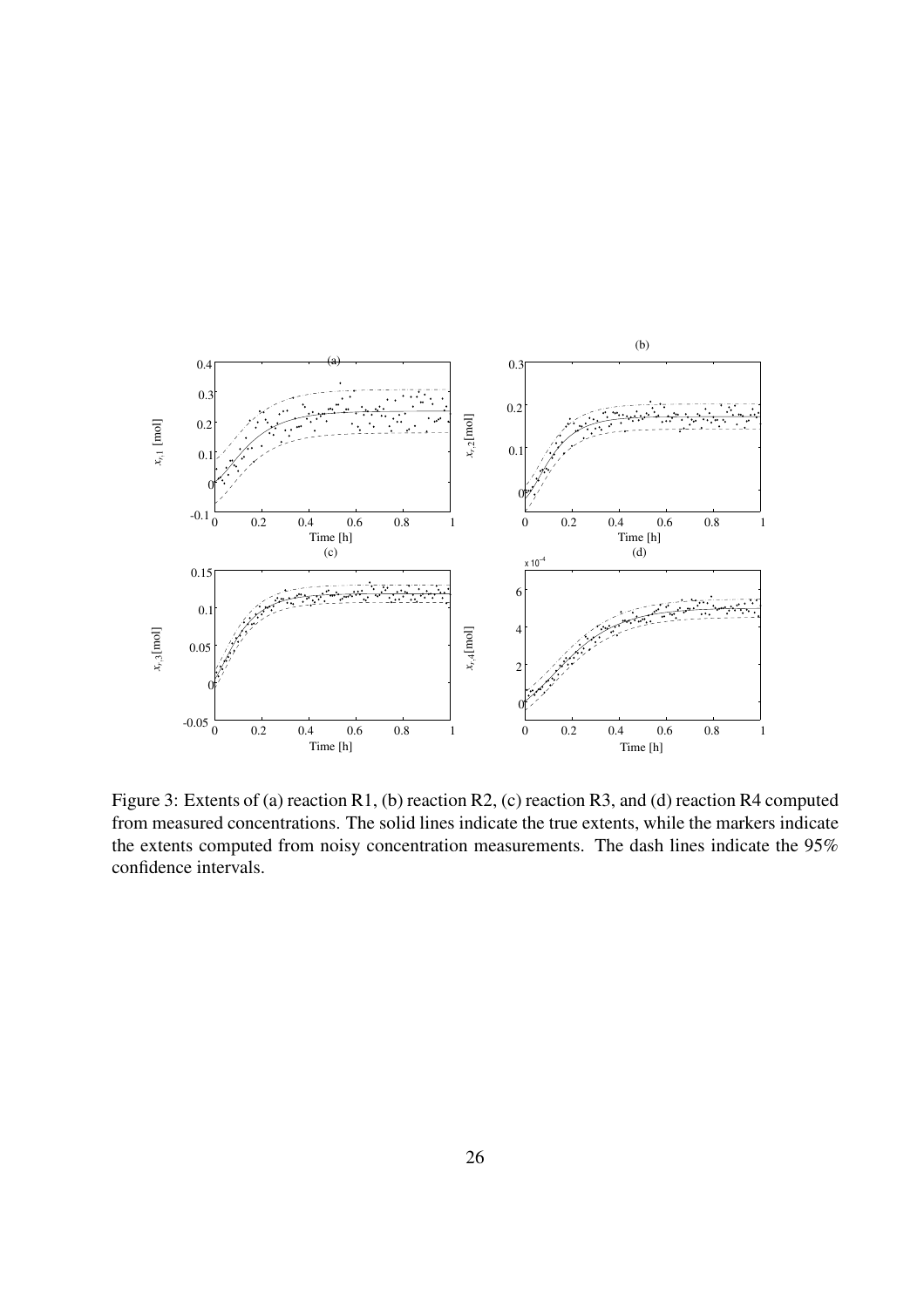Figure 3: Extents of (a) reaction R1, (b) reaction R2, (c) reaction R3, and (d) reaction R4 computed from measured concentrations. The solid lines indicate the true extents, while the markers indicate the extents computed from noisy concentration measurements. The dash lines indicate the 95% confidence intervals.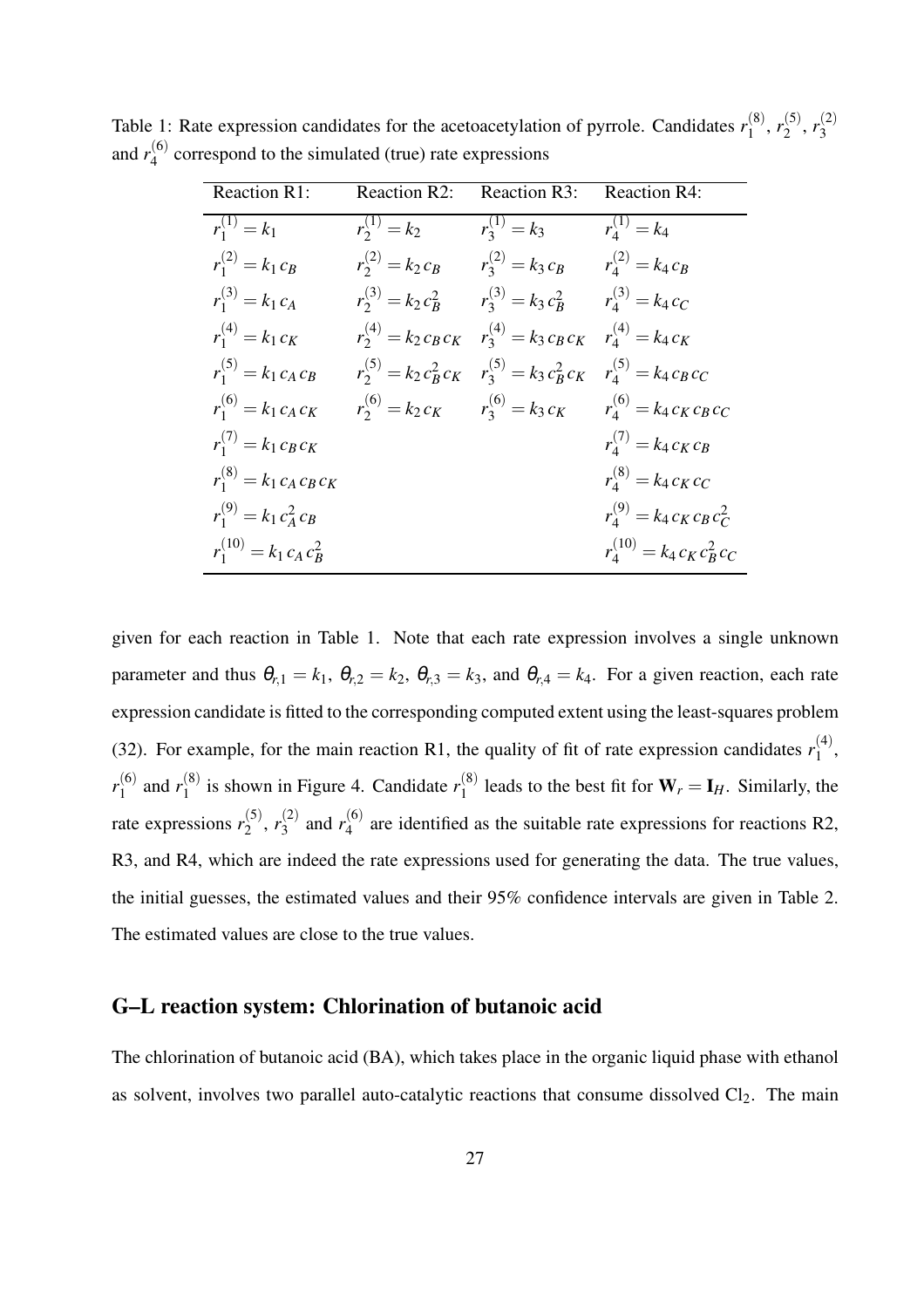Table 1: Rate expression candidates for the acetoacetylation of pyrrole. Candidates $r_1^{(8)}$, $r_2^{(5)}$, $r_3^{(2)}$ and $r_4^{(6)}$ correspond to the simulated (true) rate expressions

| Reaction R1: | Reaction R2: | Reaction R3: | Reaction R4: |
|---|---|---|---|
| $r_1^{(1)} = k_1$ | $r_2^{(1)} = k_2$ | $r_3^{(1)} = k_3$ | $r_4^{(1)} = k_4$ |
| $r_1^{(2)} = k_1\,c_B$ | $r_2^{(2)} = k_2\,c_B$ | $r_3^{(2)} = k_3\,c_B$ | $r_4^{(2)} = k_4\,c_B$ |
| $r_1^{(3)} = k_1\,c_A$ | $r_2^{(3)} = k_2\,c_B^2$ | $r_3^{(3)} = k_3\,c_B^2$ | $r_4^{(3)} = k_4\,c_C$ |
| $r_1^{(4)} = k_1\,c_K$ | $r_2^{(4)} = k_2\,c_B\,c_K$ | $r_3^{(4)} = k_3\,c_B\,c_K$ | $r_4^{(4)} = k_4\,c_K$ |
| $r_1^{(5)} = k_1\,c_A\,c_B$ | $r_2^{(5)} = k_2\,c_B^2\,c_K$ | $r_3^{(5)} = k_3\,c_B^2\,c_K$ | $r_4^{(5)} = k_4\,c_B\,c_C$ |
| $r_1^{(6)} = k_1\,c_A\,c_K$ | $r_2^{(6)} = k_2\,c_K$ | $r_3^{(6)} = k_3\,c_K$ | $r_4^{(6)} = k_4\,c_K\,c_B\,c_C$ |
| $r_1^{(7)} = k_1\,c_B\,c_K$ | | | $r_4^{(7)} = k_4\,c_K\,c_B$ |
| $r_1^{(8)} = k_1\,c_A\,c_B\,c_K$ | | | $r_4^{(8)} = k_4\,c_K\,c_C$ |
| $r_1^{(9)} = k_1\,c_A^2\,c_B$ | | | $r_4^{(9)} = k_4\,c_K\,c_B\,c_C^2$ |
| $r_1^{(10)} = k_1\,c_A\,c_B^2$ | | | $r_4^{(10)} = k_4\,c_K\,c_B^2\,c_C$ |

given for each reaction in Table 1. Note that each rate expression involves a single unknown parameter and thus $\theta_{r,1} = k_1$, $\theta_{r,2} = k_2$, $\theta_{r,3} = k_3$, and $\theta_{r,4} = k_4$. For a given reaction, each rate expression candidate is fitted to the corresponding computed extent using the least-squares problem (32). For example, for the main reaction R1, the quality of fit of rate expression candidates $r_1^{(4)}$, $r_1^{(6)}$ and $r_1^{(8)}$ is shown in Figure 4. Candidate $r_1^{(8)}$ leads to the best fit for $\mathbf{W}_r = \mathbf{I}_H$. Similarly, the rate expressions $r_2^{(5)}$, $r_3^{(2)}$ and $r_4^{(6)}$ are identified as the suitable rate expressions for reactions R2, R3, and R4, which are indeed the rate expressions used for generating the data. The true values, the initial guesses, the estimated values and their 95% confidence intervals are given in Table 2. The estimated values are close to the true values.

## G–L reaction system: Chlorination of butanoic acid

The chlorination of butanoic acid (BA), which takes place in the organic liquid phase with ethanol as solvent, involves two parallel auto-catalytic reactions that consume dissolved $Cl_2$. The main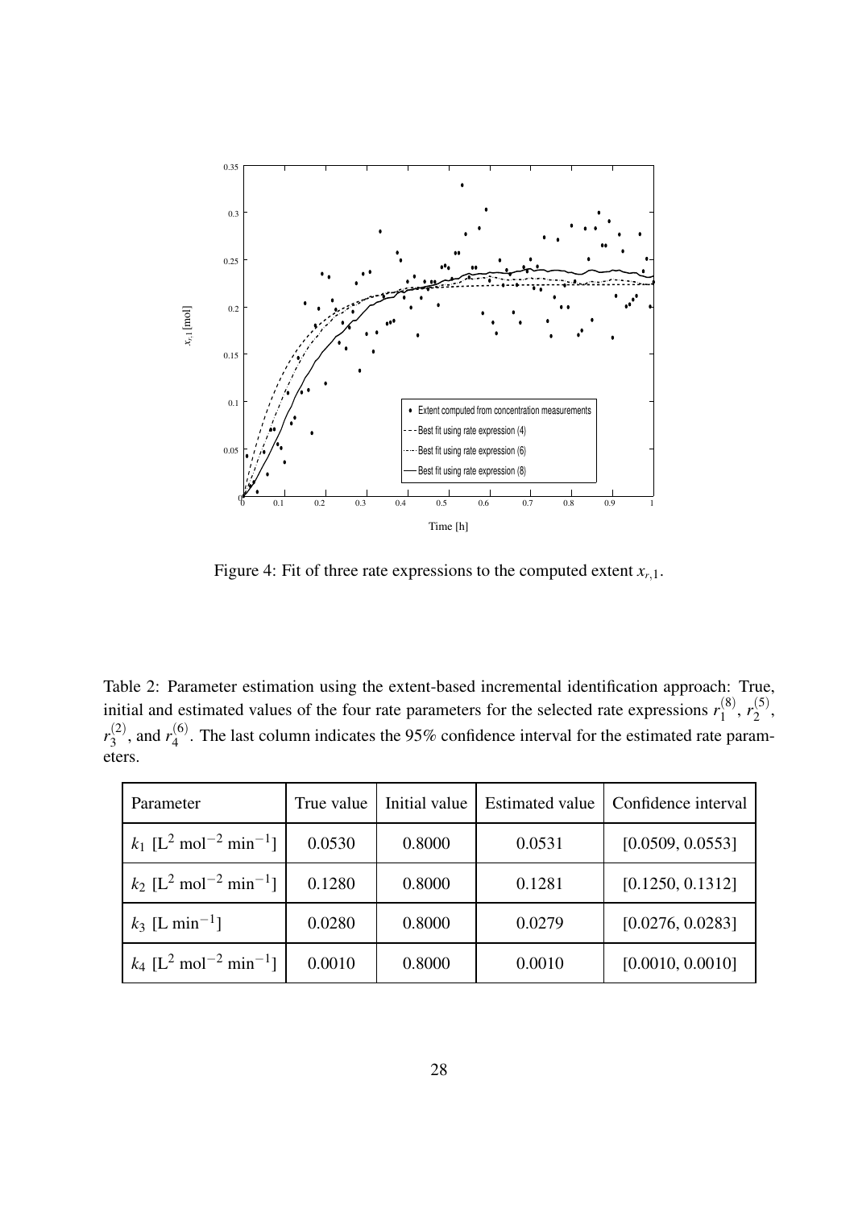Figure 4: Fit of three rate expressions to the computed extent $x_{r,1}$.

Table 2: Parameter estimation using the extent-based incremental identification approach: True, initial and estimated values of the four rate parameters for the selected rate expressions $r_1^{(8)}$, $r_2^{(5)}$, $r_3^{(2)}$, and $r_4^{(6)}$. The last column indicates the 95% confidence interval for the estimated rate parameters.

| Parameter | True value | Initial value | Estimated value | Confidence interval |
| --- | --- | --- | --- | --- |
| $k_1$ [$\mathrm{L}^2\ \mathrm{mol}^{-2}\ \mathrm{min}^{-1}$] | 0.0530 | 0.8000 | 0.0531 | [0.0509, 0.0553] |
| $k_2$ [$\mathrm{L}^2\ \mathrm{mol}^{-2}\ \mathrm{min}^{-1}$] | 0.1280 | 0.8000 | 0.1281 | [0.1250, 0.1312] |
| $k_3$ [$\mathrm{L}\ \mathrm{min}^{-1}$] | 0.0280 | 0.8000 | 0.0279 | [0.0276, 0.0283] |
| $k_4$ [$\mathrm{L}^2\ \mathrm{mol}^{-2}\ \mathrm{min}^{-1}$] | 0.0010 | 0.8000 | 0.0010 | [0.0010, 0.0010] |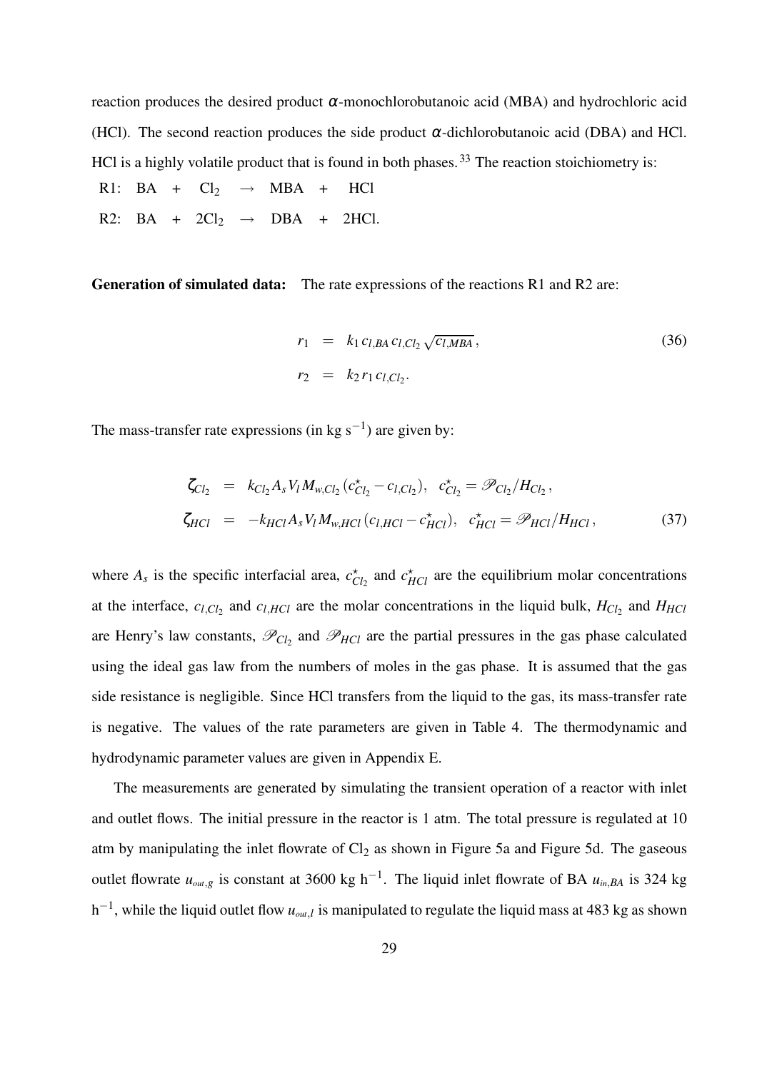reaction produces the desired product $\alpha$-monochlorobutanoic acid (MBA) and hydrochloric acid (HCl). The second reaction produces the side product $\alpha$-dichlorobutanoic acid (DBA) and HCl. HCl is a highly volatile product that is found in both phases.[33] The reaction stoichiometry is:

R1: BA + $Cl_2$ $\rightarrow$ MBA + HCl

R2: BA + $2Cl_2$ $\rightarrow$ DBA + 2HCl.

**Generation of simulated data:** The rate expressions of the reactions R1 and R2 are:

$$
\begin{aligned}
r_1 &= k_1 \, c_{l,BA} \, c_{l,Cl_2} \sqrt{c_{l,MBA}}, \\
r_2 &= k_2 \, r_1 \, c_{l,Cl_2}.
\end{aligned} \tag{36}
$$

The mass-transfer rate expressions (in kg s$^{-1}$) are given by:

$$
\begin{aligned}
\zeta_{Cl_2} &= k_{Cl_2} A_s V_l M_{w,Cl_2} (c^{\star}_{Cl_2} - c_{l,Cl_2}), \quad c^{\star}_{Cl_2} = \mathscr{P}_{Cl_2}/H_{Cl_2}, \\
\zeta_{HCl} &= -k_{HCl} A_s V_l M_{w,HCl} (c_{l,HCl} - c^{\star}_{HCl}), \quad c^{\star}_{HCl} = \mathscr{P}_{HCl}/H_{HCl},
\end{aligned} \tag{37}
$$

where $A_s$ is the specific interfacial area, $c^{\star}_{Cl_2}$ and $c^{\star}_{HCl}$ are the equilibrium molar concentrations at the interface, $c_{l,Cl_2}$ and $c_{l,HCl}$ are the molar concentrations in the liquid bulk, $H_{Cl_2}$ and $H_{HCl}$ are Henry's law constants, $\mathscr{P}_{Cl_2}$ and $\mathscr{P}_{HCl}$ are the partial pressures in the gas phase calculated using the ideal gas law from the numbers of moles in the gas phase. It is assumed that the gas side resistance is negligible. Since HCl transfers from the liquid to the gas, its mass-transfer rate is negative. The values of the rate parameters are given in Table 4. The thermodynamic and hydrodynamic parameter values are given in Appendix E.

The measurements are generated by simulating the transient operation of a reactor with inlet and outlet flows. The initial pressure in the reactor is 1 atm. The total pressure is regulated at 10 atm by manipulating the inlet flowrate of $Cl_2$ as shown in Figure 5a and Figure 5d. The gaseous outlet flowrate $u_{out,g}$ is constant at 3600 kg h$^{-1}$. The liquid inlet flowrate of BA $u_{in,BA}$ is 324 kg h$^{-1}$, while the liquid outlet flow $u_{out,l}$ is manipulated to regulate the liquid mass at 483 kg as shown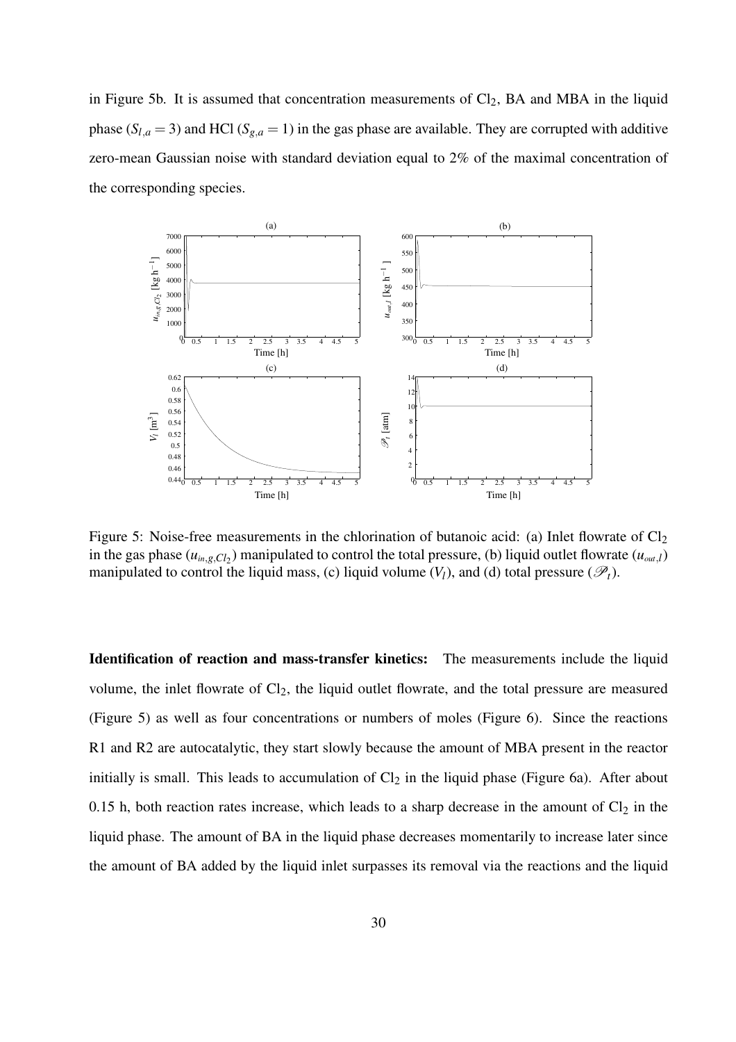in Figure 5b. It is assumed that concentration measurements of $Cl_2$, BA and MBA in the liquid phase ($S_{l,a} = 3$) and HCl ($S_{g,a} = 1$) in the gas phase are available. They are corrupted with additive zero-mean Gaussian noise with standard deviation equal to 2% of the maximal concentration of the corresponding species.

Figure 5: Noise-free measurements in the chlorination of butanoic acid: (a) Inlet flowrate of $Cl_2$ in the gas phase ($u_{in,g,Cl_2}$) manipulated to control the total pressure, (b) liquid outlet flowrate ($u_{out,l}$) manipulated to control the liquid mass, (c) liquid volume ($V_l$), and (d) total pressure ($\mathscr{P}_t$).

**Identification of reaction and mass-transfer kinetics:** The measurements include the liquid volume, the inlet flowrate of $Cl_2$, the liquid outlet flowrate, and the total pressure are measured (Figure 5) as well as four concentrations or numbers of moles (Figure 6). Since the reactions R1 and R2 are autocatalytic, they start slowly because the amount of MBA present in the reactor initially is small. This leads to accumulation of $Cl_2$ in the liquid phase (Figure 6a). After about 0.15 h, both reaction rates increase, which leads to a sharp decrease in the amount of $Cl_2$ in the liquid phase. The amount of BA in the liquid phase decreases momentarily to increase later since the amount of BA added by the liquid inlet surpasses its removal via the reactions and the liquid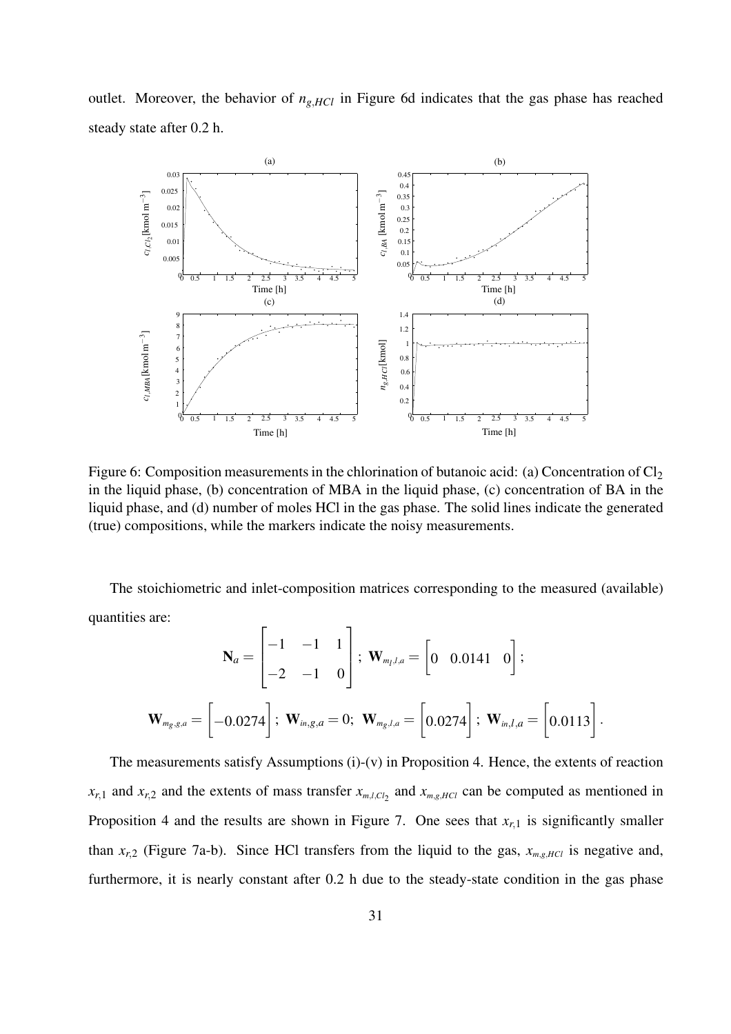outlet. Moreover, the behavior of $n_{g,HCl}$ in Figure 6d indicates that the gas phase has reached steady state after 0.2 h.

Figure 6: Composition measurements in the chlorination of butanoic acid: (a) Concentration of $Cl_2$ in the liquid phase, (b) concentration of MBA in the liquid phase, (c) concentration of BA in the liquid phase, and (d) number of moles HCl in the gas phase. The solid lines indicate the generated (true) compositions, while the markers indicate the noisy measurements.

The stoichiometric and inlet-composition matrices corresponding to the measured (available) quantities are:

$$\mathbf{N}_a = \begin{bmatrix} -1 & -1 & 1 \\ -2 & -1 & 0 \end{bmatrix}; \; \mathbf{W}_{m_l,l,a} = \begin{bmatrix} 0 & 0.0141 & 0 \end{bmatrix};$$

$$\mathbf{W}_{m_g,g,a} = \begin{bmatrix} -0.0274 \end{bmatrix}; \; \mathbf{W}_{in,g,a} = 0; \; \mathbf{W}_{m_g,l,a} = \begin{bmatrix} 0.0274 \end{bmatrix}; \; \mathbf{W}_{in,l,a} = \begin{bmatrix} 0.0113 \end{bmatrix}.$$

The measurements satisfy Assumptions (i)-(v) in Proposition 4. Hence, the extents of reaction $x_{r,1}$ and $x_{r,2}$ and the extents of mass transfer $x_{m,l,Cl_2}$ and $x_{m,g,HCl}$ can be computed as mentioned in Proposition 4 and the results are shown in Figure 7. One sees that $x_{r,1}$ is significantly smaller than $x_{r,2}$ (Figure 7a-b). Since HCl transfers from the liquid to the gas, $x_{m,g,HCl}$ is negative and, furthermore, it is nearly constant after 0.2 h due to the steady-state condition in the gas phase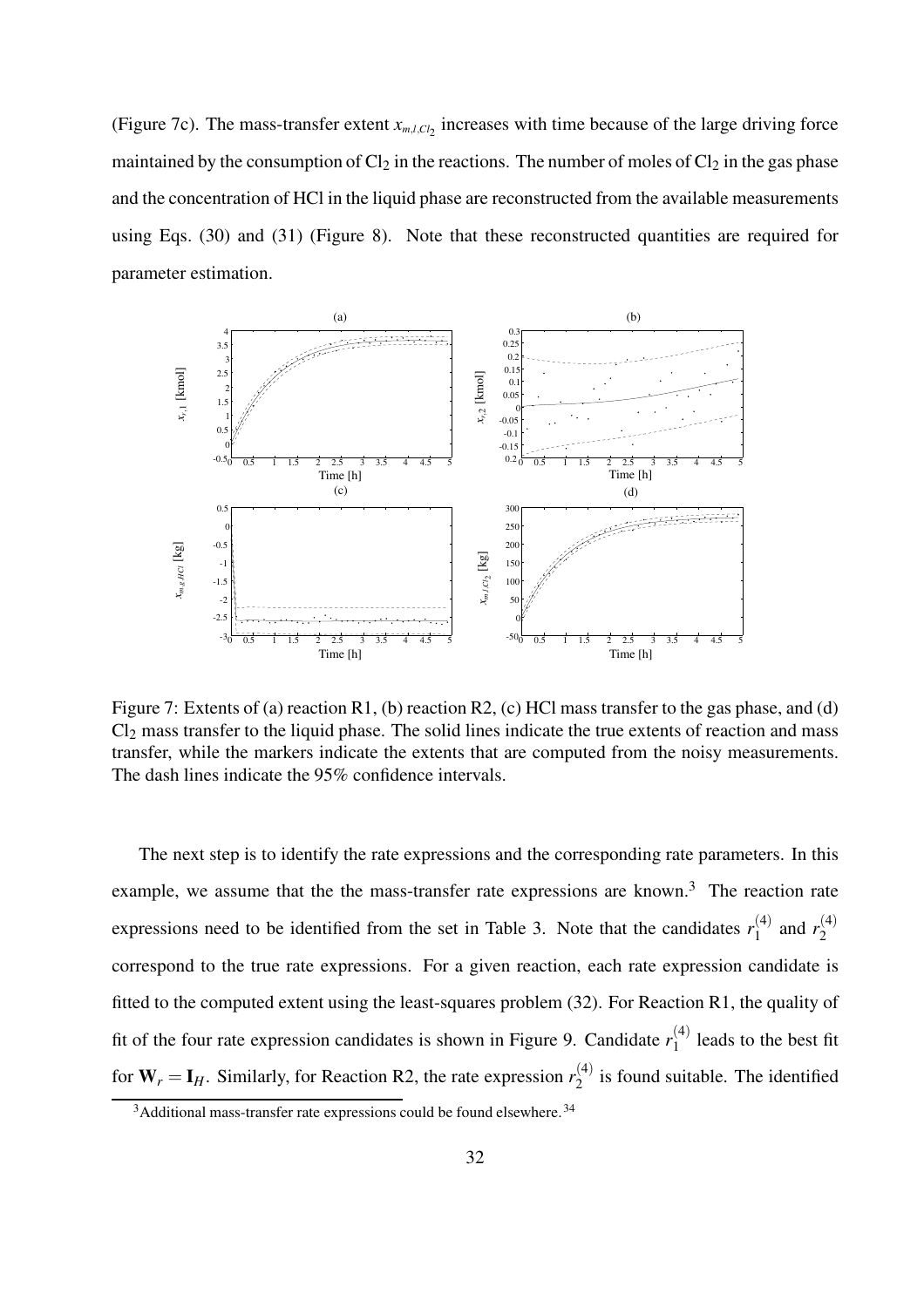(Figure 7c). The mass-transfer extent $x_{m,l,Cl_2}$ increases with time because of the large driving force maintained by the consumption of $Cl_2$ in the reactions. The number of moles of $Cl_2$ in the gas phase and the concentration of HCl in the liquid phase are reconstructed from the available measurements using Eqs. (30) and (31) (Figure 8). Note that these reconstructed quantities are required for parameter estimation.

Figure 7: Extents of (a) reaction R1, (b) reaction R2, (c) HCl mass transfer to the gas phase, and (d) $Cl_2$ mass transfer to the liquid phase. The solid lines indicate the true extents of reaction and mass transfer, while the markers indicate the extents that are computed from the noisy measurements. The dash lines indicate the 95% confidence intervals.

The next step is to identify the rate expressions and the corresponding rate parameters. In this example, we assume that the the mass-transfer rate expressions are known.[3] The reaction rate expressions need to be identified from the set in Table 3. Note that the candidates $r_1^{(4)}$ and $r_2^{(4)}$ correspond to the true rate expressions. For a given reaction, each rate expression candidate is fitted to the computed extent using the least-squares problem (32). For Reaction R1, the quality of fit of the four rate expression candidates is shown in Figure 9. Candidate $r_1^{(4)}$ leads to the best fit for $\mathbf{W}_r = \mathbf{I}_H$. Similarly, for Reaction R2, the rate expression $r_2^{(4)}$ is found suitable. The identified

[3] Additional mass-transfer rate expressions could be found elsewhere.[34]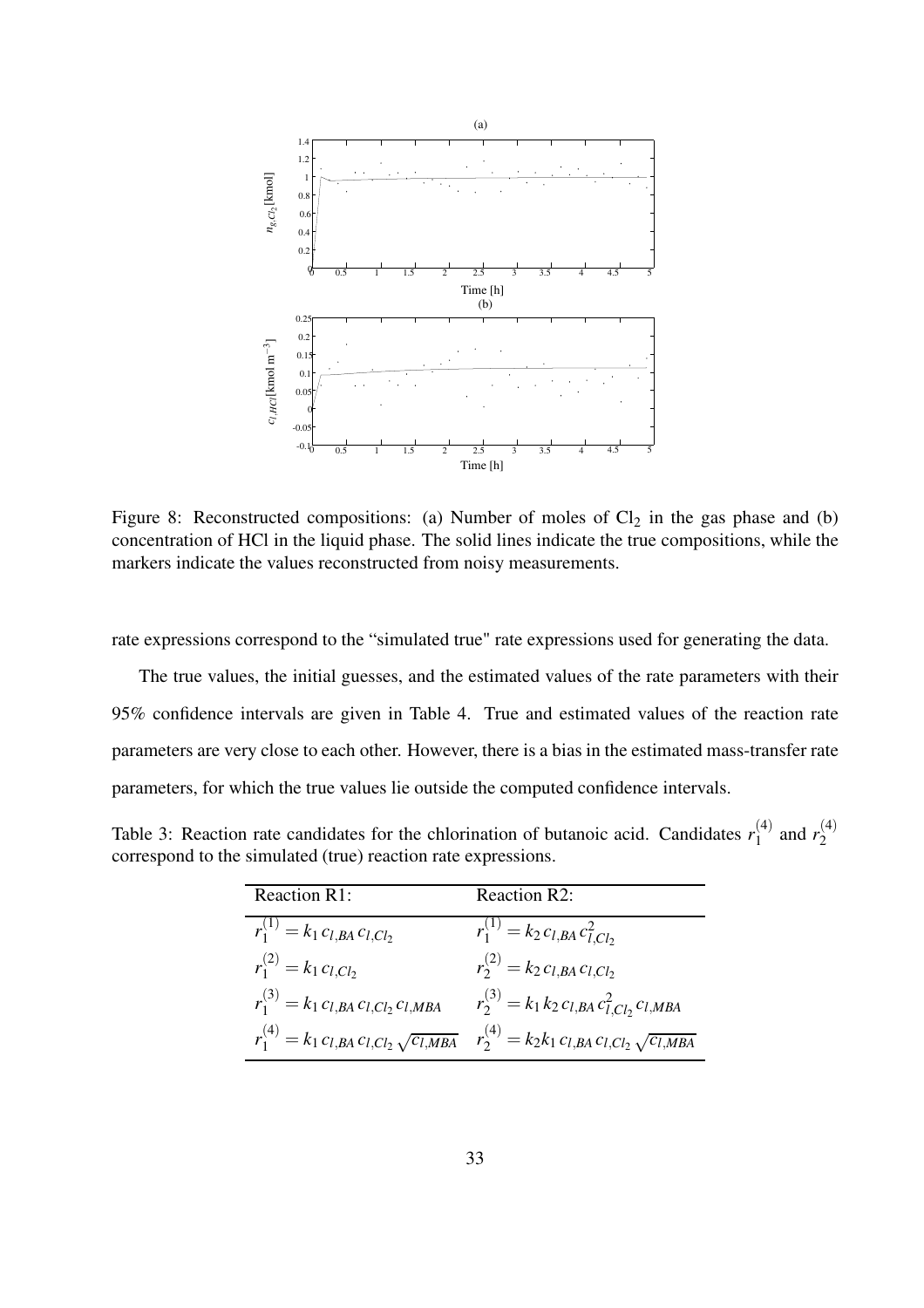Figure 8: Reconstructed compositions: (a) Number of moles of $Cl_2$ in the gas phase and (b) concentration of HCl in the liquid phase. The solid lines indicate the true compositions, while the markers indicate the values reconstructed from noisy measurements.

rate expressions correspond to the "simulated true" rate expressions used for generating the data.

The true values, the initial guesses, and the estimated values of the rate parameters with their 95% confidence intervals are given in Table 4. True and estimated values of the reaction rate parameters are very close to each other. However, there is a bias in the estimated mass-transfer rate parameters, for which the true values lie outside the computed confidence intervals.

Table 3: Reaction rate candidates for the chlorination of butanoic acid. Candidates $r_1^{(4)}$ and $r_2^{(4)}$ correspond to the simulated (true) reaction rate expressions.

| Reaction R1: | Reaction R2: |
| --- | --- |
| $r_1^{(1)} = k_1\, c_{l,BA}\, c_{l,Cl_2}$ | $r_1^{(1)} = k_2\, c_{l,BA}\, c_{l,Cl_2}^2$ |
| $r_1^{(2)} = k_1\, c_{l,Cl_2}$ | $r_2^{(2)} = k_2\, c_{l,BA}\, c_{l,Cl_2}$ |
| $r_1^{(3)} = k_1\, c_{l,BA}\, c_{l,Cl_2}\, c_{l,MBA}$ | $r_2^{(3)} = k_1\, k_2\, c_{l,BA}\, c_{l,Cl_2}^2\, c_{l,MBA}$ |
| $r_1^{(4)} = k_1\, c_{l,BA}\, c_{l,Cl_2}\, \sqrt{c_{l,MBA}}$ | $r_2^{(4)} = k_2 k_1\, c_{l,BA}\, c_{l,Cl_2}\, \sqrt{c_{l,MBA}}$ |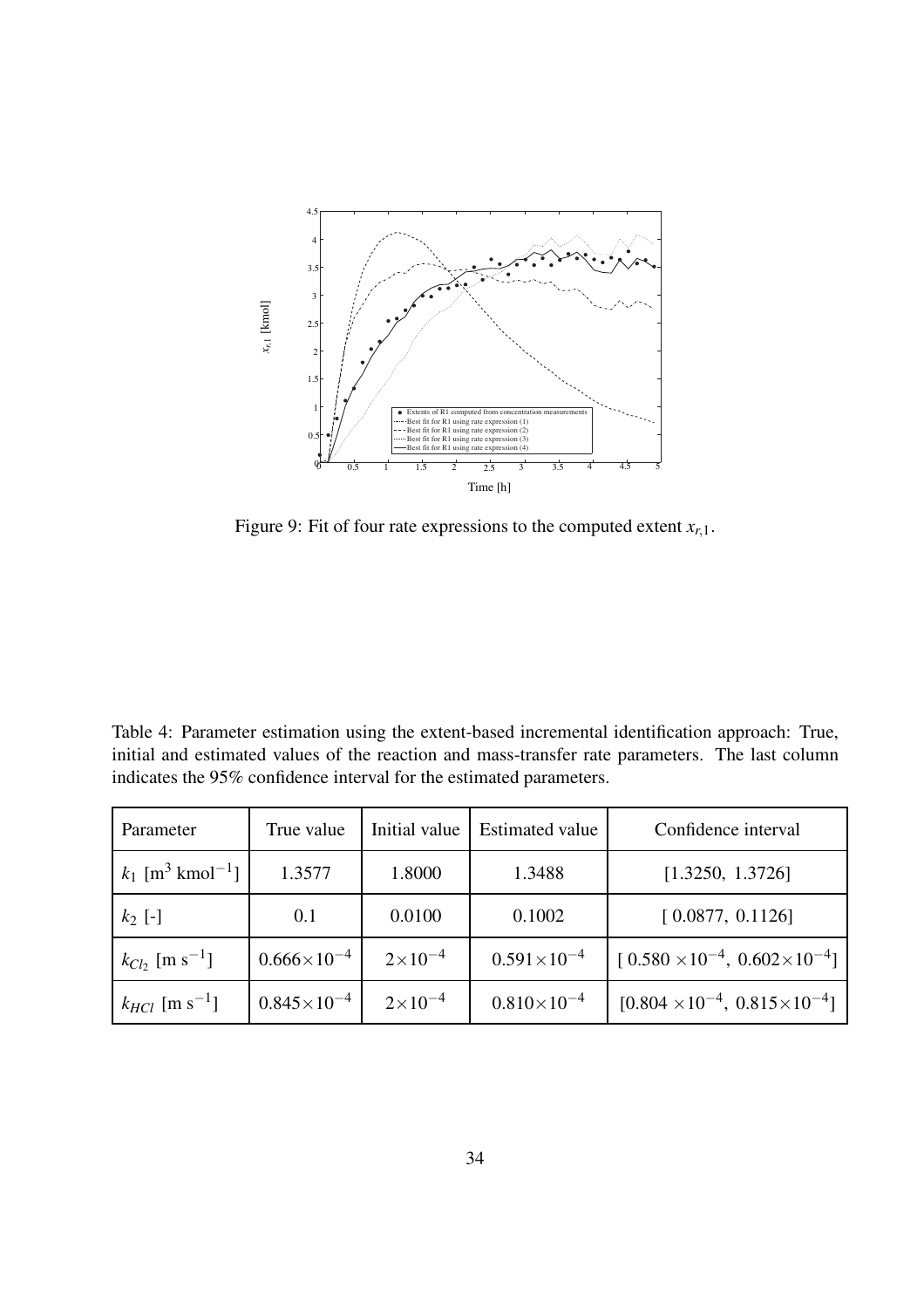Figure 9: Fit of four rate expressions to the computed extent $x_{r,1}$.

Table 4: Parameter estimation using the extent-based incremental identification approach: True, initial and estimated values of the reaction and mass-transfer rate parameters. The last column indicates the 95% confidence interval for the estimated parameters.

| Parameter | True value | Initial value | Estimated value | Confidence interval |
|---|---|---|---|---|
| $k_1$ [$m^3$ $kmol^{-1}$] | 1.3577 | 1.8000 | 1.3488 | [1.3250, 1.3726] |
| $k_2$ [-] | 0.1 | 0.0100 | 0.1002 | [ 0.0877, 0.1126] |
| $k_{Cl_2}$ [m $s^{-1}$] | $0.666\times10^{-4}$ | $2\times10^{-4}$ | $0.591\times10^{-4}$ | [ $0.580\times10^{-4}$, $0.602\times10^{-4}$] |
| $k_{HCl}$ [m $s^{-1}$] | $0.845\times10^{-4}$ | $2\times10^{-4}$ | $0.810\times10^{-4}$ | [$0.804\times10^{-4}$, $0.815\times10^{-4}$] |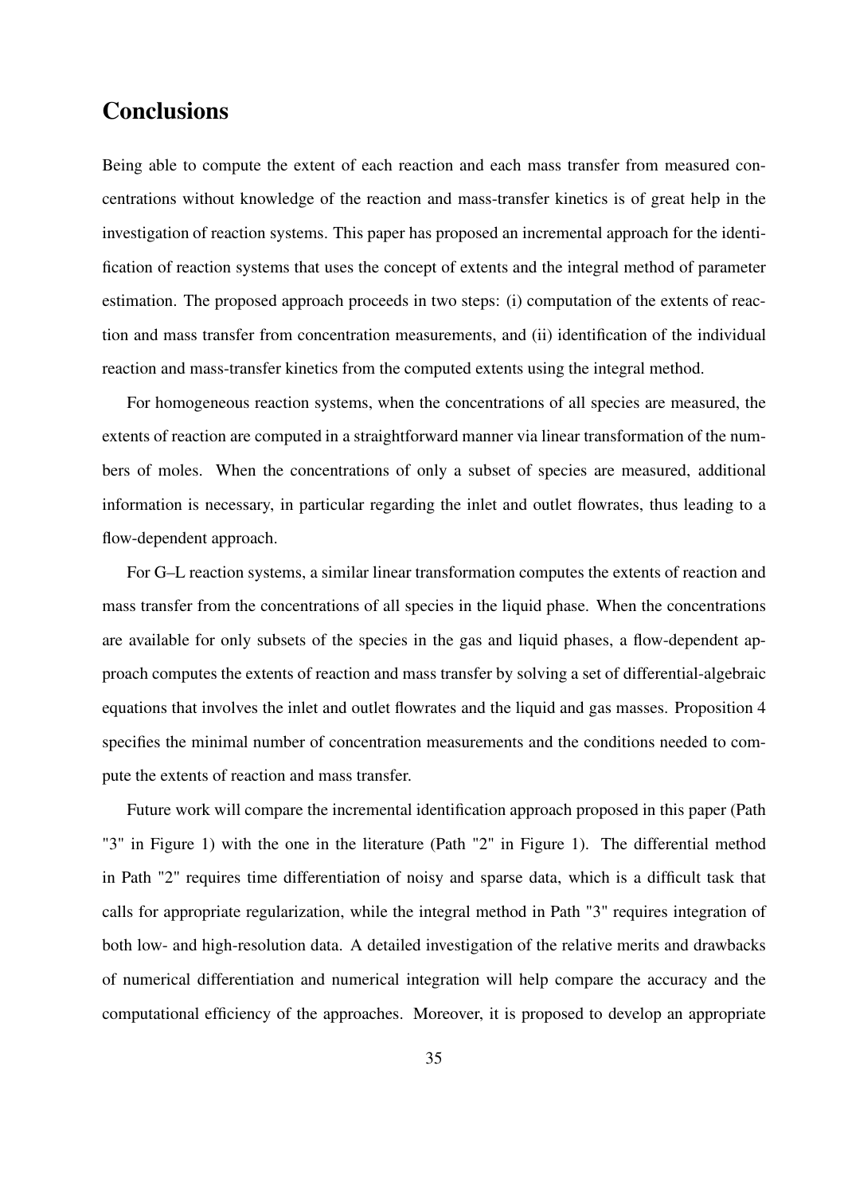## Conclusions

Being able to compute the extent of each reaction and each mass transfer from measured concentrations without knowledge of the reaction and mass-transfer kinetics is of great help in the investigation of reaction systems. This paper has proposed an incremental approach for the identification of reaction systems that uses the concept of extents and the integral method of parameter estimation. The proposed approach proceeds in two steps: (i) computation of the extents of reaction and mass transfer from concentration measurements, and (ii) identification of the individual reaction and mass-transfer kinetics from the computed extents using the integral method.

For homogeneous reaction systems, when the concentrations of all species are measured, the extents of reaction are computed in a straightforward manner via linear transformation of the numbers of moles. When the concentrations of only a subset of species are measured, additional information is necessary, in particular regarding the inlet and outlet flowrates, thus leading to a flow-dependent approach.

For G–L reaction systems, a similar linear transformation computes the extents of reaction and mass transfer from the concentrations of all species in the liquid phase. When the concentrations are available for only subsets of the species in the gas and liquid phases, a flow-dependent approach computes the extents of reaction and mass transfer by solving a set of differential-algebraic equations that involves the inlet and outlet flowrates and the liquid and gas masses. Proposition 4 specifies the minimal number of concentration measurements and the conditions needed to compute the extents of reaction and mass transfer.

Future work will compare the incremental identification approach proposed in this paper (Path "3" in Figure 1) with the one in the literature (Path "2" in Figure 1). The differential method in Path "2" requires time differentiation of noisy and sparse data, which is a difficult task that calls for appropriate regularization, while the integral method in Path "3" requires integration of both low- and high-resolution data. A detailed investigation of the relative merits and drawbacks of numerical differentiation and numerical integration will help compare the accuracy and the computational efficiency of the approaches. Moreover, it is proposed to develop an appropriate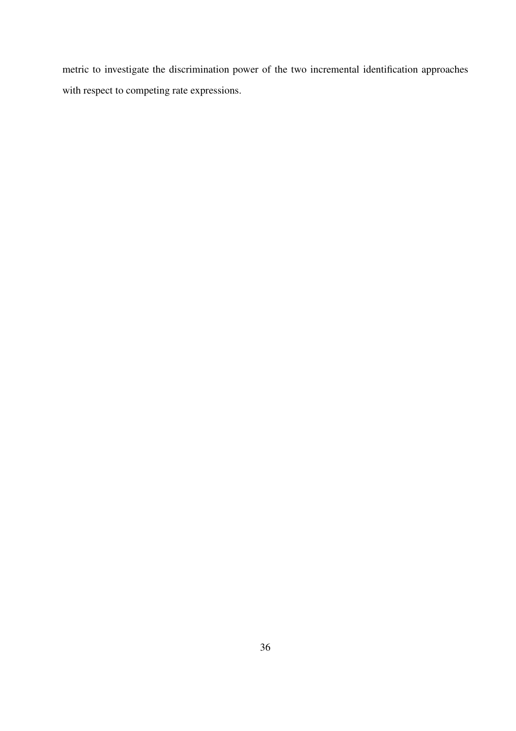metric to investigate the discrimination power of the two incremental identification approaches with respect to competing rate expressions.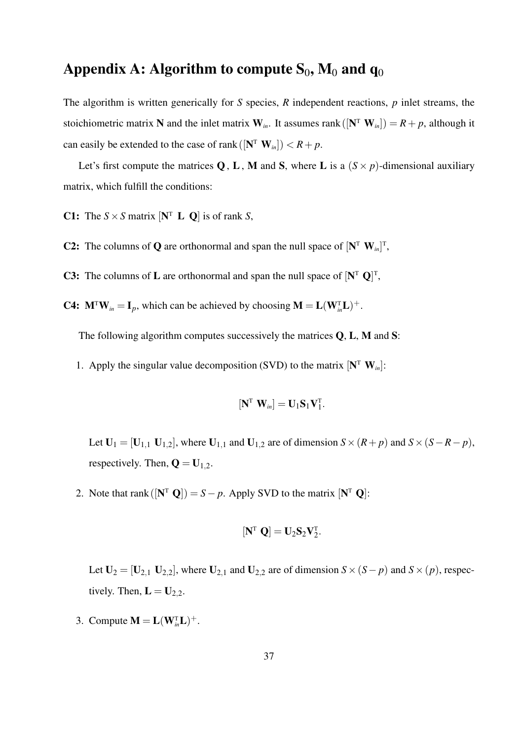# Appendix A: Algorithm to compute $\mathbf{S}_0$, $\mathbf{M}_0$ and $\mathbf{q}_0$

The algorithm is written generically for $S$ species, $R$ independent reactions, $p$ inlet streams, the stoichiometric matrix $\mathbf{N}$ and the inlet matrix $\mathbf{W}_{in}$. It assumes $\text{rank}([\mathbf{N}^{\mathrm{T}}\ \mathbf{W}_{in}]) = R + p$, although it can easily be extended to the case of $\text{rank}([\mathbf{N}^{\mathrm{T}}\ \mathbf{W}_{in}]) < R + p$.

Let's first compute the matrices $\mathbf{Q}$, $\mathbf{L}$, $\mathbf{M}$ and $\mathbf{S}$, where $\mathbf{L}$ is a $(S \times p)$-dimensional auxiliary matrix, which fulfill the conditions:

**C1:** The $S \times S$ matrix $[\mathbf{N}^{\mathrm{T}}\ \mathbf{L}\ \mathbf{Q}]$ is of rank $S$,

**C2:** The columns of $\mathbf{Q}$ are orthonormal and span the null space of $[\mathbf{N}^{\mathrm{T}}\ \mathbf{W}_{in}]^{\mathrm{T}}$,

**C3:** The columns of $\mathbf{L}$ are orthonormal and span the null space of $[\mathbf{N}^{\mathrm{T}}\ \mathbf{Q}]^{\mathrm{T}}$,

**C4:** $\mathbf{M}^{\mathrm{T}}\mathbf{W}_{in} = \mathbf{I}_p$, which can be achieved by choosing $\mathbf{M} = \mathbf{L}(\mathbf{W}_{in}^{\mathrm{T}}\mathbf{L})^{+}$.

The following algorithm computes successively the matrices $\mathbf{Q}$, $\mathbf{L}$, $\mathbf{M}$ and $\mathbf{S}$:

1. Apply the singular value decomposition (SVD) to the matrix $[\mathbf{N}^{\mathrm{T}}\ \mathbf{W}_{in}]$:

$$[\mathbf{N}^{\mathrm{T}}\ \mathbf{W}_{in}] = \mathbf{U}_1\mathbf{S}_1\mathbf{V}_1^{\mathrm{T}}.$$

   Let $\mathbf{U}_1 = [\mathbf{U}_{1,1}\ \mathbf{U}_{1,2}]$, where $\mathbf{U}_{1,1}$ and $\mathbf{U}_{1,2}$ are of dimension $S \times (R+p)$ and $S \times (S-R-p)$, respectively. Then, $\mathbf{Q} = \mathbf{U}_{1,2}$.

2. Note that $\text{rank}([\mathbf{N}^{\mathrm{T}}\ \mathbf{Q}]) = S - p$. Apply SVD to the matrix $[\mathbf{N}^{\mathrm{T}}\ \mathbf{Q}]$:

$$[\mathbf{N}^{\mathrm{T}}\ \mathbf{Q}] = \mathbf{U}_2\mathbf{S}_2\mathbf{V}_2^{\mathrm{T}}.$$

   Let $\mathbf{U}_2 = [\mathbf{U}_{2,1}\ \mathbf{U}_{2,2}]$, where $\mathbf{U}_{2,1}$ and $\mathbf{U}_{2,2}$ are of dimension $S \times (S-p)$ and $S \times (p)$, respectively. Then, $\mathbf{L} = \mathbf{U}_{2,2}$.

3. Compute $\mathbf{M} = \mathbf{L}(\mathbf{W}_{in}^{\mathrm{T}}\mathbf{L})^{+}$.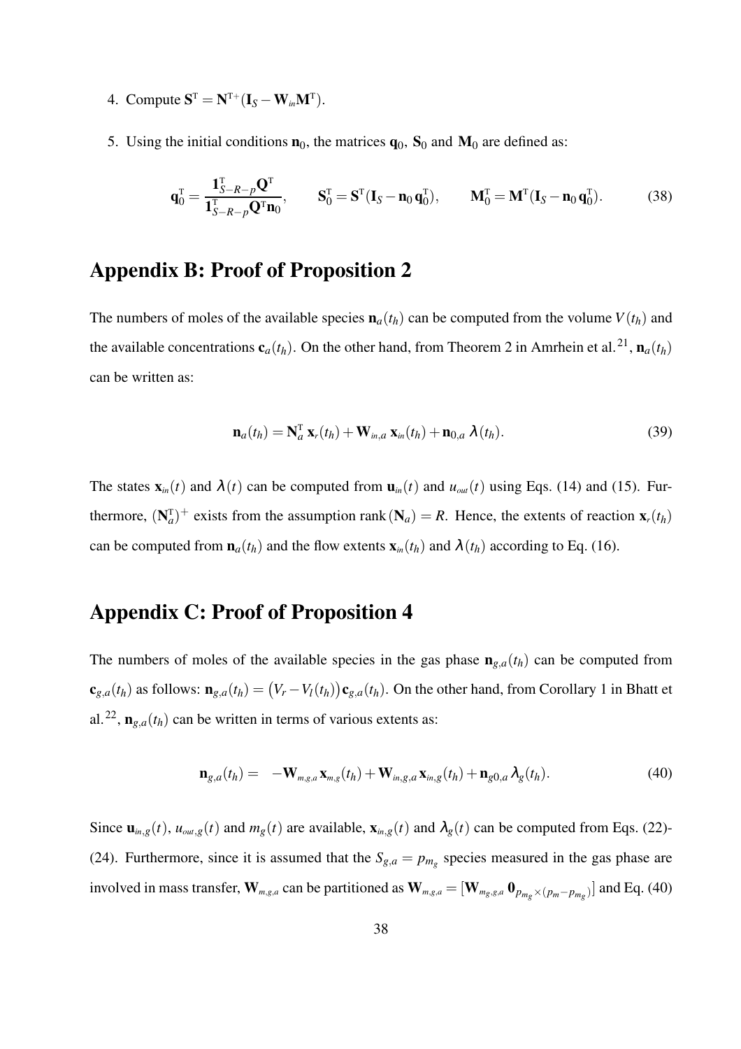4. Compute $\mathbf{S}^{\mathrm{T}} = \mathbf{N}^{\mathrm{T}+}(\mathbf{I}_S - \mathbf{W}_{in}\mathbf{M}^{\mathrm{T}})$.

5. Using the initial conditions $\mathbf{n}_0$, the matrices $\mathbf{q}_0$, $\mathbf{S}_0$ and $\mathbf{M}_0$ are defined as:

$$\mathbf{q}_0^{\mathrm{T}} = \frac{\mathbf{1}_{S-R-p}^{\mathrm{T}}\mathbf{Q}^{\mathrm{T}}}{\mathbf{1}_{S-R-p}^{\mathrm{T}}\mathbf{Q}^{\mathrm{T}}\mathbf{n}_0}, \qquad \mathbf{S}_0^{\mathrm{T}} = \mathbf{S}^{\mathrm{T}}(\mathbf{I}_S - \mathbf{n}_0\,\mathbf{q}_0^{\mathrm{T}}), \qquad \mathbf{M}_0^{\mathrm{T}} = \mathbf{M}^{\mathrm{T}}(\mathbf{I}_S - \mathbf{n}_0\,\mathbf{q}_0^{\mathrm{T}}). \tag{38}$$

# Appendix B: Proof of Proposition 2

The numbers of moles of the available species $\mathbf{n}_a(t_h)$ can be computed from the volume $V(t_h)$ and the available concentrations $\mathbf{c}_a(t_h)$. On the other hand, from Theorem 2 in Amrhein et al.[21], $\mathbf{n}_a(t_h)$ can be written as:

$$\mathbf{n}_a(t_h) = \mathbf{N}_a^{\mathrm{T}}\,\mathbf{x}_r(t_h) + \mathbf{W}_{in,a}\,\mathbf{x}_{in}(t_h) + \mathbf{n}_{0,a}\,\lambda(t_h). \tag{39}$$

The states $\mathbf{x}_{in}(t)$ and $\lambda(t)$ can be computed from $\mathbf{u}_{in}(t)$ and $u_{out}(t)$ using Eqs. (14) and (15). Furthermore, $(\mathbf{N}_a^{\mathrm{T}})^+$ exists from the assumption $\mathrm{rank}(\mathbf{N}_a) = R$. Hence, the extents of reaction $\mathbf{x}_r(t_h)$ can be computed from $\mathbf{n}_a(t_h)$ and the flow extents $\mathbf{x}_{in}(t_h)$ and $\lambda(t_h)$ according to Eq. (16).

# Appendix C: Proof of Proposition 4

The numbers of moles of the available species in the gas phase $\mathbf{n}_{g,a}(t_h)$ can be computed from $\mathbf{c}_{g,a}(t_h)$ as follows: $\mathbf{n}_{g,a}(t_h) = \big(V_r - V_l(t_h)\big)\mathbf{c}_{g,a}(t_h)$. On the other hand, from Corollary 1 in Bhatt et al.[22], $\mathbf{n}_{g,a}(t_h)$ can be written in terms of various extents as:

$$\mathbf{n}_{g,a}(t_h) = \;\; -\mathbf{W}_{m,g,a}\,\mathbf{x}_{m,g}(t_h) + \mathbf{W}_{in,g,a}\,\mathbf{x}_{in,g}(t_h) + \mathbf{n}_{g0,a}\,\lambda_g(t_h). \tag{40}$$

Since $\mathbf{u}_{in,g}(t)$, $u_{out,g}(t)$ and $m_g(t)$ are available, $\mathbf{x}_{in,g}(t)$ and $\lambda_g(t)$ can be computed from Eqs. (22)-(24). Furthermore, since it is assumed that the $S_{g,a} = p_{m_g}$ species measured in the gas phase are involved in mass transfer, $\mathbf{W}_{m,g,a}$ can be partitioned as $\mathbf{W}_{m,g,a} = [\mathbf{W}_{m_g,g,a}\;\mathbf{0}_{p_{m_g}\times(p_m - p_{m_g})}]$ and Eq. (40)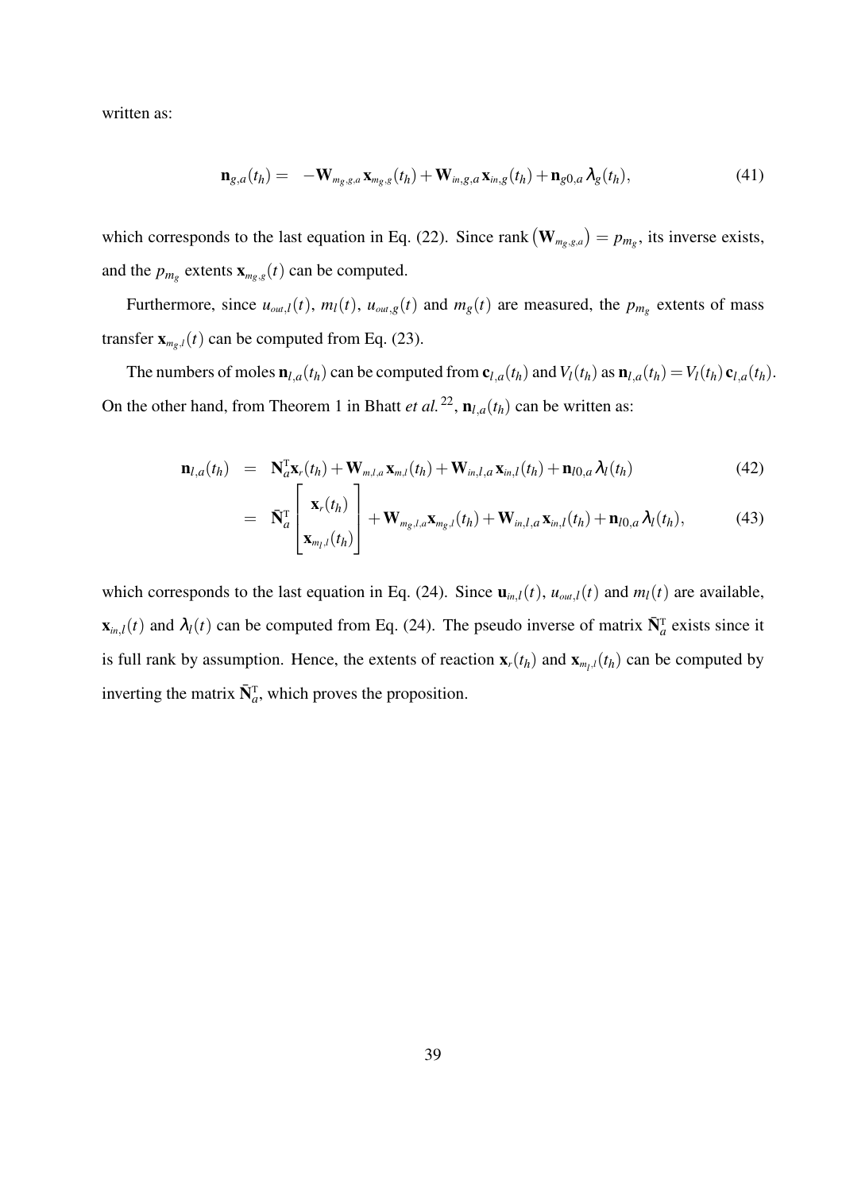written as:

$$\mathbf{n}_{g,a}(t_h) = -\mathbf{W}_{m_g,g,a}\,\mathbf{x}_{m_g,g}(t_h) + \mathbf{W}_{in,g,a}\,\mathbf{x}_{in,g}(t_h) + \mathbf{n}_{g0,a}\,\lambda_g(t_h), \tag{41}$$

which corresponds to the last equation in Eq. (22). Since rank $\left(\mathbf{W}_{m_g,g,a}\right) = p_{m_g}$, its inverse exists, and the $p_{m_g}$ extents $\mathbf{x}_{m_g,g}(t)$ can be computed.

Furthermore, since $u_{out,l}(t)$, $m_l(t)$, $u_{out,g}(t)$ and $m_g(t)$ are measured, the $p_{m_g}$ extents of mass transfer $\mathbf{x}_{m_g,l}(t)$ can be computed from Eq. (23).

The numbers of moles $\mathbf{n}_{l,a}(t_h)$ can be computed from $\mathbf{c}_{l,a}(t_h)$ and $V_l(t_h)$ as $\mathbf{n}_{l,a}(t_h) = V_l(t_h)\,\mathbf{c}_{l,a}(t_h)$. On the other hand, from Theorem 1 in Bhatt *et al.*[22], $\mathbf{n}_{l,a}(t_h)$ can be written as:

$$\begin{aligned}
\mathbf{n}_{l,a}(t_h) &= \mathbf{N}_a^{\mathrm{T}}\mathbf{x}_r(t_h) + \mathbf{W}_{m,l,a}\,\mathbf{x}_{m,l}(t_h) + \mathbf{W}_{in,l,a}\,\mathbf{x}_{in,l}(t_h) + \mathbf{n}_{l0,a}\,\lambda_l(t_h) && (42)\\
&= \bar{\mathbf{N}}_a^{\mathrm{T}} \begin{bmatrix} \mathbf{x}_r(t_h) \\ \mathbf{x}_{m_l,l}(t_h) \end{bmatrix} + \mathbf{W}_{m_g,l,a}\mathbf{x}_{m_g,l}(t_h) + \mathbf{W}_{in,l,a}\,\mathbf{x}_{in,l}(t_h) + \mathbf{n}_{l0,a}\,\lambda_l(t_h), && (43)
\end{aligned}$$

which corresponds to the last equation in Eq. (24). Since $\mathbf{u}_{in,l}(t)$, $u_{out,l}(t)$ and $m_l(t)$ are available, $\mathbf{x}_{in,l}(t)$ and $\lambda_l(t)$ can be computed from Eq. (24). The pseudo inverse of matrix $\bar{\mathbf{N}}_a^{\mathrm{T}}$ exists since it is full rank by assumption. Hence, the extents of reaction $\mathbf{x}_r(t_h)$ and $\mathbf{x}_{m_l,l}(t_h)$ can be computed by inverting the matrix $\bar{\mathbf{N}}_a^{\mathrm{T}}$, which proves the proposition.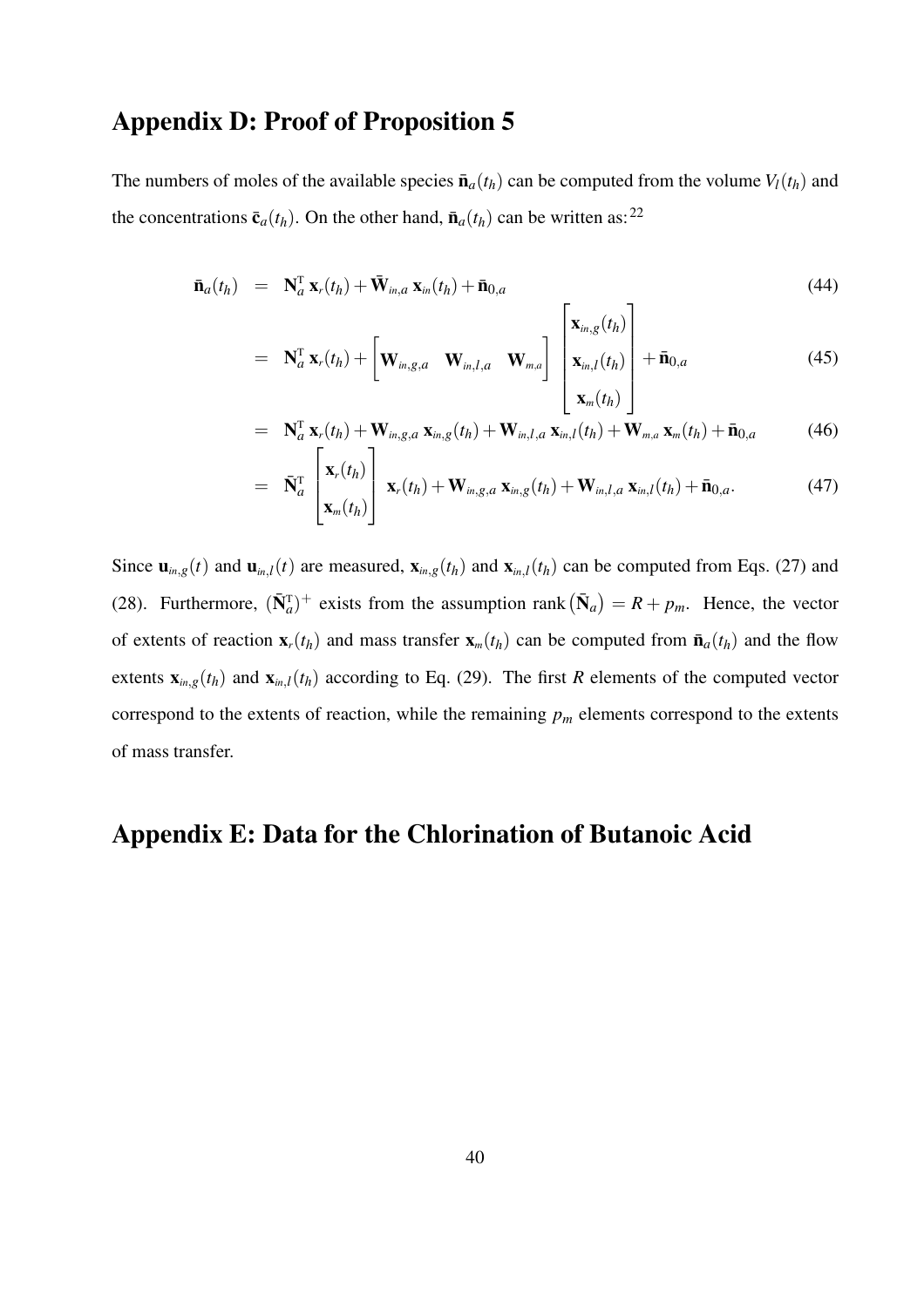## Appendix D: Proof of Proposition 5

The numbers of moles of the available species $\bar{\mathbf{n}}_a(t_h)$ can be computed from the volume $V_l(t_h)$ and the concentrations $\bar{\mathbf{c}}_a(t_h)$. On the other hand, $\bar{\mathbf{n}}_a(t_h)$ can be written as:[22]

$$
\begin{aligned}
\bar{\mathbf{n}}_a(t_h) &= \mathbf{N}_a^{\mathrm{T}}\,\mathbf{x}_r(t_h) + \bar{\mathbf{W}}_{in,a}\,\mathbf{x}_{in}(t_h) + \bar{\mathbf{n}}_{0,a} && (44)\\
&= \mathbf{N}_a^{\mathrm{T}}\,\mathbf{x}_r(t_h) + \begin{bmatrix} \mathbf{W}_{in,g,a} & \mathbf{W}_{in,l,a} & \mathbf{W}_{m,a} \end{bmatrix} \begin{bmatrix} \mathbf{x}_{in,g}(t_h) \\ \mathbf{x}_{in,l}(t_h) \\ \mathbf{x}_m(t_h) \end{bmatrix} + \bar{\mathbf{n}}_{0,a} && (45)\\
&= \mathbf{N}_a^{\mathrm{T}}\,\mathbf{x}_r(t_h) + \mathbf{W}_{in,g,a}\,\mathbf{x}_{in,g}(t_h) + \mathbf{W}_{in,l,a}\,\mathbf{x}_{in,l}(t_h) + \mathbf{W}_{m,a}\,\mathbf{x}_m(t_h) + \bar{\mathbf{n}}_{0,a} && (46)\\
&= \bar{\mathbf{N}}_a^{\mathrm{T}} \begin{bmatrix} \mathbf{x}_r(t_h) \\ \mathbf{x}_m(t_h) \end{bmatrix} \mathbf{x}_r(t_h) + \mathbf{W}_{in,g,a}\,\mathbf{x}_{in,g}(t_h) + \mathbf{W}_{in,l,a}\,\mathbf{x}_{in,l}(t_h) + \bar{\mathbf{n}}_{0,a}. && (47)
\end{aligned}
$$

Since $\mathbf{u}_{in,g}(t)$ and $\mathbf{u}_{in,l}(t)$ are measured, $\mathbf{x}_{in,g}(t_h)$ and $\mathbf{x}_{in,l}(t_h)$ can be computed from Eqs. (27) and (28). Furthermore, $(\bar{\mathbf{N}}_a^{\mathrm{T}})^{+}$ exists from the assumption $\operatorname{rank}(\bar{\mathbf{N}}_a) = R + p_m$. Hence, the vector of extents of reaction $\mathbf{x}_r(t_h)$ and mass transfer $\mathbf{x}_m(t_h)$ can be computed from $\bar{\mathbf{n}}_a(t_h)$ and the flow extents $\mathbf{x}_{in,g}(t_h)$ and $\mathbf{x}_{in,l}(t_h)$ according to Eq. (29). The first $R$ elements of the computed vector correspond to the extents of reaction, while the remaining $p_m$ elements correspond to the extents of mass transfer.

## Appendix E: Data for the Chlorination of Butanoic Acid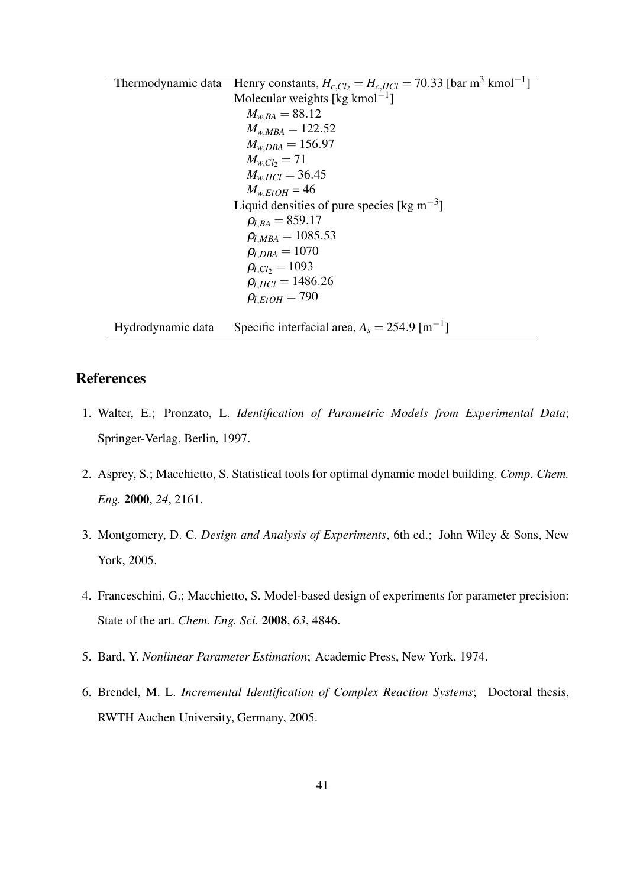| | |
|---|---|
| Thermodynamic data | Henry constants, $H_{c,Cl_2} = H_{c,HCl} = 70.33$ [bar m$^3$ kmol$^{-1}$] |
| | Molecular weights [kg kmol$^{-1}$] |
| | $M_{w,BA} = 88.12$ |
| | $M_{w,MBA} = 122.52$ |
| | $M_{w,DBA} = 156.97$ |
| | $M_{w,Cl_2} = 71$ |
| | $M_{w,HCl} = 36.45$ |
| | $M_{w,EtOH} = 46$ |
| | Liquid densities of pure species [kg m$^{-3}$] |
| | $\rho_{l,BA} = 859.17$ |
| | $\rho_{l,MBA} = 1085.53$ |
| | $\rho_{l,DBA} = 1070$ |
| | $\rho_{l,Cl_2} = 1093$ |
| | $\rho_{l,HCl} = 1486.26$ |
| | $\rho_{l,EtOH} = 790$ |
| Hydrodynamic data | Specific interfacial area, $A_s = 254.9$ [m$^{-1}$] |

## References

1. Walter, E.; Pronzato, L. *Identification of Parametric Models from Experimental Data*; Springer-Verlag, Berlin, 1997.

2. Asprey, S.; Macchietto, S. Statistical tools for optimal dynamic model building. *Comp. Chem. Eng.* **2000**, *24*, 2161.

3. Montgomery, D. C. *Design and Analysis of Experiments*, 6th ed.; John Wiley & Sons, New York, 2005.

4. Franceschini, G.; Macchietto, S. Model-based design of experiments for parameter precision: State of the art. *Chem. Eng. Sci.* **2008**, *63*, 4846.

5. Bard, Y. *Nonlinear Parameter Estimation*; Academic Press, New York, 1974.

6. Brendel, M. L. *Incremental Identification of Complex Reaction Systems*; Doctoral thesis, RWTH Aachen University, Germany, 2005.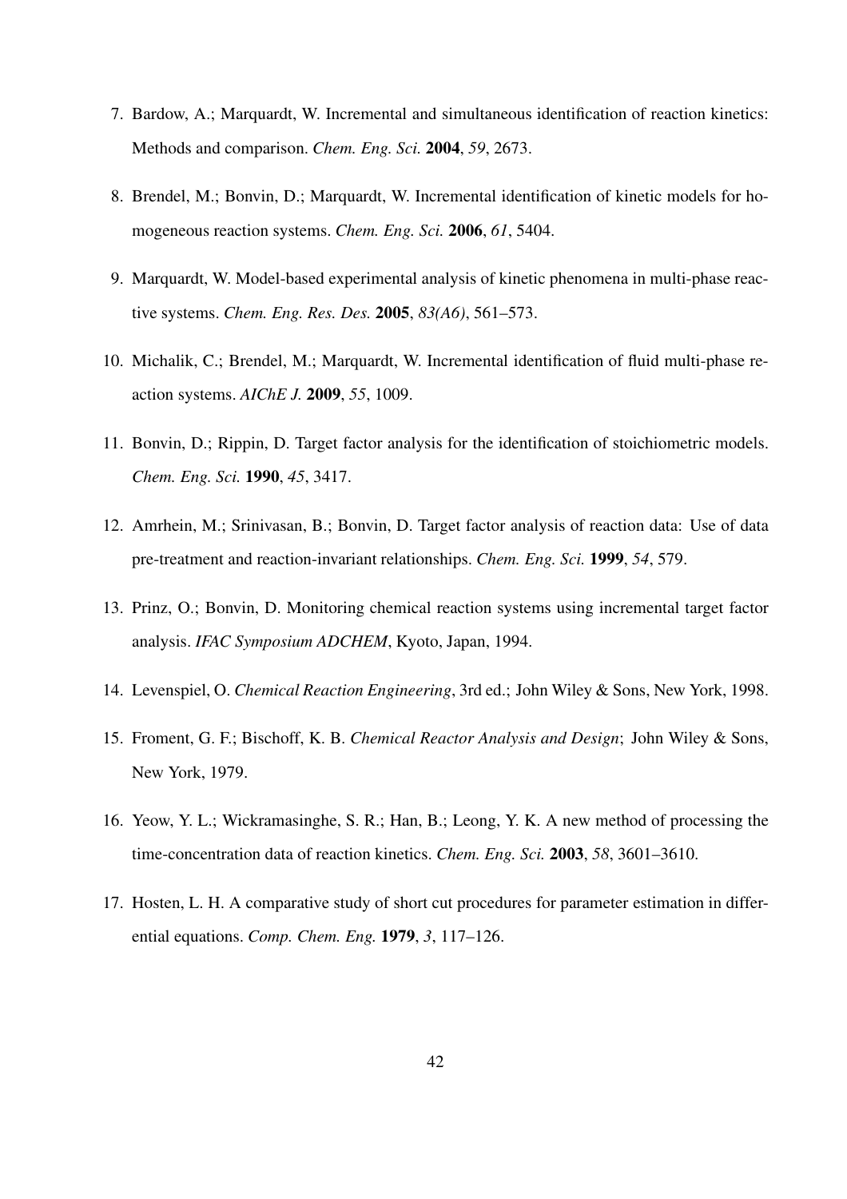7. Bardow, A.; Marquardt, W. Incremental and simultaneous identification of reaction kinetics: Methods and comparison. *Chem. Eng. Sci.* **2004**, *59*, 2673.

8. Brendel, M.; Bonvin, D.; Marquardt, W. Incremental identification of kinetic models for homogeneous reaction systems. *Chem. Eng. Sci.* **2006**, *61*, 5404.

9. Marquardt, W. Model-based experimental analysis of kinetic phenomena in multi-phase reactive systems. *Chem. Eng. Res. Des.* **2005**, *83(A6)*, 561–573.

10. Michalik, C.; Brendel, M.; Marquardt, W. Incremental identification of fluid multi-phase reaction systems. *AIChE J.* **2009**, *55*, 1009.

11. Bonvin, D.; Rippin, D. Target factor analysis for the identification of stoichiometric models. *Chem. Eng. Sci.* **1990**, *45*, 3417.

12. Amrhein, M.; Srinivasan, B.; Bonvin, D. Target factor analysis of reaction data: Use of data pre-treatment and reaction-invariant relationships. *Chem. Eng. Sci.* **1999**, *54*, 579.

13. Prinz, O.; Bonvin, D. Monitoring chemical reaction systems using incremental target factor analysis. *IFAC Symposium ADCHEM*, Kyoto, Japan, 1994.

14. Levenspiel, O. *Chemical Reaction Engineering*, 3rd ed.; John Wiley & Sons, New York, 1998.

15. Froment, G. F.; Bischoff, K. B. *Chemical Reactor Analysis and Design*; John Wiley & Sons, New York, 1979.

16. Yeow, Y. L.; Wickramasinghe, S. R.; Han, B.; Leong, Y. K. A new method of processing the time-concentration data of reaction kinetics. *Chem. Eng. Sci.* **2003**, *58*, 3601–3610.

17. Hosten, L. H. A comparative study of short cut procedures for parameter estimation in differential equations. *Comp. Chem. Eng.* **1979**, *3*, 117–126.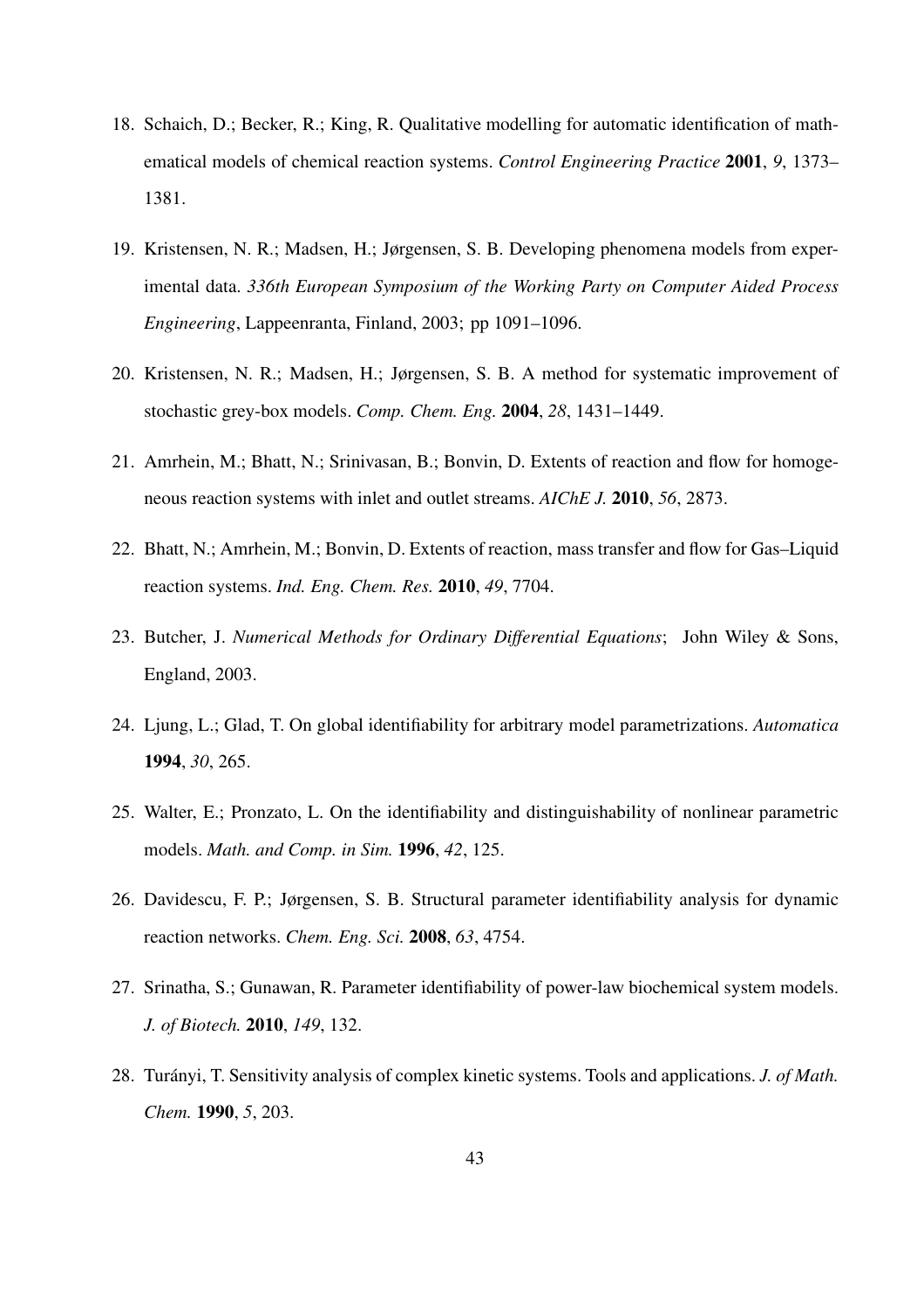18. Schaich, D.; Becker, R.; King, R. Qualitative modelling for automatic identification of mathematical models of chemical reaction systems. *Control Engineering Practice* **2001**, *9*, 1373–1381.

19. Kristensen, N. R.; Madsen, H.; Jørgensen, S. B. Developing phenomena models from experimental data. *336th European Symposium of the Working Party on Computer Aided Process Engineering*, Lappeenranta, Finland, 2003; pp 1091–1096.

20. Kristensen, N. R.; Madsen, H.; Jørgensen, S. B. A method for systematic improvement of stochastic grey-box models. *Comp. Chem. Eng.* **2004**, *28*, 1431–1449.

21. Amrhein, M.; Bhatt, N.; Srinivasan, B.; Bonvin, D. Extents of reaction and flow for homogeneous reaction systems with inlet and outlet streams. *AIChE J.* **2010**, *56*, 2873.

22. Bhatt, N.; Amrhein, M.; Bonvin, D. Extents of reaction, mass transfer and flow for Gas–Liquid reaction systems. *Ind. Eng. Chem. Res.* **2010**, *49*, 7704.

23. Butcher, J. *Numerical Methods for Ordinary Differential Equations*; John Wiley & Sons, England, 2003.

24. Ljung, L.; Glad, T. On global identifiability for arbitrary model parametrizations. *Automatica* **1994**, *30*, 265.

25. Walter, E.; Pronzato, L. On the identifiability and distinguishability of nonlinear parametric models. *Math. and Comp. in Sim.* **1996**, *42*, 125.

26. Davidescu, F. P.; Jørgensen, S. B. Structural parameter identifiability analysis for dynamic reaction networks. *Chem. Eng. Sci.* **2008**, *63*, 4754.

27. Srinatha, S.; Gunawan, R. Parameter identifiability of power-law biochemical system models. *J. of Biotech.* **2010**, *149*, 132.

28. Turányi, T. Sensitivity analysis of complex kinetic systems. Tools and applications. *J. of Math. Chem.* **1990**, *5*, 203.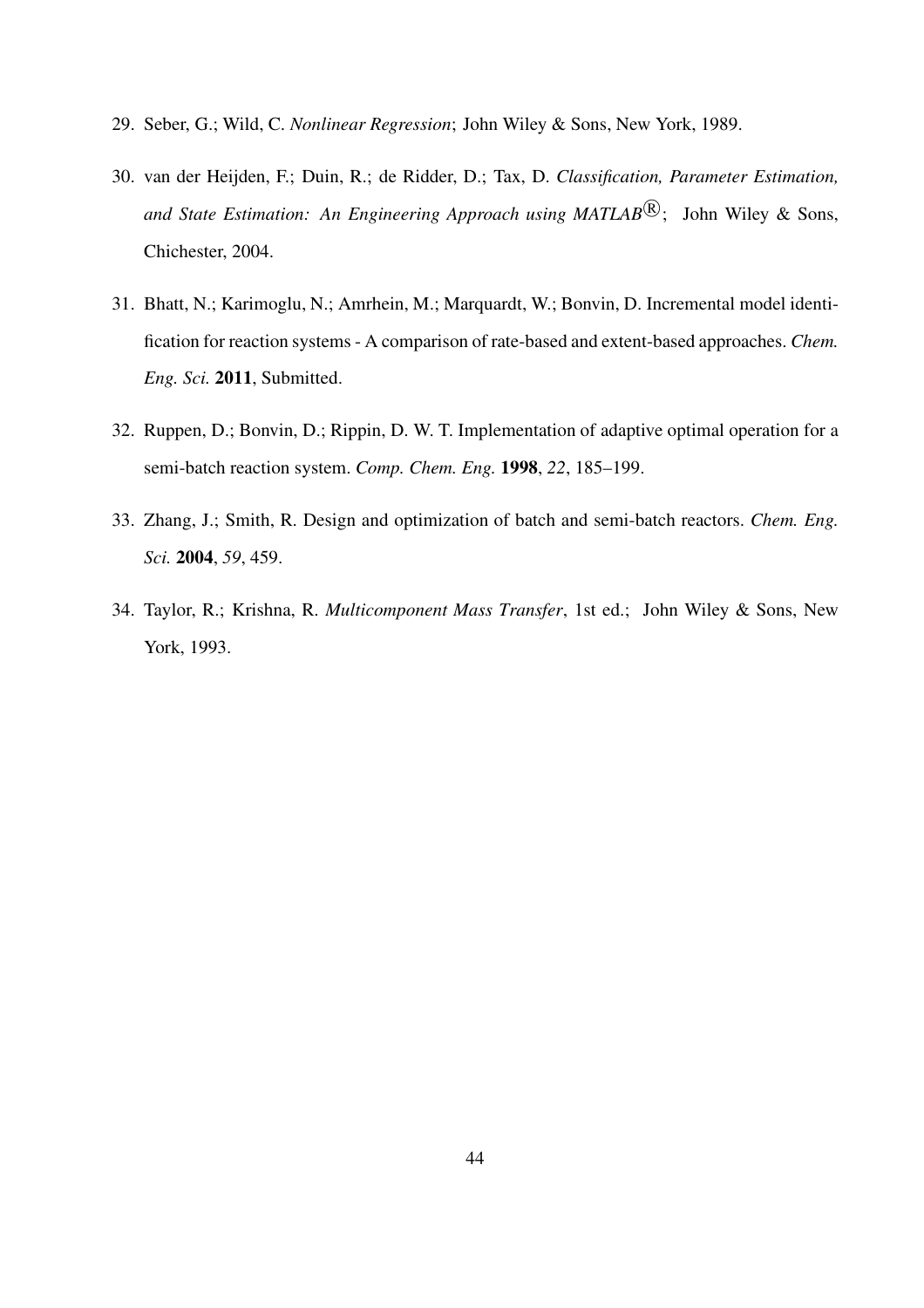29. Seber, G.; Wild, C. *Nonlinear Regression*; John Wiley & Sons, New York, 1989.

30. van der Heijden, F.; Duin, R.; de Ridder, D.; Tax, D. *Classification, Parameter Estimation, and State Estimation: An Engineering Approach using MATLAB®*; John Wiley & Sons, Chichester, 2004.

31. Bhatt, N.; Karimoglu, N.; Amrhein, M.; Marquardt, W.; Bonvin, D. Incremental model identification for reaction systems - A comparison of rate-based and extent-based approaches. *Chem. Eng. Sci.* **2011**, Submitted.

32. Ruppen, D.; Bonvin, D.; Rippin, D. W. T. Implementation of adaptive optimal operation for a semi-batch reaction system. *Comp. Chem. Eng.* **1998**, *22*, 185–199.

33. Zhang, J.; Smith, R. Design and optimization of batch and semi-batch reactors. *Chem. Eng. Sci.* **2004**, *59*, 459.

34. Taylor, R.; Krishna, R. *Multicomponent Mass Transfer*, 1st ed.; John Wiley & Sons, New York, 1993.